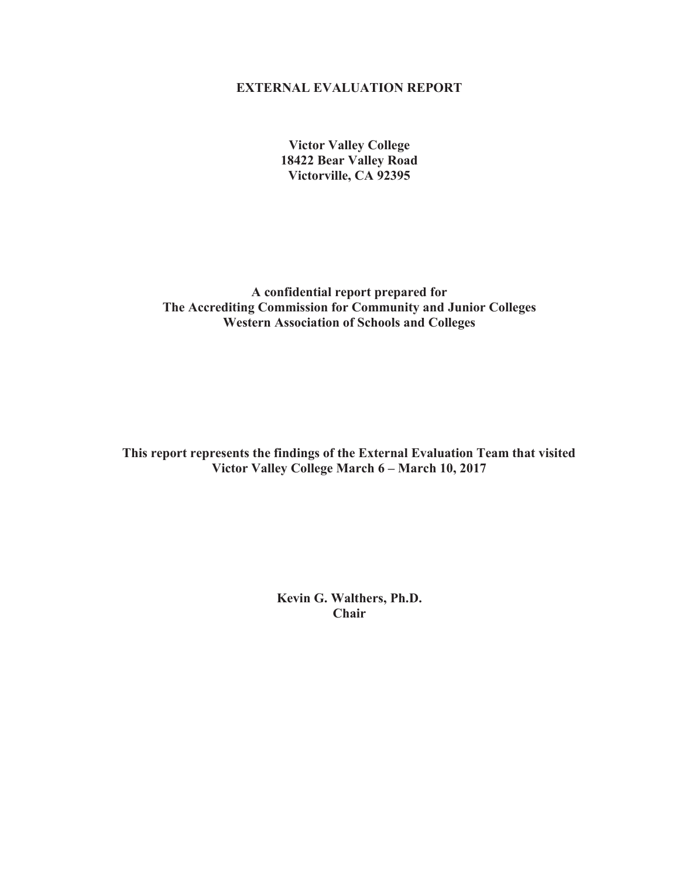# EXTERNAL EVALUATION REPORT

**Victor Valley College**
**18422 Bear Valley Road**
**Victorville, CA 92395**

**A confidential report prepared for**
**The Accrediting Commission for Community and Junior Colleges**
**Western Association of Schools and Colleges**

**This report represents the findings of the External Evaluation Team that visited**
**Victor Valley College March 6 – March 10, 2017**

**Kevin G. Walthers, Ph.D.**
**Chair**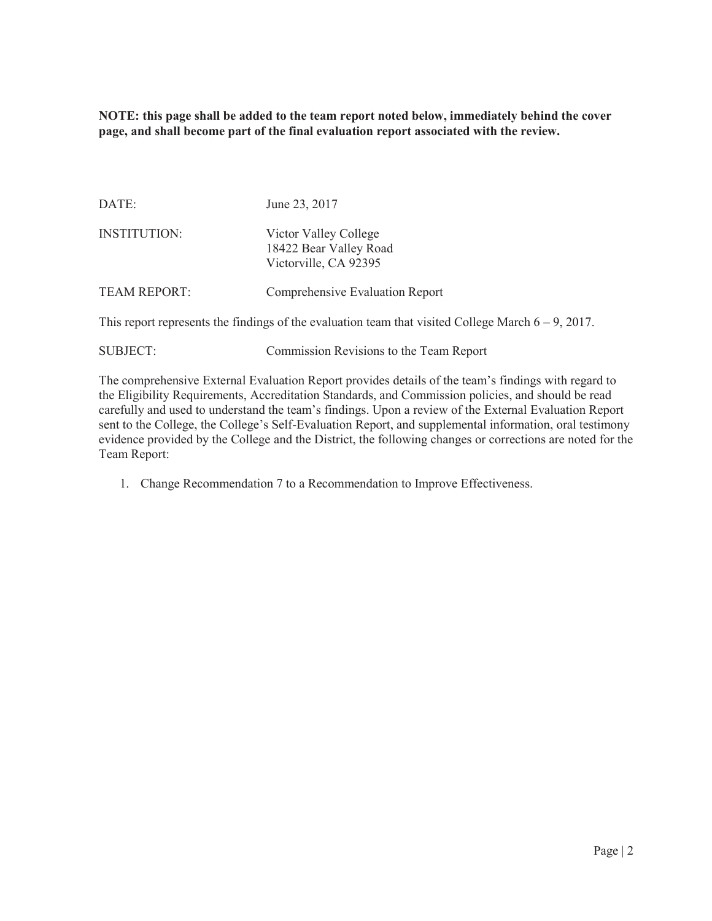**NOTE: this page shall be added to the team report noted below, immediately behind the cover page, and shall become part of the final evaluation report associated with the review.**

DATE: June 23, 2017

INSTITUTION: Victor Valley College
18422 Bear Valley Road
Victorville, CA 92395

TEAM REPORT: Comprehensive Evaluation Report

This report represents the findings of the evaluation team that visited College March 6 – 9, 2017.

SUBJECT: Commission Revisions to the Team Report

The comprehensive External Evaluation Report provides details of the team's findings with regard to the Eligibility Requirements, Accreditation Standards, and Commission policies, and should be read carefully and used to understand the team's findings. Upon a review of the External Evaluation Report sent to the College, the College's Self-Evaluation Report, and supplemental information, oral testimony evidence provided by the College and the District, the following changes or corrections are noted for the Team Report:

1. Change Recommendation 7 to a Recommendation to Improve Effectiveness.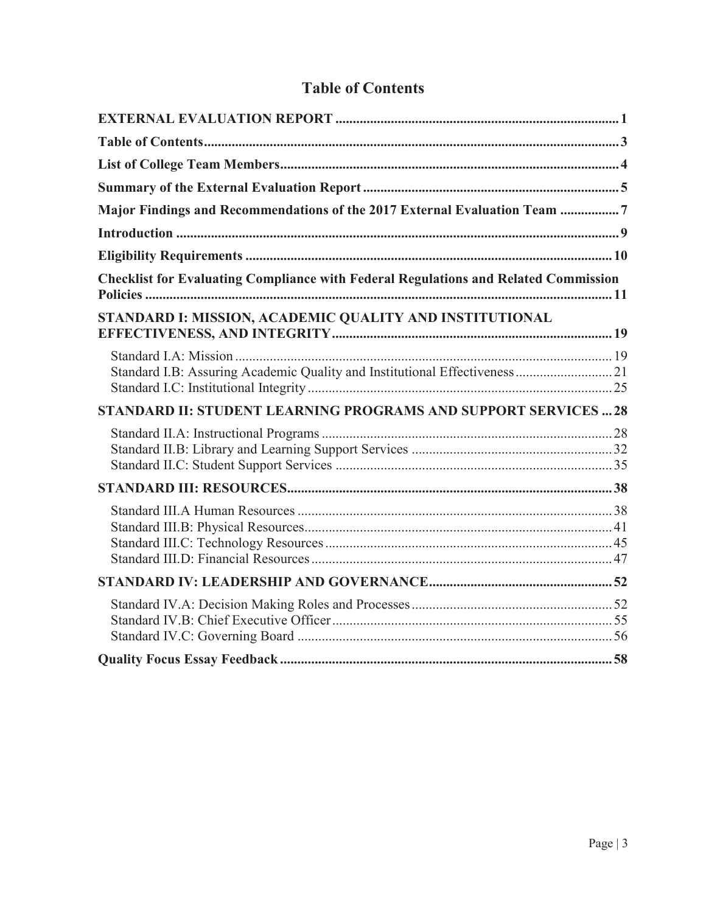# Table of Contents

| | |
|---|---|
| **EXTERNAL EVALUATION REPORT** | **1** |
| **Table of Contents** | **3** |
| **List of College Team Members** | **4** |
| **Summary of the External Evaluation Report** | **5** |
| **Major Findings and Recommendations of the 2017 External Evaluation Team** | **7** |
| **Introduction** | **9** |
| **Eligibility Requirements** | **10** |
| **Checklist for Evaluating Compliance with Federal Regulations and Related Commission Policies** | **11** |
| **STANDARD I: MISSION, ACADEMIC QUALITY AND INSTITUTIONAL EFFECTIVENESS, AND INTEGRITY** | **19** |
| Standard I.A: Mission | 19 |
| Standard I.B: Assuring Academic Quality and Institutional Effectiveness | 21 |
| Standard I.C: Institutional Integrity | 25 |
| **STANDARD II: STUDENT LEARNING PROGRAMS AND SUPPORT SERVICES** | **28** |
| Standard II.A: Instructional Programs | 28 |
| Standard II.B: Library and Learning Support Services | 32 |
| Standard II.C: Student Support Services | 35 |
| **STANDARD III: RESOURCES** | **38** |
| Standard III.A Human Resources | 38 |
| Standard III.B: Physical Resources | 41 |
| Standard III.C: Technology Resources | 45 |
| Standard III.D: Financial Resources | 47 |
| **STANDARD IV: LEADERSHIP AND GOVERNANCE** | **52** |
| Standard IV.A: Decision Making Roles and Processes | 52 |
| Standard IV.B: Chief Executive Officer | 55 |
| Standard IV.C: Governing Board | 56 |
| **Quality Focus Essay Feedback** | **58** |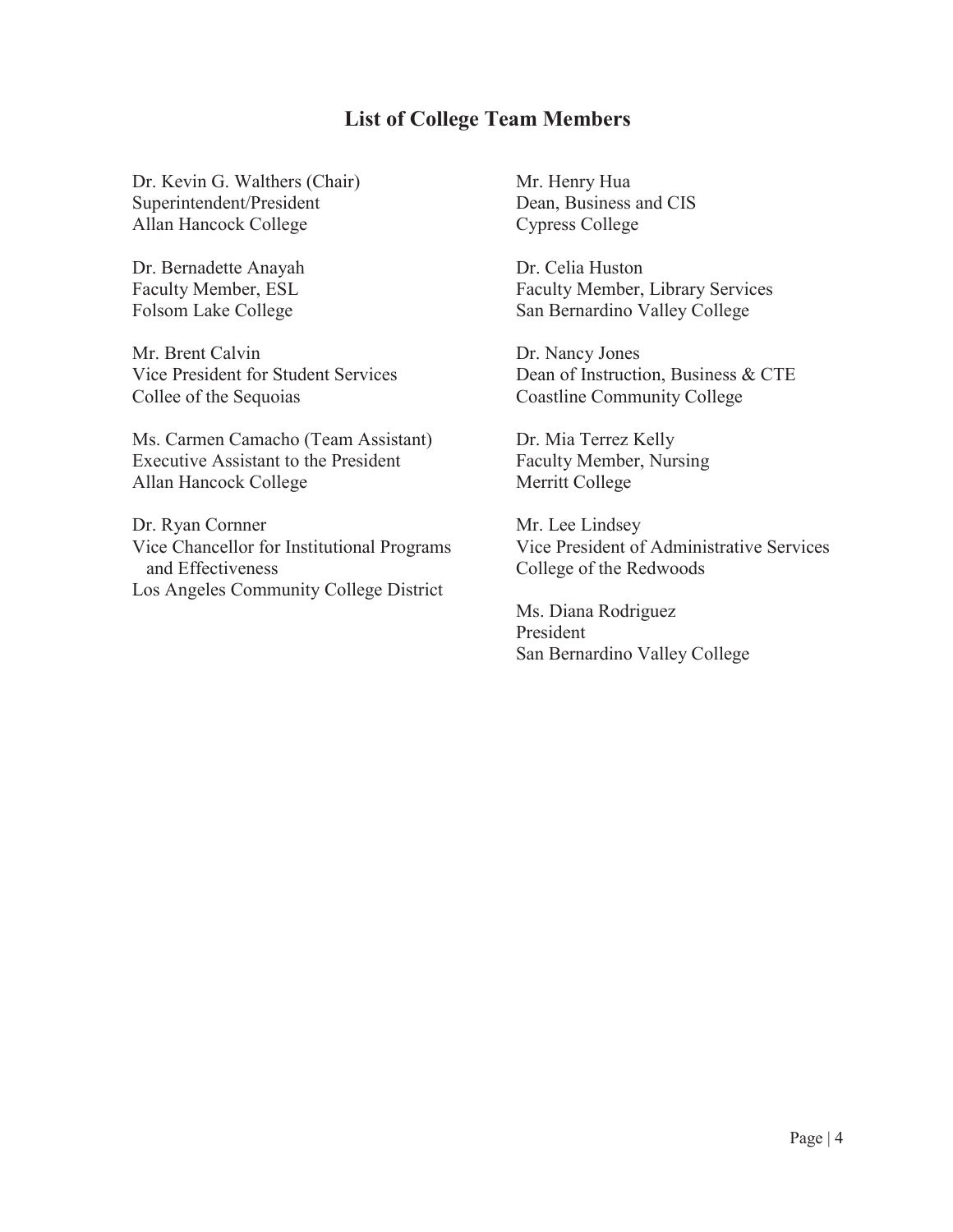## List of College Team Members

Dr. Kevin G. Walthers (Chair)
Superintendent/President
Allan Hancock College

Dr. Bernadette Anayah
Faculty Member, ESL
Folsom Lake College

Mr. Brent Calvin
Vice President for Student Services
Collee of the Sequoias

Ms. Carmen Camacho (Team Assistant)
Executive Assistant to the President
Allan Hancock College

Dr. Ryan Cornner
Vice Chancellor for Institutional Programs and Effectiveness
Los Angeles Community College District

Mr. Henry Hua
Dean, Business and CIS
Cypress College

Dr. Celia Huston
Faculty Member, Library Services
San Bernardino Valley College

Dr. Nancy Jones
Dean of Instruction, Business & CTE
Coastline Community College

Dr. Mia Terrez Kelly
Faculty Member, Nursing
Merritt College

Mr. Lee Lindsey
Vice President of Administrative Services
College of the Redwoods

Ms. Diana Rodriguez
President
San Bernardino Valley College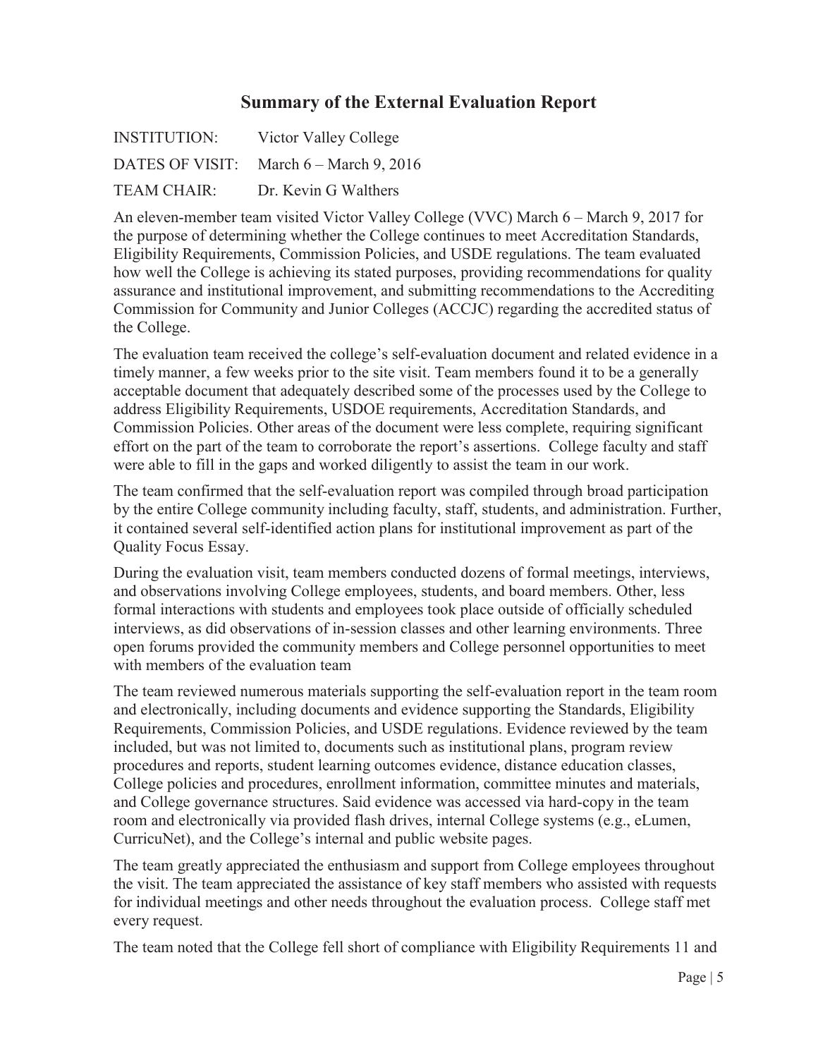## Summary of the External Evaluation Report

INSTITUTION: Victor Valley College

DATES OF VISIT: March 6 – March 9, 2016

TEAM CHAIR: Dr. Kevin G Walthers

An eleven-member team visited Victor Valley College (VVC) March 6 – March 9, 2017 for the purpose of determining whether the College continues to meet Accreditation Standards, Eligibility Requirements, Commission Policies, and USDE regulations. The team evaluated how well the College is achieving its stated purposes, providing recommendations for quality assurance and institutional improvement, and submitting recommendations to the Accrediting Commission for Community and Junior Colleges (ACCJC) regarding the accredited status of the College.

The evaluation team received the college's self-evaluation document and related evidence in a timely manner, a few weeks prior to the site visit. Team members found it to be a generally acceptable document that adequately described some of the processes used by the College to address Eligibility Requirements, USDOE requirements, Accreditation Standards, and Commission Policies. Other areas of the document were less complete, requiring significant effort on the part of the team to corroborate the report's assertions. College faculty and staff were able to fill in the gaps and worked diligently to assist the team in our work.

The team confirmed that the self-evaluation report was compiled through broad participation by the entire College community including faculty, staff, students, and administration. Further, it contained several self-identified action plans for institutional improvement as part of the Quality Focus Essay.

During the evaluation visit, team members conducted dozens of formal meetings, interviews, and observations involving College employees, students, and board members. Other, less formal interactions with students and employees took place outside of officially scheduled interviews, as did observations of in-session classes and other learning environments. Three open forums provided the community members and College personnel opportunities to meet with members of the evaluation team

The team reviewed numerous materials supporting the self-evaluation report in the team room and electronically, including documents and evidence supporting the Standards, Eligibility Requirements, Commission Policies, and USDE regulations. Evidence reviewed by the team included, but was not limited to, documents such as institutional plans, program review procedures and reports, student learning outcomes evidence, distance education classes, College policies and procedures, enrollment information, committee minutes and materials, and College governance structures. Said evidence was accessed via hard-copy in the team room and electronically via provided flash drives, internal College systems (e.g., eLumen, CurricuNet), and the College's internal and public website pages.

The team greatly appreciated the enthusiasm and support from College employees throughout the visit. The team appreciated the assistance of key staff members who assisted with requests for individual meetings and other needs throughout the evaluation process. College staff met every request.

The team noted that the College fell short of compliance with Eligibility Requirements 11 and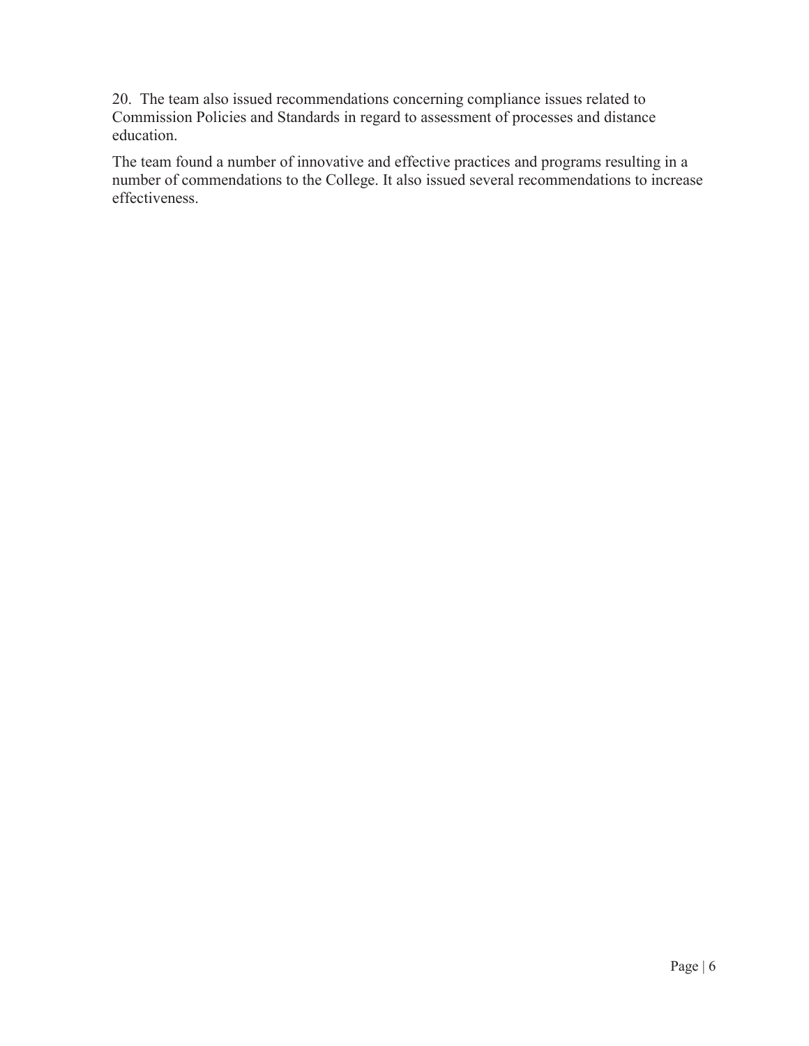20. The team also issued recommendations concerning compliance issues related to Commission Policies and Standards in regard to assessment of processes and distance education.

The team found a number of innovative and effective practices and programs resulting in a number of commendations to the College. It also issued several recommendations to increase effectiveness.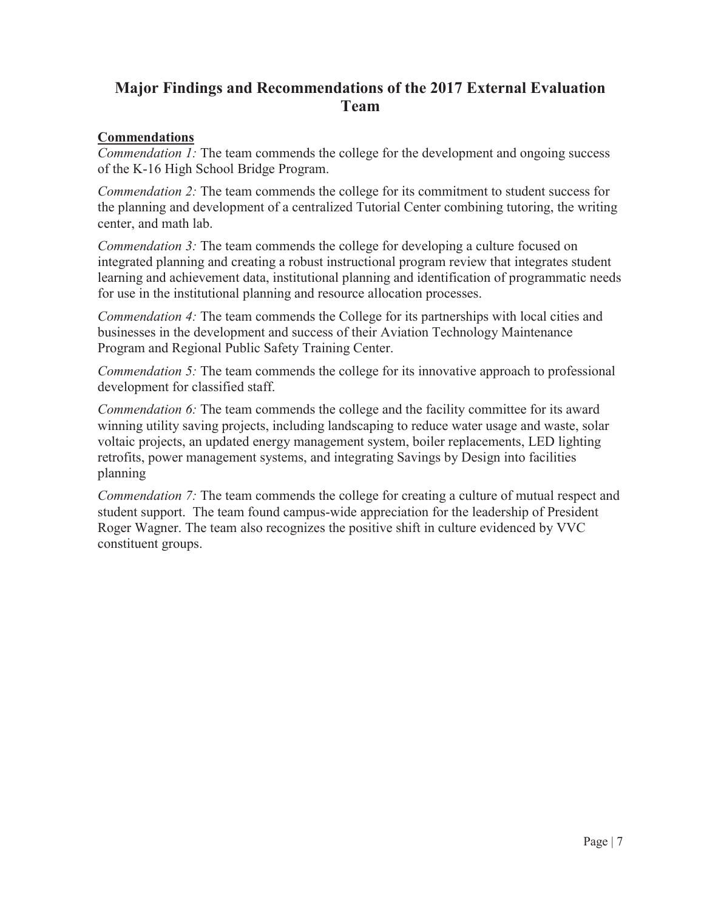## Major Findings and Recommendations of the 2017 External Evaluation Team

**Commendations**

*Commendation 1:* The team commends the college for the development and ongoing success of the K-16 High School Bridge Program.

*Commendation 2:* The team commends the college for its commitment to student success for the planning and development of a centralized Tutorial Center combining tutoring, the writing center, and math lab.

*Commendation 3:* The team commends the college for developing a culture focused on integrated planning and creating a robust instructional program review that integrates student learning and achievement data, institutional planning and identification of programmatic needs for use in the institutional planning and resource allocation processes.

*Commendation 4:* The team commends the College for its partnerships with local cities and businesses in the development and success of their Aviation Technology Maintenance Program and Regional Public Safety Training Center.

*Commendation 5:* The team commends the college for its innovative approach to professional development for classified staff.

*Commendation 6:* The team commends the college and the facility committee for its award winning utility saving projects, including landscaping to reduce water usage and waste, solar voltaic projects, an updated energy management system, boiler replacements, LED lighting retrofits, power management systems, and integrating Savings by Design into facilities planning

*Commendation 7:* The team commends the college for creating a culture of mutual respect and student support. The team found campus-wide appreciation for the leadership of President Roger Wagner. The team also recognizes the positive shift in culture evidenced by VVC constituent groups.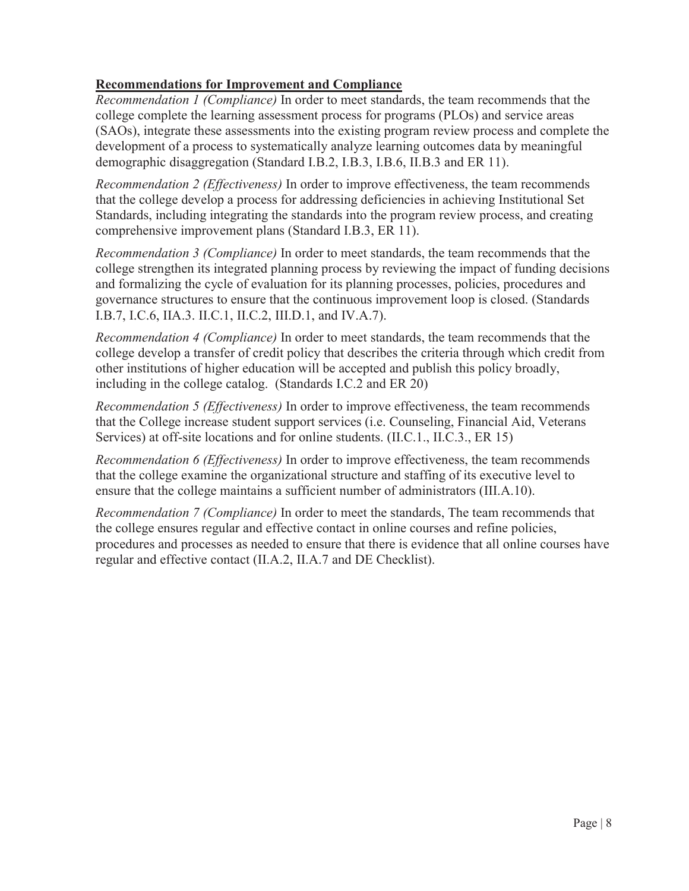**Recommendations for Improvement and Compliance**

*Recommendation 1 (Compliance)* In order to meet standards, the team recommends that the college complete the learning assessment process for programs (PLOs) and service areas (SAOs), integrate these assessments into the existing program review process and complete the development of a process to systematically analyze learning outcomes data by meaningful demographic disaggregation (Standard I.B.2, I.B.3, I.B.6, II.B.3 and ER 11).

*Recommendation 2 (Effectiveness)* In order to improve effectiveness, the team recommends that the college develop a process for addressing deficiencies in achieving Institutional Set Standards, including integrating the standards into the program review process, and creating comprehensive improvement plans (Standard I.B.3, ER 11).

*Recommendation 3 (Compliance)* In order to meet standards, the team recommends that the college strengthen its integrated planning process by reviewing the impact of funding decisions and formalizing the cycle of evaluation for its planning processes, policies, procedures and governance structures to ensure that the continuous improvement loop is closed. (Standards I.B.7, I.C.6, IIA.3. II.C.1, II.C.2, III.D.1, and IV.A.7).

*Recommendation 4 (Compliance)* In order to meet standards, the team recommends that the college develop a transfer of credit policy that describes the criteria through which credit from other institutions of higher education will be accepted and publish this policy broadly, including in the college catalog. (Standards I.C.2 and ER 20)

*Recommendation 5 (Effectiveness)* In order to improve effectiveness, the team recommends that the College increase student support services (i.e. Counseling, Financial Aid, Veterans Services) at off-site locations and for online students. (II.C.1., II.C.3., ER 15)

*Recommendation 6 (Effectiveness)* In order to improve effectiveness, the team recommends that the college examine the organizational structure and staffing of its executive level to ensure that the college maintains a sufficient number of administrators (III.A.10).

*Recommendation 7 (Compliance)* In order to meet the standards, The team recommends that the college ensures regular and effective contact in online courses and refine policies, procedures and processes as needed to ensure that there is evidence that all online courses have regular and effective contact (II.A.2, II.A.7 and DE Checklist).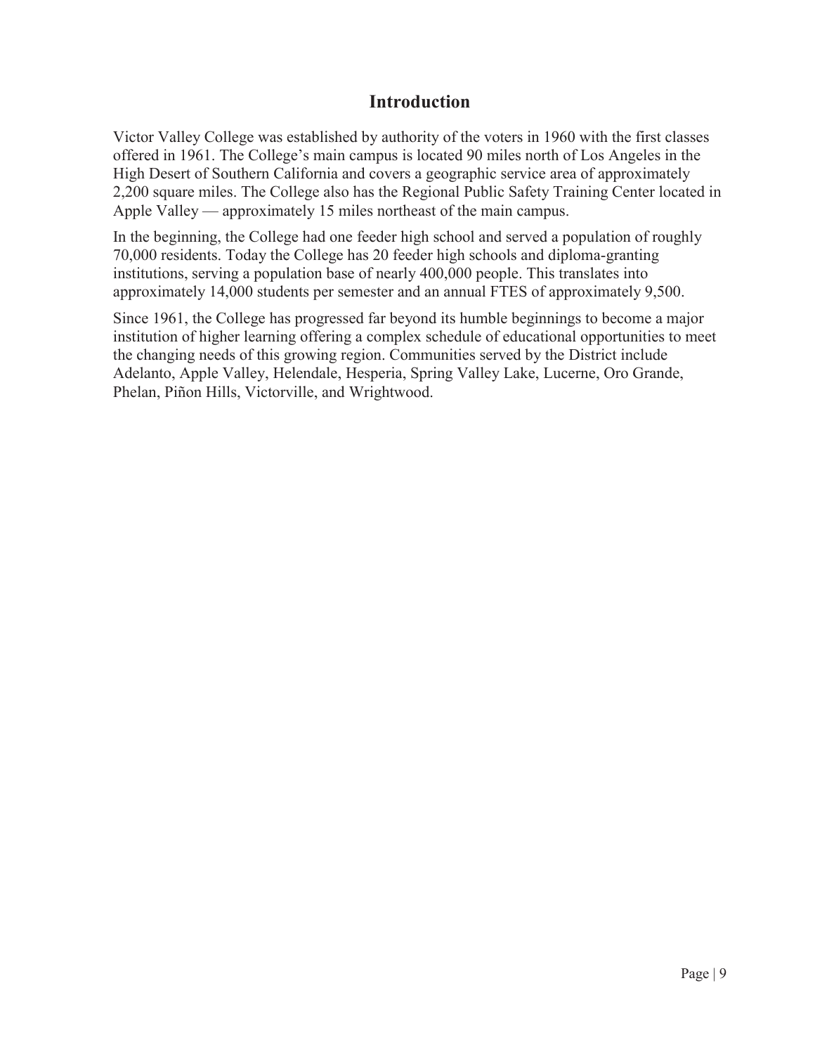# Introduction

Victor Valley College was established by authority of the voters in 1960 with the first classes offered in 1961. The College's main campus is located 90 miles north of Los Angeles in the High Desert of Southern California and covers a geographic service area of approximately 2,200 square miles. The College also has the Regional Public Safety Training Center located in Apple Valley — approximately 15 miles northeast of the main campus.

In the beginning, the College had one feeder high school and served a population of roughly 70,000 residents. Today the College has 20 feeder high schools and diploma-granting institutions, serving a population base of nearly 400,000 people. This translates into approximately 14,000 students per semester and an annual FTES of approximately 9,500.

Since 1961, the College has progressed far beyond its humble beginnings to become a major institution of higher learning offering a complex schedule of educational opportunities to meet the changing needs of this growing region. Communities served by the District include Adelanto, Apple Valley, Helendale, Hesperia, Spring Valley Lake, Lucerne, Oro Grande, Phelan, Piñon Hills, Victorville, and Wrightwood.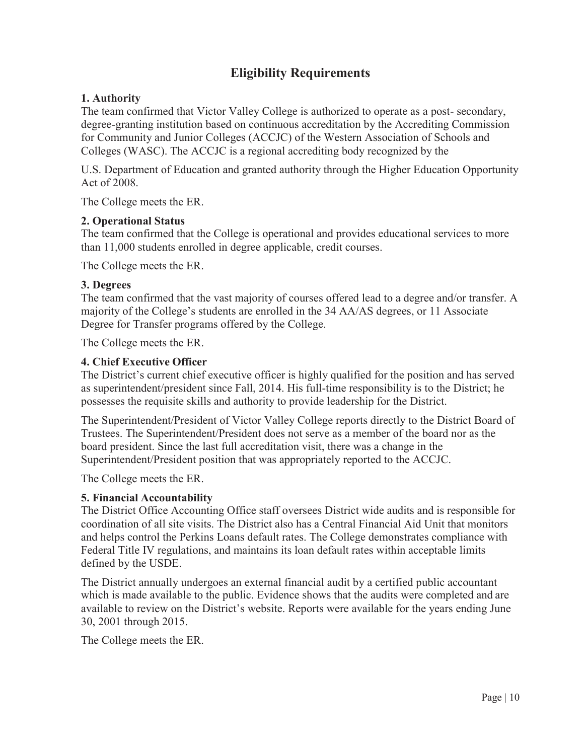# Eligibility Requirements

**1. Authority**
The team confirmed that Victor Valley College is authorized to operate as a post- secondary, degree-granting institution based on continuous accreditation by the Accrediting Commission for Community and Junior Colleges (ACCJC) of the Western Association of Schools and Colleges (WASC). The ACCJC is a regional accrediting body recognized by the

U.S. Department of Education and granted authority through the Higher Education Opportunity Act of 2008.

The College meets the ER.

**2. Operational Status**
The team confirmed that the College is operational and provides educational services to more than 11,000 students enrolled in degree applicable, credit courses.

The College meets the ER.

**3. Degrees**
The team confirmed that the vast majority of courses offered lead to a degree and/or transfer. A majority of the College's students are enrolled in the 34 AA/AS degrees, or 11 Associate Degree for Transfer programs offered by the College.

The College meets the ER.

**4. Chief Executive Officer**
The District's current chief executive officer is highly qualified for the position and has served as superintendent/president since Fall, 2014. His full-time responsibility is to the District; he possesses the requisite skills and authority to provide leadership for the District.

The Superintendent/President of Victor Valley College reports directly to the District Board of Trustees. The Superintendent/President does not serve as a member of the board nor as the board president. Since the last full accreditation visit, there was a change in the Superintendent/President position that was appropriately reported to the ACCJC.

The College meets the ER.

**5. Financial Accountability**
The District Office Accounting Office staff oversees District wide audits and is responsible for coordination of all site visits. The District also has a Central Financial Aid Unit that monitors and helps control the Perkins Loans default rates. The College demonstrates compliance with Federal Title IV regulations, and maintains its loan default rates within acceptable limits defined by the USDE.

The District annually undergoes an external financial audit by a certified public accountant which is made available to the public. Evidence shows that the audits were completed and are available to review on the District's website. Reports were available for the years ending June 30, 2001 through 2015.

The College meets the ER.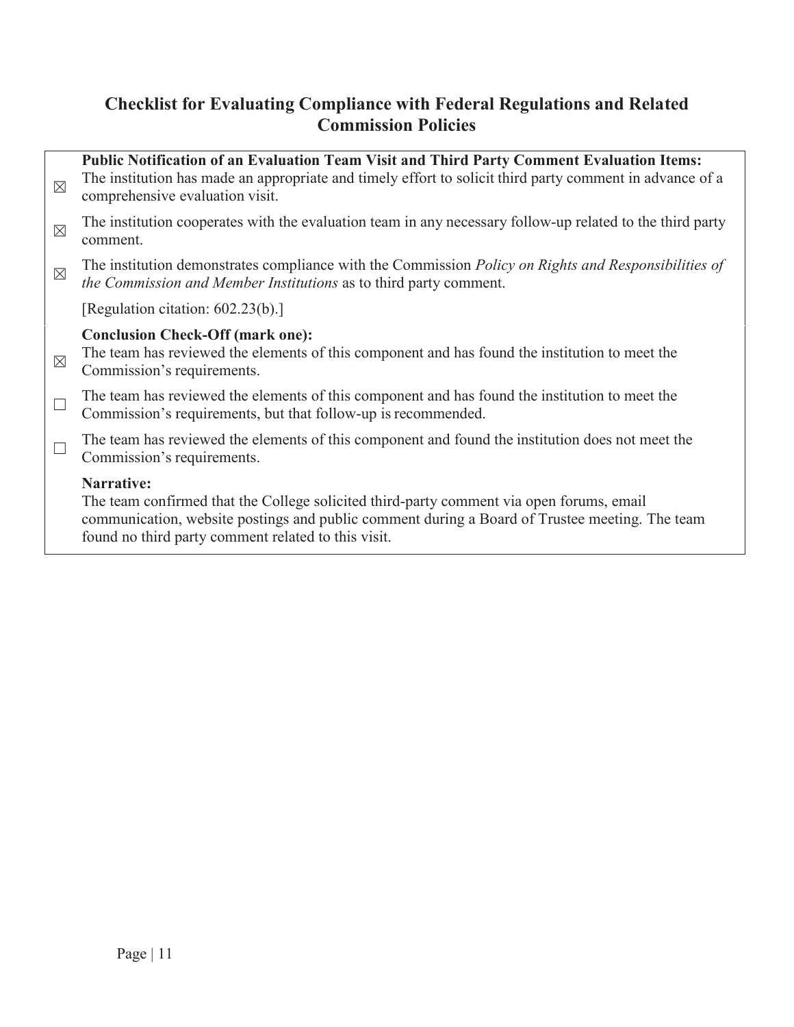## Checklist for Evaluating Compliance with Federal Regulations and Related Commission Policies

**Public Notification of an Evaluation Team Visit and Third Party Comment Evaluation Items:**

☒ The institution has made an appropriate and timely effort to solicit third party comment in advance of a comprehensive evaluation visit.

☒ The institution cooperates with the evaluation team in any necessary follow-up related to the third party comment.

☒ The institution demonstrates compliance with the Commission *Policy on Rights and Responsibilities of the Commission and Member Institutions* as to third party comment.

[Regulation citation: 602.23(b).]

**Conclusion Check-Off (mark one):**

☒ The team has reviewed the elements of this component and has found the institution to meet the Commission's requirements.

☐ The team has reviewed the elements of this component and has found the institution to meet the Commission's requirements, but that follow-up is recommended.

☐ The team has reviewed the elements of this component and found the institution does not meet the Commission's requirements.

**Narrative:**

The team confirmed that the College solicited third-party comment via open forums, email communication, website postings and public comment during a Board of Trustee meeting. The team found no third party comment related to this visit.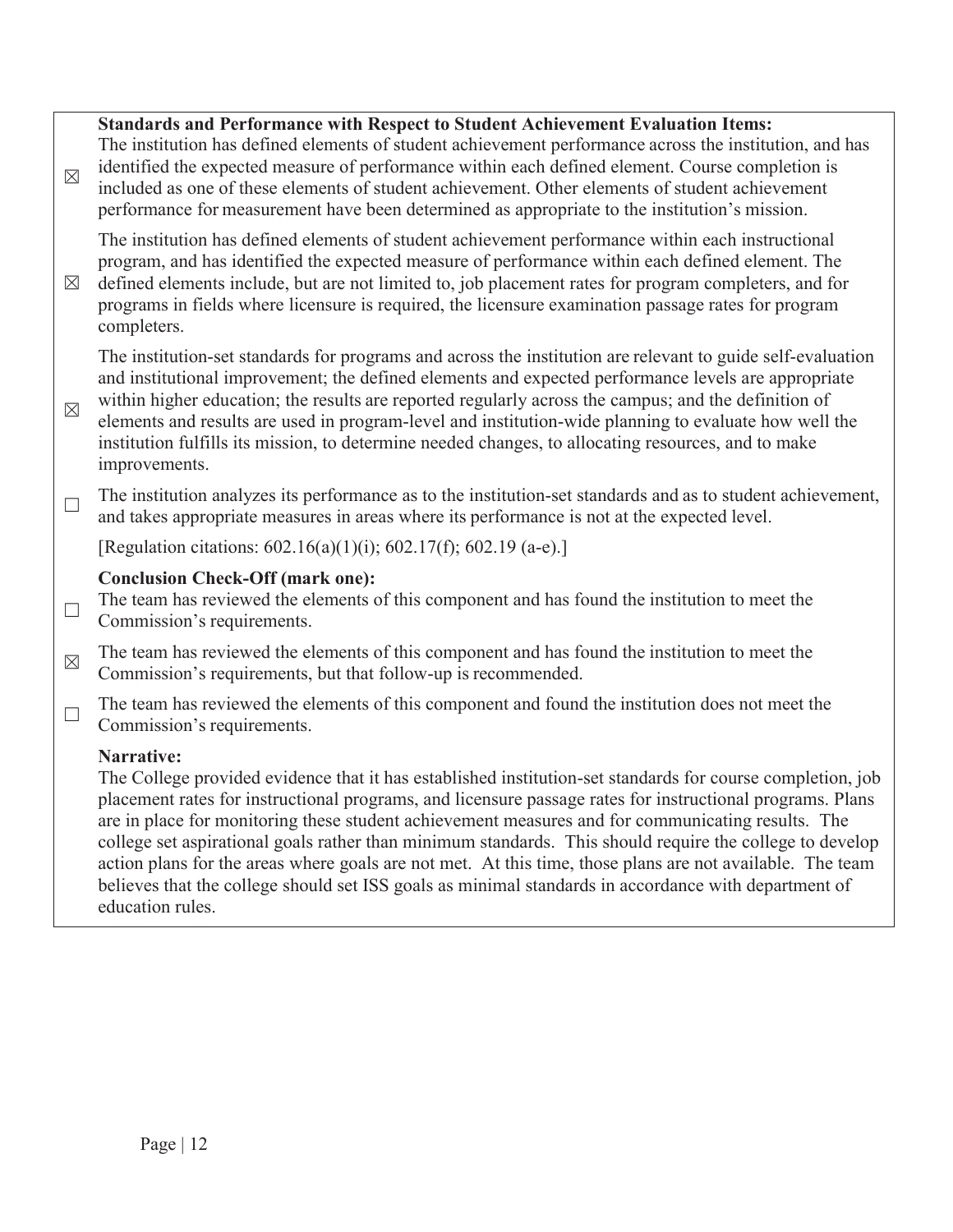**Standards and Performance with Respect to Student Achievement Evaluation Items:**

☒ The institution has defined elements of student achievement performance across the institution, and has identified the expected measure of performance within each defined element. Course completion is included as one of these elements of student achievement. Other elements of student achievement performance for measurement have been determined as appropriate to the institution's mission.

☒ The institution has defined elements of student achievement performance within each instructional program, and has identified the expected measure of performance within each defined element. The defined elements include, but are not limited to, job placement rates for program completers, and for programs in fields where licensure is required, the licensure examination passage rates for program completers.

☒ The institution-set standards for programs and across the institution are relevant to guide self-evaluation and institutional improvement; the defined elements and expected performance levels are appropriate within higher education; the results are reported regularly across the campus; and the definition of elements and results are used in program-level and institution-wide planning to evaluate how well the institution fulfills its mission, to determine needed changes, to allocating resources, and to make improvements.

☐ The institution analyzes its performance as to the institution-set standards and as to student achievement, and takes appropriate measures in areas where its performance is not at the expected level.

[Regulation citations: 602.16(a)(1)(i); 602.17(f); 602.19 (a-e).]

**Conclusion Check-Off (mark one):**

☐ The team has reviewed the elements of this component and has found the institution to meet the Commission's requirements.

☒ The team has reviewed the elements of this component and has found the institution to meet the Commission's requirements, but that follow-up is recommended.

☐ The team has reviewed the elements of this component and found the institution does not meet the Commission's requirements.

**Narrative:**

The College provided evidence that it has established institution-set standards for course completion, job placement rates for instructional programs, and licensure passage rates for instructional programs. Plans are in place for monitoring these student achievement measures and for communicating results. The college set aspirational goals rather than minimum standards. This should require the college to develop action plans for the areas where goals are not met. At this time, those plans are not available. The team believes that the college should set ISS goals as minimal standards in accordance with department of education rules.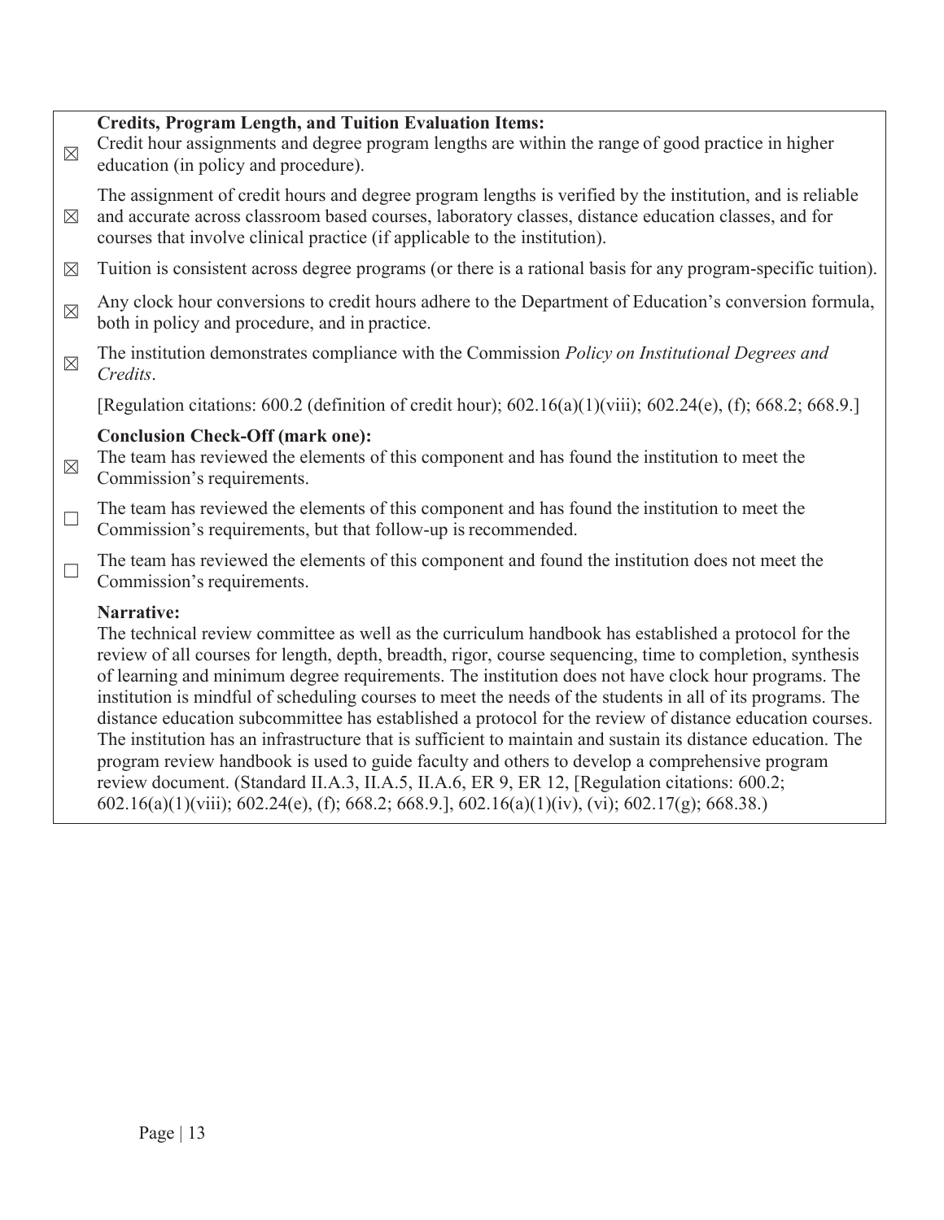**Credits, Program Length, and Tuition Evaluation Items:**

☒ Credit hour assignments and degree program lengths are within the range of good practice in higher education (in policy and procedure).

☒ The assignment of credit hours and degree program lengths is verified by the institution, and is reliable and accurate across classroom based courses, laboratory classes, distance education classes, and for courses that involve clinical practice (if applicable to the institution).

☒ Tuition is consistent across degree programs (or there is a rational basis for any program-specific tuition).

☒ Any clock hour conversions to credit hours adhere to the Department of Education's conversion formula, both in policy and procedure, and in practice.

☒ The institution demonstrates compliance with the Commission *Policy on Institutional Degrees and Credits*.

[Regulation citations: 600.2 (definition of credit hour); 602.16(a)(1)(viii); 602.24(e), (f); 668.2; 668.9.]

**Conclusion Check-Off (mark one):**

☒ The team has reviewed the elements of this component and has found the institution to meet the Commission's requirements.

☐ The team has reviewed the elements of this component and has found the institution to meet the Commission's requirements, but that follow-up is recommended.

☐ The team has reviewed the elements of this component and found the institution does not meet the Commission's requirements.

**Narrative:**

The technical review committee as well as the curriculum handbook has established a protocol for the review of all courses for length, depth, breadth, rigor, course sequencing, time to completion, synthesis of learning and minimum degree requirements. The institution does not have clock hour programs. The institution is mindful of scheduling courses to meet the needs of the students in all of its programs. The distance education subcommittee has established a protocol for the review of distance education courses. The institution has an infrastructure that is sufficient to maintain and sustain its distance education. The program review handbook is used to guide faculty and others to develop a comprehensive program review document. (Standard II.A.3, II.A.5, II.A.6, ER 9, ER 12, [Regulation citations: 600.2; 602.16(a)(1)(viii); 602.24(e), (f); 668.2; 668.9.], 602.16(a)(1)(iv), (vi); 602.17(g); 668.38.)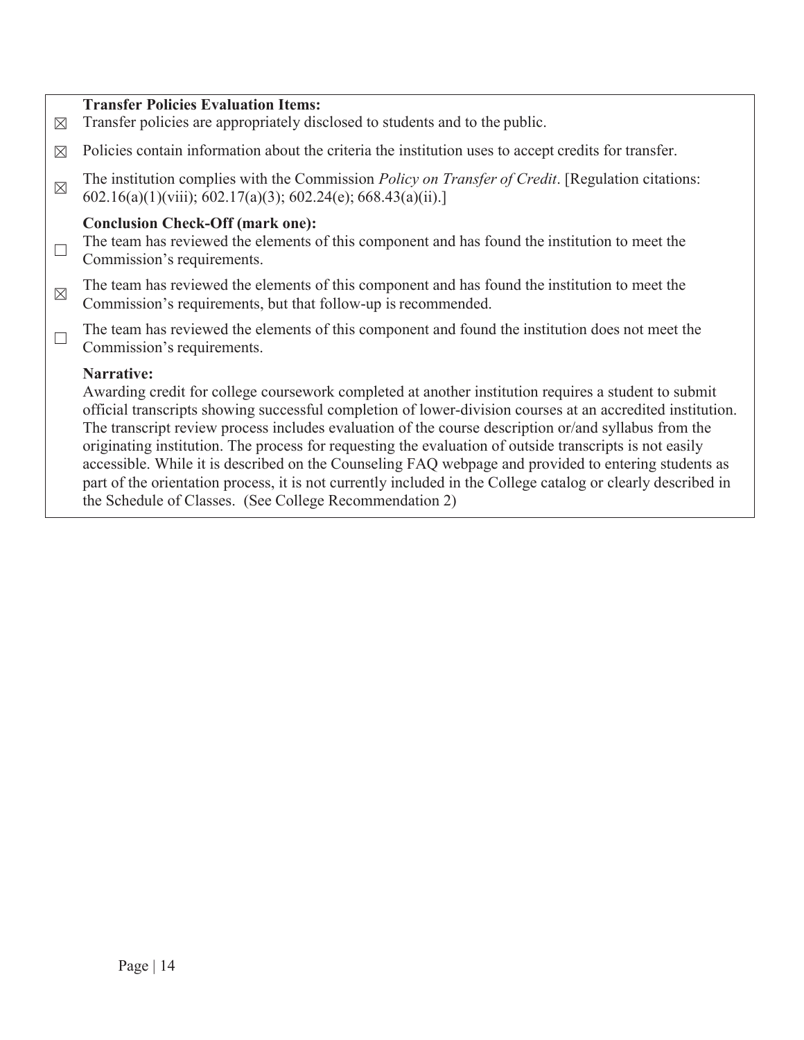**Transfer Policies Evaluation Items:**

☒ Transfer policies are appropriately disclosed to students and to the public.

☒ Policies contain information about the criteria the institution uses to accept credits for transfer.

☒ The institution complies with the Commission *Policy on Transfer of Credit*. [Regulation citations: 602.16(a)(1)(viii); 602.17(a)(3); 602.24(e); 668.43(a)(ii).]

**Conclusion Check-Off (mark one):**

☐ The team has reviewed the elements of this component and has found the institution to meet the Commission's requirements.

☒ The team has reviewed the elements of this component and has found the institution to meet the Commission's requirements, but that follow-up is recommended.

☐ The team has reviewed the elements of this component and found the institution does not meet the Commission's requirements.

**Narrative:**

Awarding credit for college coursework completed at another institution requires a student to submit official transcripts showing successful completion of lower-division courses at an accredited institution. The transcript review process includes evaluation of the course description or/and syllabus from the originating institution. The process for requesting the evaluation of outside transcripts is not easily accessible. While it is described on the Counseling FAQ webpage and provided to entering students as part of the orientation process, it is not currently included in the College catalog or clearly described in the Schedule of Classes. (See College Recommendation 2)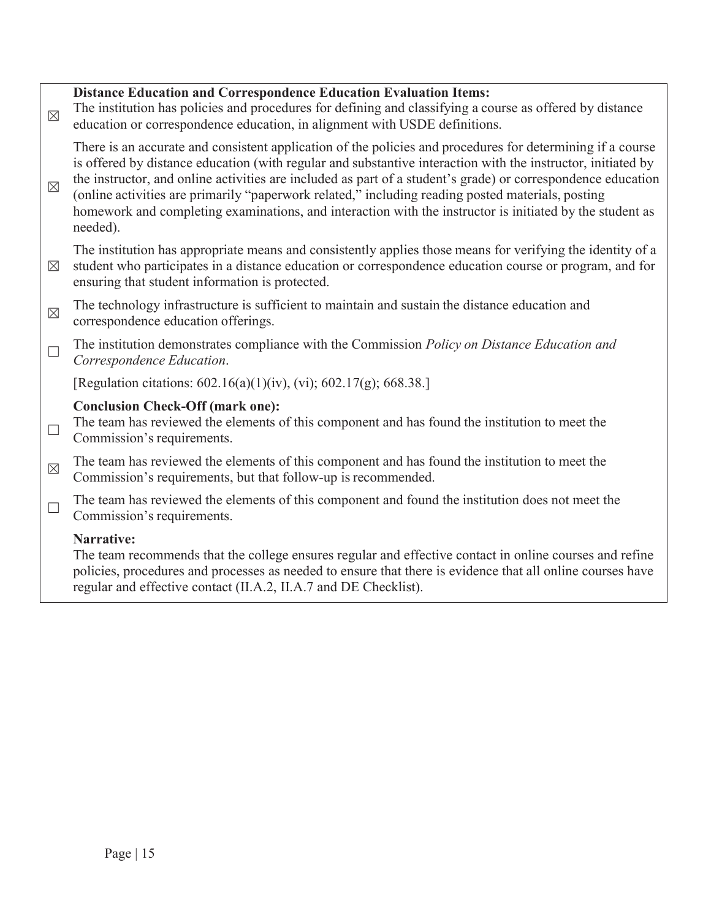**Distance Education and Correspondence Education Evaluation Items:**

☒ The institution has policies and procedures for defining and classifying a course as offered by distance education or correspondence education, in alignment with USDE definitions.

☒ There is an accurate and consistent application of the policies and procedures for determining if a course is offered by distance education (with regular and substantive interaction with the instructor, initiated by the instructor, and online activities are included as part of a student's grade) or correspondence education (online activities are primarily "paperwork related," including reading posted materials, posting homework and completing examinations, and interaction with the instructor is initiated by the student as needed).

☒ The institution has appropriate means and consistently applies those means for verifying the identity of a student who participates in a distance education or correspondence education course or program, and for ensuring that student information is protected.

☒ The technology infrastructure is sufficient to maintain and sustain the distance education and correspondence education offerings.

☐ The institution demonstrates compliance with the Commission *Policy on Distance Education and Correspondence Education*.

[Regulation citations: 602.16(a)(1)(iv), (vi); 602.17(g); 668.38.]

**Conclusion Check-Off (mark one):**

☐ The team has reviewed the elements of this component and has found the institution to meet the Commission's requirements.

☒ The team has reviewed the elements of this component and has found the institution to meet the Commission's requirements, but that follow-up is recommended.

☐ The team has reviewed the elements of this component and found the institution does not meet the Commission's requirements.

**Narrative:**

The team recommends that the college ensures regular and effective contact in online courses and refine policies, procedures and processes as needed to ensure that there is evidence that all online courses have regular and effective contact (II.A.2, II.A.7 and DE Checklist).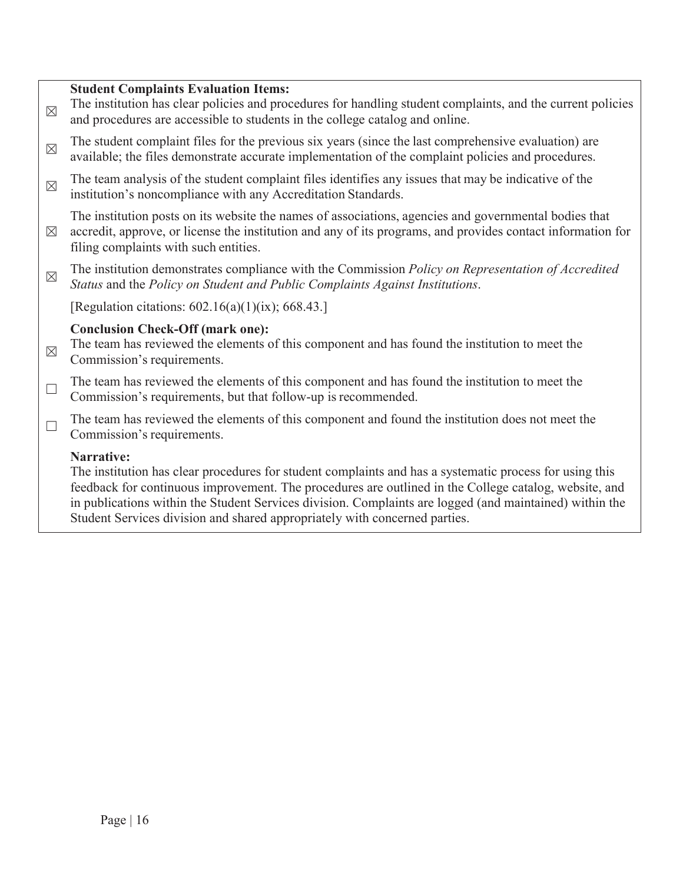**Student Complaints Evaluation Items:**

☒ The institution has clear policies and procedures for handling student complaints, and the current policies and procedures are accessible to students in the college catalog and online.

☒ The student complaint files for the previous six years (since the last comprehensive evaluation) are available; the files demonstrate accurate implementation of the complaint policies and procedures.

☒ The team analysis of the student complaint files identifies any issues that may be indicative of the institution's noncompliance with any Accreditation Standards.

☒ The institution posts on its website the names of associations, agencies and governmental bodies that accredit, approve, or license the institution and any of its programs, and provides contact information for filing complaints with such entities.

☒ The institution demonstrates compliance with the Commission *Policy on Representation of Accredited Status* and the *Policy on Student and Public Complaints Against Institutions*.

[Regulation citations: 602.16(a)(1)(ix); 668.43.]

**Conclusion Check-Off (mark one):**

☒ The team has reviewed the elements of this component and has found the institution to meet the Commission's requirements.

☐ The team has reviewed the elements of this component and has found the institution to meet the Commission's requirements, but that follow-up is recommended.

☐ The team has reviewed the elements of this component and found the institution does not meet the Commission's requirements.

**Narrative:**

The institution has clear procedures for student complaints and has a systematic process for using this feedback for continuous improvement. The procedures are outlined in the College catalog, website, and in publications within the Student Services division. Complaints are logged (and maintained) within the Student Services division and shared appropriately with concerned parties.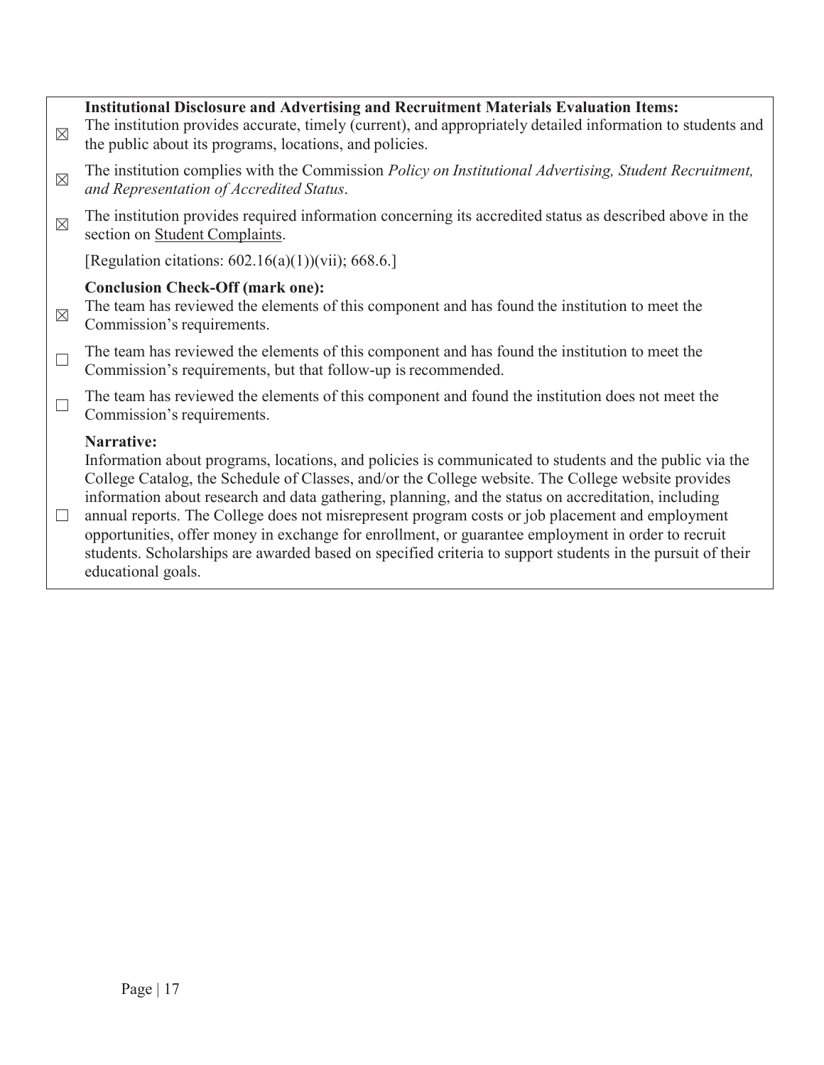**Institutional Disclosure and Advertising and Recruitment Materials Evaluation Items:**

☒ The institution provides accurate, timely (current), and appropriately detailed information to students and the public about its programs, locations, and policies.

☒ The institution complies with the Commission *Policy on Institutional Advertising, Student Recruitment, and Representation of Accredited Status*.

☒ The institution provides required information concerning its accredited status as described above in the section on Student Complaints.

[Regulation citations: 602.16(a)(1))(vii); 668.6.]

**Conclusion Check-Off (mark one):**

☒ The team has reviewed the elements of this component and has found the institution to meet the Commission's requirements.

☐ The team has reviewed the elements of this component and has found the institution to meet the Commission's requirements, but that follow-up is recommended.

☐ The team has reviewed the elements of this component and found the institution does not meet the Commission's requirements.

**Narrative:**

Information about programs, locations, and policies is communicated to students and the public via the College Catalog, the Schedule of Classes, and/or the College website. The College website provides information about research and data gathering, planning, and the status on accreditation, including annual reports. The College does not misrepresent program costs or job placement and employment opportunities, offer money in exchange for enrollment, or guarantee employment in order to recruit students. Scholarships are awarded based on specified criteria to support students in the pursuit of their educational goals.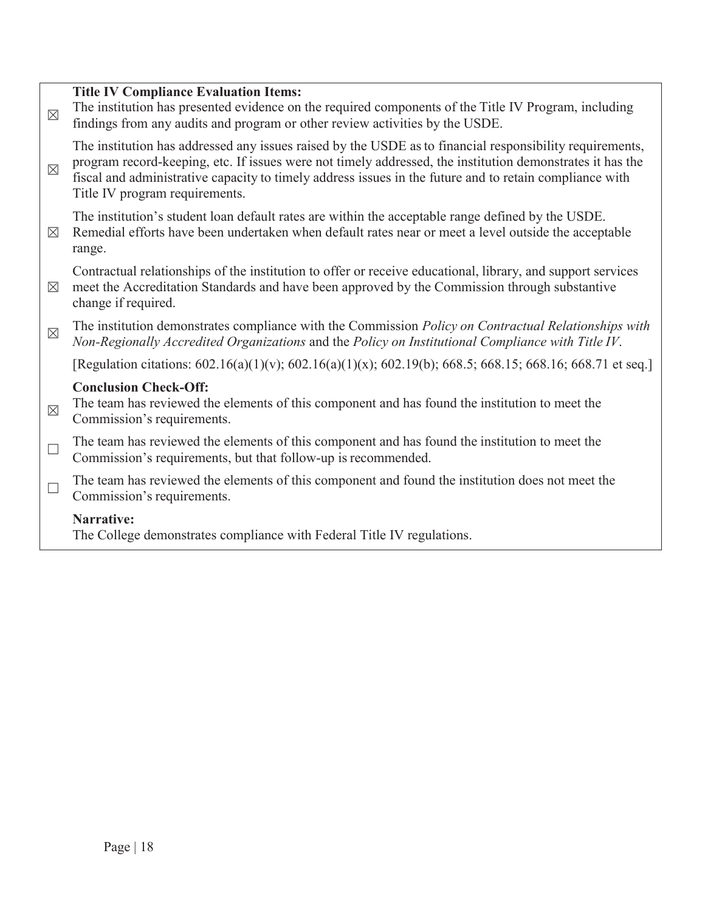**Title IV Compliance Evaluation Items:**

☒ The institution has presented evidence on the required components of the Title IV Program, including findings from any audits and program or other review activities by the USDE.

☒ The institution has addressed any issues raised by the USDE as to financial responsibility requirements, program record-keeping, etc. If issues were not timely addressed, the institution demonstrates it has the fiscal and administrative capacity to timely address issues in the future and to retain compliance with Title IV program requirements.

☒ The institution's student loan default rates are within the acceptable range defined by the USDE. Remedial efforts have been undertaken when default rates near or meet a level outside the acceptable range.

☒ Contractual relationships of the institution to offer or receive educational, library, and support services meet the Accreditation Standards and have been approved by the Commission through substantive change if required.

☒ The institution demonstrates compliance with the Commission *Policy on Contractual Relationships with Non-Regionally Accredited Organizations* and the *Policy on Institutional Compliance with Title IV*.

[Regulation citations: 602.16(a)(1)(v); 602.16(a)(1)(x); 602.19(b); 668.5; 668.15; 668.16; 668.71 et seq.]

**Conclusion Check-Off:**

☒ The team has reviewed the elements of this component and has found the institution to meet the Commission's requirements.

☐ The team has reviewed the elements of this component and has found the institution to meet the Commission's requirements, but that follow-up is recommended.

☐ The team has reviewed the elements of this component and found the institution does not meet the Commission's requirements.

**Narrative:**

The College demonstrates compliance with Federal Title IV regulations.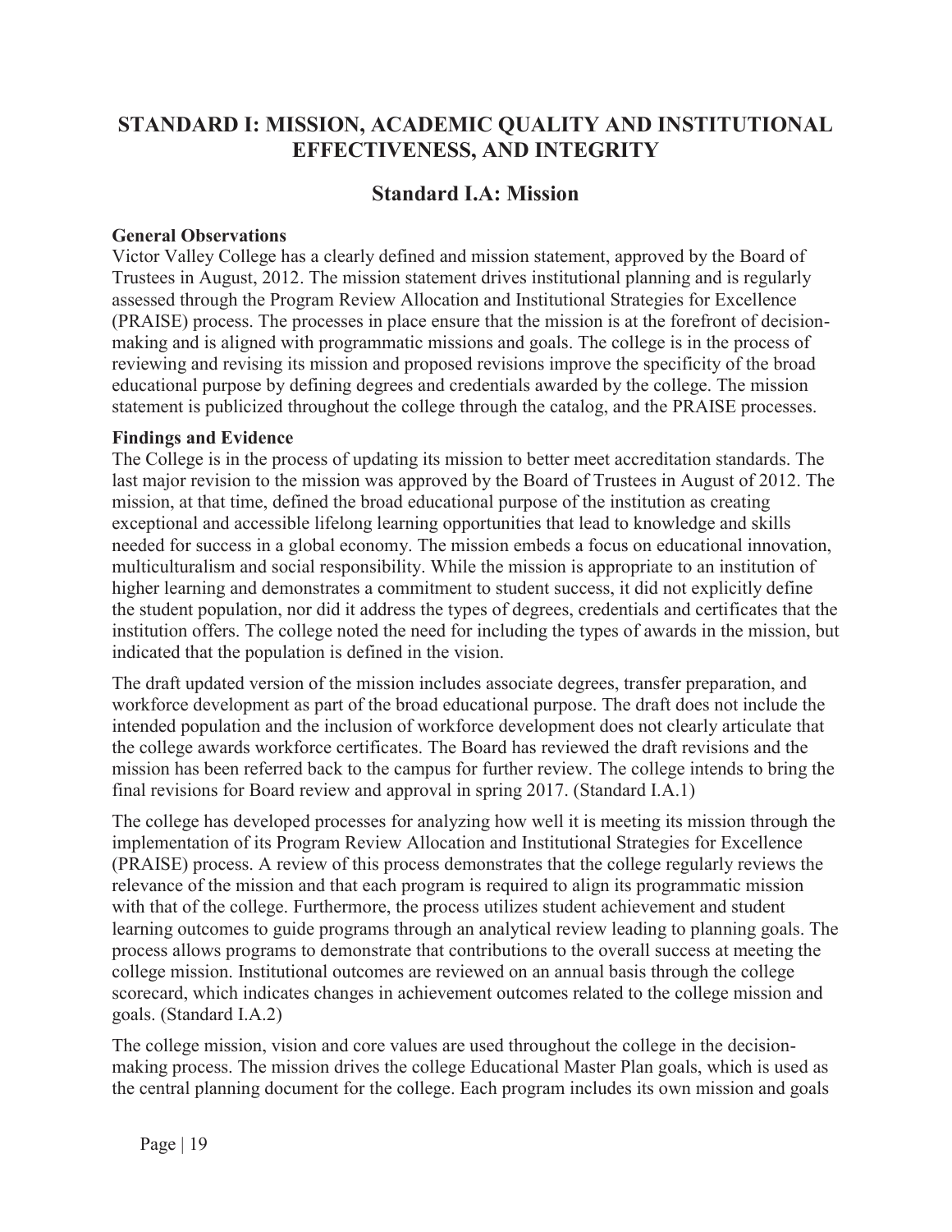# STANDARD I: MISSION, ACADEMIC QUALITY AND INSTITUTIONAL EFFECTIVENESS, AND INTEGRITY

## Standard I.A: Mission

**General Observations**

Victor Valley College has a clearly defined and mission statement, approved by the Board of Trustees in August, 2012. The mission statement drives institutional planning and is regularly assessed through the Program Review Allocation and Institutional Strategies for Excellence (PRAISE) process. The processes in place ensure that the mission is at the forefront of decision-making and is aligned with programmatic missions and goals. The college is in the process of reviewing and revising its mission and proposed revisions improve the specificity of the broad educational purpose by defining degrees and credentials awarded by the college. The mission statement is publicized throughout the college through the catalog, and the PRAISE processes.

**Findings and Evidence**

The College is in the process of updating its mission to better meet accreditation standards. The last major revision to the mission was approved by the Board of Trustees in August of 2012. The mission, at that time, defined the broad educational purpose of the institution as creating exceptional and accessible lifelong learning opportunities that lead to knowledge and skills needed for success in a global economy. The mission embeds a focus on educational innovation, multiculturalism and social responsibility. While the mission is appropriate to an institution of higher learning and demonstrates a commitment to student success, it did not explicitly define the student population, nor did it address the types of degrees, credentials and certificates that the institution offers. The college noted the need for including the types of awards in the mission, but indicated that the population is defined in the vision.

The draft updated version of the mission includes associate degrees, transfer preparation, and workforce development as part of the broad educational purpose. The draft does not include the intended population and the inclusion of workforce development does not clearly articulate that the college awards workforce certificates. The Board has reviewed the draft revisions and the mission has been referred back to the campus for further review. The college intends to bring the final revisions for Board review and approval in spring 2017. (Standard I.A.1)

The college has developed processes for analyzing how well it is meeting its mission through the implementation of its Program Review Allocation and Institutional Strategies for Excellence (PRAISE) process. A review of this process demonstrates that the college regularly reviews the relevance of the mission and that each program is required to align its programmatic mission with that of the college. Furthermore, the process utilizes student achievement and student learning outcomes to guide programs through an analytical review leading to planning goals. The process allows programs to demonstrate that contributions to the overall success at meeting the college mission. Institutional outcomes are reviewed on an annual basis through the college scorecard, which indicates changes in achievement outcomes related to the college mission and goals. (Standard I.A.2)

The college mission, vision and core values are used throughout the college in the decision-making process. The mission drives the college Educational Master Plan goals, which is used as the central planning document for the college. Each program includes its own mission and goals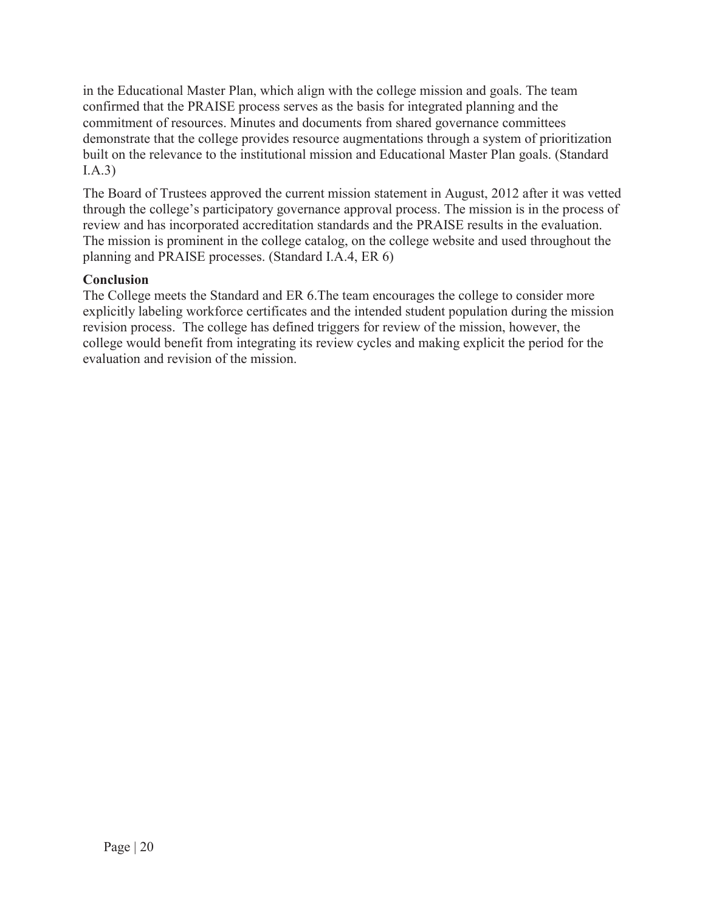in the Educational Master Plan, which align with the college mission and goals. The team confirmed that the PRAISE process serves as the basis for integrated planning and the commitment of resources. Minutes and documents from shared governance committees demonstrate that the college provides resource augmentations through a system of prioritization built on the relevance to the institutional mission and Educational Master Plan goals. (Standard I.A.3)

The Board of Trustees approved the current mission statement in August, 2012 after it was vetted through the college's participatory governance approval process. The mission is in the process of review and has incorporated accreditation standards and the PRAISE results in the evaluation. The mission is prominent in the college catalog, on the college website and used throughout the planning and PRAISE processes. (Standard I.A.4, ER 6)

**Conclusion**

The College meets the Standard and ER 6.The team encourages the college to consider more explicitly labeling workforce certificates and the intended student population during the mission revision process. The college has defined triggers for review of the mission, however, the college would benefit from integrating its review cycles and making explicit the period for the evaluation and revision of the mission.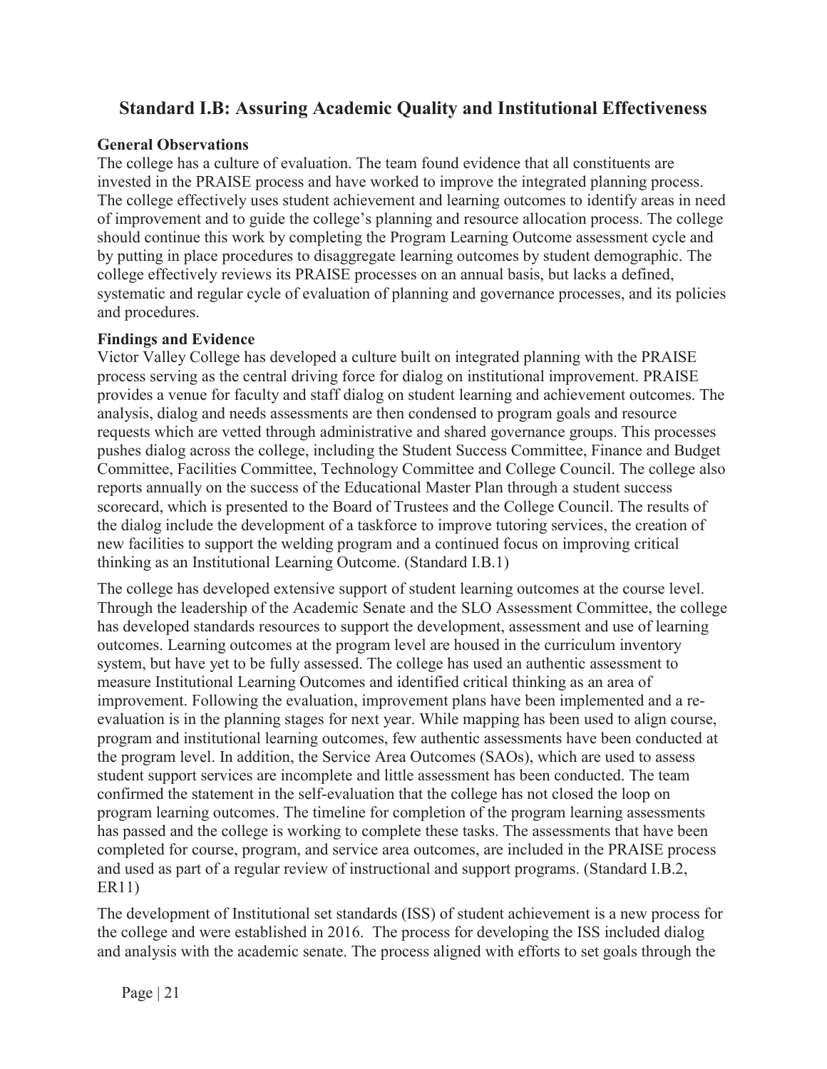## Standard I.B: Assuring Academic Quality and Institutional Effectiveness

**General Observations**

The college has a culture of evaluation. The team found evidence that all constituents are invested in the PRAISE process and have worked to improve the integrated planning process. The college effectively uses student achievement and learning outcomes to identify areas in need of improvement and to guide the college's planning and resource allocation process. The college should continue this work by completing the Program Learning Outcome assessment cycle and by putting in place procedures to disaggregate learning outcomes by student demographic. The college effectively reviews its PRAISE processes on an annual basis, but lacks a defined, systematic and regular cycle of evaluation of planning and governance processes, and its policies and procedures.

**Findings and Evidence**

Victor Valley College has developed a culture built on integrated planning with the PRAISE process serving as the central driving force for dialog on institutional improvement. PRAISE provides a venue for faculty and staff dialog on student learning and achievement outcomes. The analysis, dialog and needs assessments are then condensed to program goals and resource requests which are vetted through administrative and shared governance groups. This processes pushes dialog across the college, including the Student Success Committee, Finance and Budget Committee, Facilities Committee, Technology Committee and College Council. The college also reports annually on the success of the Educational Master Plan through a student success scorecard, which is presented to the Board of Trustees and the College Council. The results of the dialog include the development of a taskforce to improve tutoring services, the creation of new facilities to support the welding program and a continued focus on improving critical thinking as an Institutional Learning Outcome. (Standard I.B.1)

The college has developed extensive support of student learning outcomes at the course level. Through the leadership of the Academic Senate and the SLO Assessment Committee, the college has developed standards resources to support the development, assessment and use of learning outcomes. Learning outcomes at the program level are housed in the curriculum inventory system, but have yet to be fully assessed. The college has used an authentic assessment to measure Institutional Learning Outcomes and identified critical thinking as an area of improvement. Following the evaluation, improvement plans have been implemented and a re-evaluation is in the planning stages for next year. While mapping has been used to align course, program and institutional learning outcomes, few authentic assessments have been conducted at the program level. In addition, the Service Area Outcomes (SAOs), which are used to assess student support services are incomplete and little assessment has been conducted. The team confirmed the statement in the self-evaluation that the college has not closed the loop on program learning outcomes. The timeline for completion of the program learning assessments has passed and the college is working to complete these tasks. The assessments that have been completed for course, program, and service area outcomes, are included in the PRAISE process and used as part of a regular review of instructional and support programs. (Standard I.B.2, ER11)

The development of Institutional set standards (ISS) of student achievement is a new process for the college and were established in 2016. The process for developing the ISS included dialog and analysis with the academic senate. The process aligned with efforts to set goals through the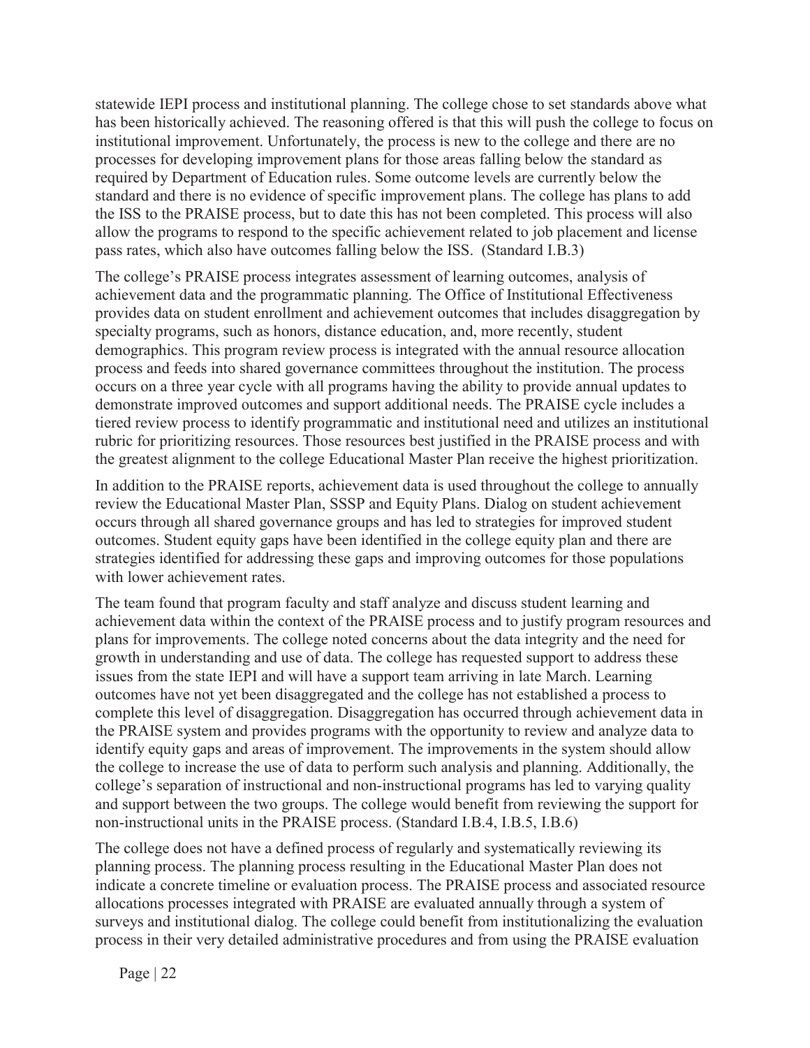statewide IEPI process and institutional planning. The college chose to set standards above what has been historically achieved. The reasoning offered is that this will push the college to focus on institutional improvement. Unfortunately, the process is new to the college and there are no processes for developing improvement plans for those areas falling below the standard as required by Department of Education rules. Some outcome levels are currently below the standard and there is no evidence of specific improvement plans. The college has plans to add the ISS to the PRAISE process, but to date this has not been completed. This process will also allow the programs to respond to the specific achievement related to job placement and license pass rates, which also have outcomes falling below the ISS. (Standard I.B.3)

The college's PRAISE process integrates assessment of learning outcomes, analysis of achievement data and the programmatic planning. The Office of Institutional Effectiveness provides data on student enrollment and achievement outcomes that includes disaggregation by specialty programs, such as honors, distance education, and, more recently, student demographics. This program review process is integrated with the annual resource allocation process and feeds into shared governance committees throughout the institution. The process occurs on a three year cycle with all programs having the ability to provide annual updates to demonstrate improved outcomes and support additional needs. The PRAISE cycle includes a tiered review process to identify programmatic and institutional need and utilizes an institutional rubric for prioritizing resources. Those resources best justified in the PRAISE process and with the greatest alignment to the college Educational Master Plan receive the highest prioritization.

In addition to the PRAISE reports, achievement data is used throughout the college to annually review the Educational Master Plan, SSSP and Equity Plans. Dialog on student achievement occurs through all shared governance groups and has led to strategies for improved student outcomes. Student equity gaps have been identified in the college equity plan and there are strategies identified for addressing these gaps and improving outcomes for those populations with lower achievement rates.

The team found that program faculty and staff analyze and discuss student learning and achievement data within the context of the PRAISE process and to justify program resources and plans for improvements. The college noted concerns about the data integrity and the need for growth in understanding and use of data. The college has requested support to address these issues from the state IEPI and will have a support team arriving in late March. Learning outcomes have not yet been disaggregated and the college has not established a process to complete this level of disaggregation. Disaggregation has occurred through achievement data in the PRAISE system and provides programs with the opportunity to review and analyze data to identify equity gaps and areas of improvement. The improvements in the system should allow the college to increase the use of data to perform such analysis and planning. Additionally, the college's separation of instructional and non-instructional programs has led to varying quality and support between the two groups. The college would benefit from reviewing the support for non-instructional units in the PRAISE process. (Standard I.B.4, I.B.5, I.B.6)

The college does not have a defined process of regularly and systematically reviewing its planning process. The planning process resulting in the Educational Master Plan does not indicate a concrete timeline or evaluation process. The PRAISE process and associated resource allocations processes integrated with PRAISE are evaluated annually through a system of surveys and institutional dialog. The college could benefit from institutionalizing the evaluation process in their very detailed administrative procedures and from using the PRAISE evaluation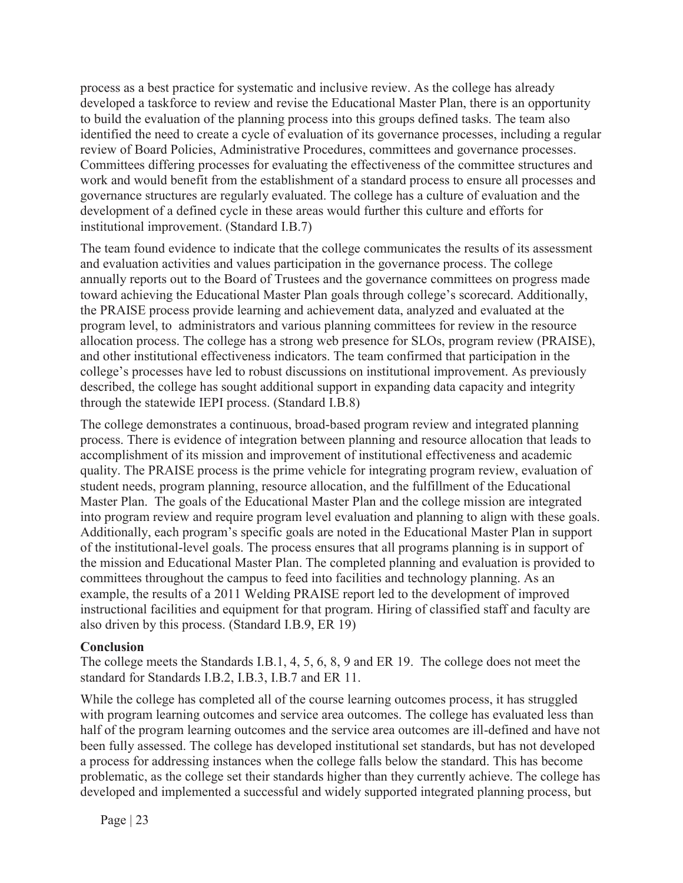process as a best practice for systematic and inclusive review. As the college has already developed a taskforce to review and revise the Educational Master Plan, there is an opportunity to build the evaluation of the planning process into this groups defined tasks. The team also identified the need to create a cycle of evaluation of its governance processes, including a regular review of Board Policies, Administrative Procedures, committees and governance processes. Committees differing processes for evaluating the effectiveness of the committee structures and work and would benefit from the establishment of a standard process to ensure all processes and governance structures are regularly evaluated. The college has a culture of evaluation and the development of a defined cycle in these areas would further this culture and efforts for institutional improvement. (Standard I.B.7)

The team found evidence to indicate that the college communicates the results of its assessment and evaluation activities and values participation in the governance process. The college annually reports out to the Board of Trustees and the governance committees on progress made toward achieving the Educational Master Plan goals through college's scorecard. Additionally, the PRAISE process provide learning and achievement data, analyzed and evaluated at the program level, to administrators and various planning committees for review in the resource allocation process. The college has a strong web presence for SLOs, program review (PRAISE), and other institutional effectiveness indicators. The team confirmed that participation in the college's processes have led to robust discussions on institutional improvement. As previously described, the college has sought additional support in expanding data capacity and integrity through the statewide IEPI process. (Standard I.B.8)

The college demonstrates a continuous, broad-based program review and integrated planning process. There is evidence of integration between planning and resource allocation that leads to accomplishment of its mission and improvement of institutional effectiveness and academic quality. The PRAISE process is the prime vehicle for integrating program review, evaluation of student needs, program planning, resource allocation, and the fulfillment of the Educational Master Plan. The goals of the Educational Master Plan and the college mission are integrated into program review and require program level evaluation and planning to align with these goals. Additionally, each program's specific goals are noted in the Educational Master Plan in support of the institutional-level goals. The process ensures that all programs planning is in support of the mission and Educational Master Plan. The completed planning and evaluation is provided to committees throughout the campus to feed into facilities and technology planning. As an example, the results of a 2011 Welding PRAISE report led to the development of improved instructional facilities and equipment for that program. Hiring of classified staff and faculty are also driven by this process. (Standard I.B.9, ER 19)

**Conclusion**

The college meets the Standards I.B.1, 4, 5, 6, 8, 9 and ER 19. The college does not meet the standard for Standards I.B.2, I.B.3, I.B.7 and ER 11.

While the college has completed all of the course learning outcomes process, it has struggled with program learning outcomes and service area outcomes. The college has evaluated less than half of the program learning outcomes and the service area outcomes are ill-defined and have not been fully assessed. The college has developed institutional set standards, but has not developed a process for addressing instances when the college falls below the standard. This has become problematic, as the college set their standards higher than they currently achieve. The college has developed and implemented a successful and widely supported integrated planning process, but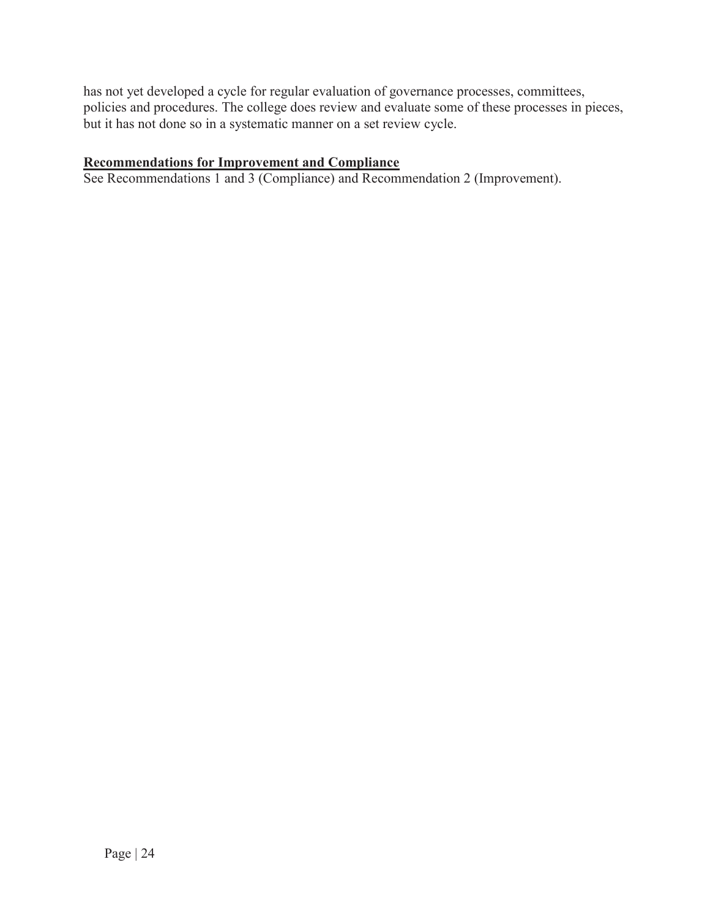has not yet developed a cycle for regular evaluation of governance processes, committees, policies and procedures. The college does review and evaluate some of these processes in pieces, but it has not done so in a systematic manner on a set review cycle.

### **Recommendations for Improvement and Compliance**

See Recommendations 1 and 3 (Compliance) and Recommendation 2 (Improvement).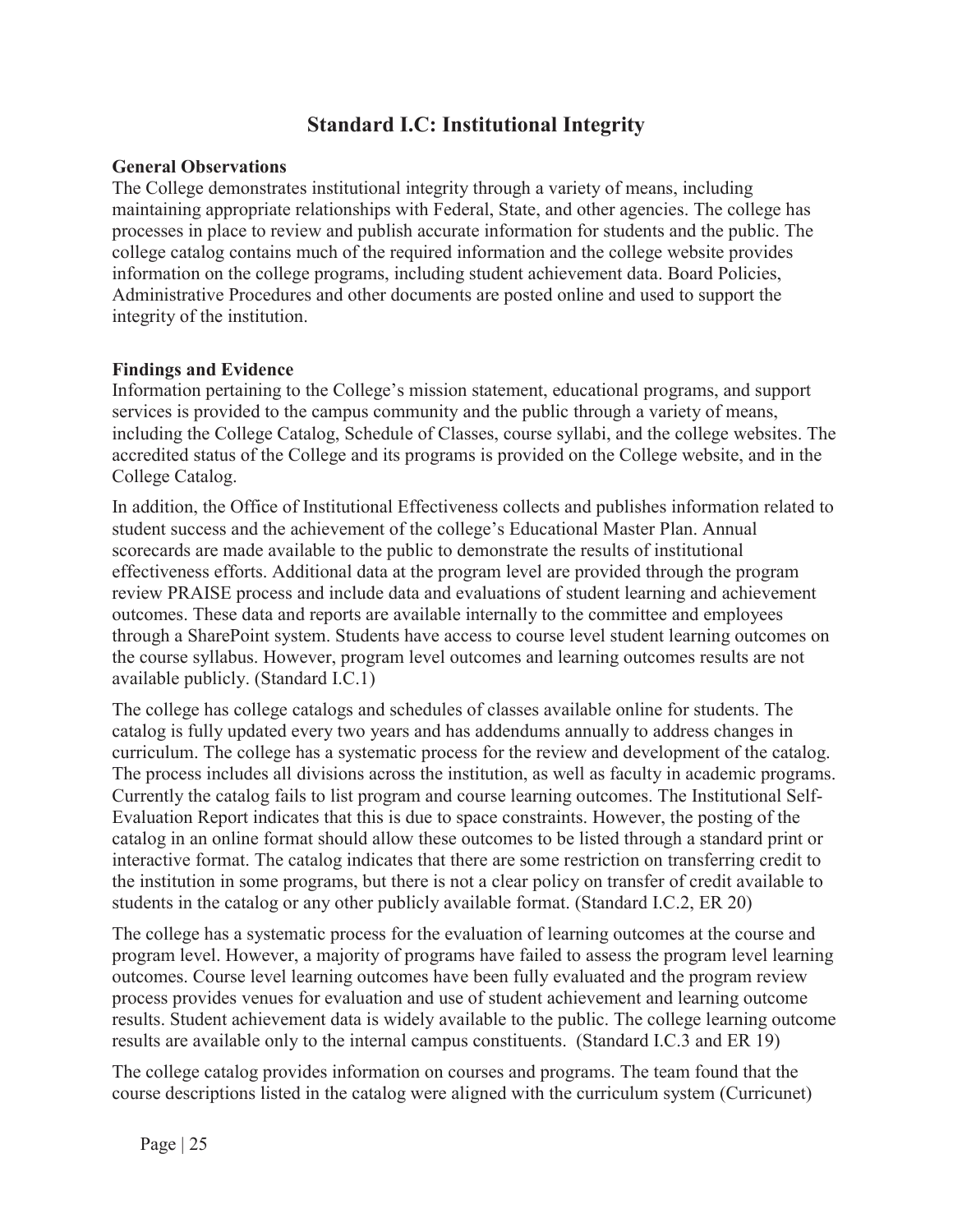## Standard I.C: Institutional Integrity

**General Observations**

The College demonstrates institutional integrity through a variety of means, including maintaining appropriate relationships with Federal, State, and other agencies. The college has processes in place to review and publish accurate information for students and the public. The college catalog contains much of the required information and the college website provides information on the college programs, including student achievement data. Board Policies, Administrative Procedures and other documents are posted online and used to support the integrity of the institution.

**Findings and Evidence**

Information pertaining to the College's mission statement, educational programs, and support services is provided to the campus community and the public through a variety of means, including the College Catalog, Schedule of Classes, course syllabi, and the college websites. The accredited status of the College and its programs is provided on the College website, and in the College Catalog.

In addition, the Office of Institutional Effectiveness collects and publishes information related to student success and the achievement of the college's Educational Master Plan. Annual scorecards are made available to the public to demonstrate the results of institutional effectiveness efforts. Additional data at the program level are provided through the program review PRAISE process and include data and evaluations of student learning and achievement outcomes. These data and reports are available internally to the committee and employees through a SharePoint system. Students have access to course level student learning outcomes on the course syllabus. However, program level outcomes and learning outcomes results are not available publicly. (Standard I.C.1)

The college has college catalogs and schedules of classes available online for students. The catalog is fully updated every two years and has addendums annually to address changes in curriculum. The college has a systematic process for the review and development of the catalog. The process includes all divisions across the institution, as well as faculty in academic programs. Currently the catalog fails to list program and course learning outcomes. The Institutional Self-Evaluation Report indicates that this is due to space constraints. However, the posting of the catalog in an online format should allow these outcomes to be listed through a standard print or interactive format. The catalog indicates that there are some restriction on transferring credit to the institution in some programs, but there is not a clear policy on transfer of credit available to students in the catalog or any other publicly available format. (Standard I.C.2, ER 20)

The college has a systematic process for the evaluation of learning outcomes at the course and program level. However, a majority of programs have failed to assess the program level learning outcomes. Course level learning outcomes have been fully evaluated and the program review process provides venues for evaluation and use of student achievement and learning outcome results. Student achievement data is widely available to the public. The college learning outcome results are available only to the internal campus constituents. (Standard I.C.3 and ER 19)

The college catalog provides information on courses and programs. The team found that the course descriptions listed in the catalog were aligned with the curriculum system (Curricunet)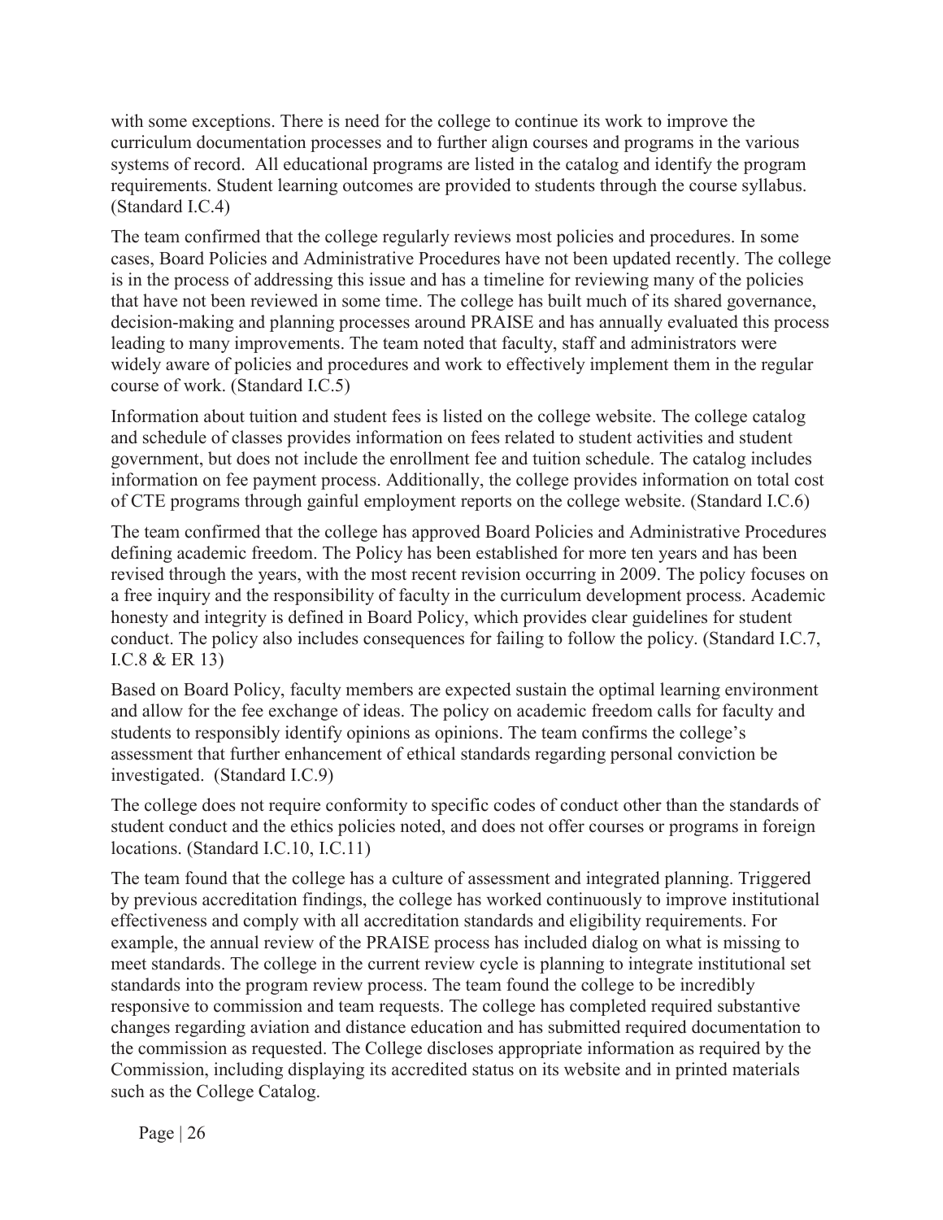with some exceptions. There is need for the college to continue its work to improve the curriculum documentation processes and to further align courses and programs in the various systems of record. All educational programs are listed in the catalog and identify the program requirements. Student learning outcomes are provided to students through the course syllabus. (Standard I.C.4)

The team confirmed that the college regularly reviews most policies and procedures. In some cases, Board Policies and Administrative Procedures have not been updated recently. The college is in the process of addressing this issue and has a timeline for reviewing many of the policies that have not been reviewed in some time. The college has built much of its shared governance, decision-making and planning processes around PRAISE and has annually evaluated this process leading to many improvements. The team noted that faculty, staff and administrators were widely aware of policies and procedures and work to effectively implement them in the regular course of work. (Standard I.C.5)

Information about tuition and student fees is listed on the college website. The college catalog and schedule of classes provides information on fees related to student activities and student government, but does not include the enrollment fee and tuition schedule. The catalog includes information on fee payment process. Additionally, the college provides information on total cost of CTE programs through gainful employment reports on the college website. (Standard I.C.6)

The team confirmed that the college has approved Board Policies and Administrative Procedures defining academic freedom. The Policy has been established for more ten years and has been revised through the years, with the most recent revision occurring in 2009. The policy focuses on a free inquiry and the responsibility of faculty in the curriculum development process. Academic honesty and integrity is defined in Board Policy, which provides clear guidelines for student conduct. The policy also includes consequences for failing to follow the policy. (Standard I.C.7, I.C.8 & ER 13)

Based on Board Policy, faculty members are expected sustain the optimal learning environment and allow for the fee exchange of ideas. The policy on academic freedom calls for faculty and students to responsibly identify opinions as opinions. The team confirms the college's assessment that further enhancement of ethical standards regarding personal conviction be investigated. (Standard I.C.9)

The college does not require conformity to specific codes of conduct other than the standards of student conduct and the ethics policies noted, and does not offer courses or programs in foreign locations. (Standard I.C.10, I.C.11)

The team found that the college has a culture of assessment and integrated planning. Triggered by previous accreditation findings, the college has worked continuously to improve institutional effectiveness and comply with all accreditation standards and eligibility requirements. For example, the annual review of the PRAISE process has included dialog on what is missing to meet standards. The college in the current review cycle is planning to integrate institutional set standards into the program review process. The team found the college to be incredibly responsive to commission and team requests. The college has completed required substantive changes regarding aviation and distance education and has submitted required documentation to the commission as requested. The College discloses appropriate information as required by the Commission, including displaying its accredited status on its website and in printed materials such as the College Catalog.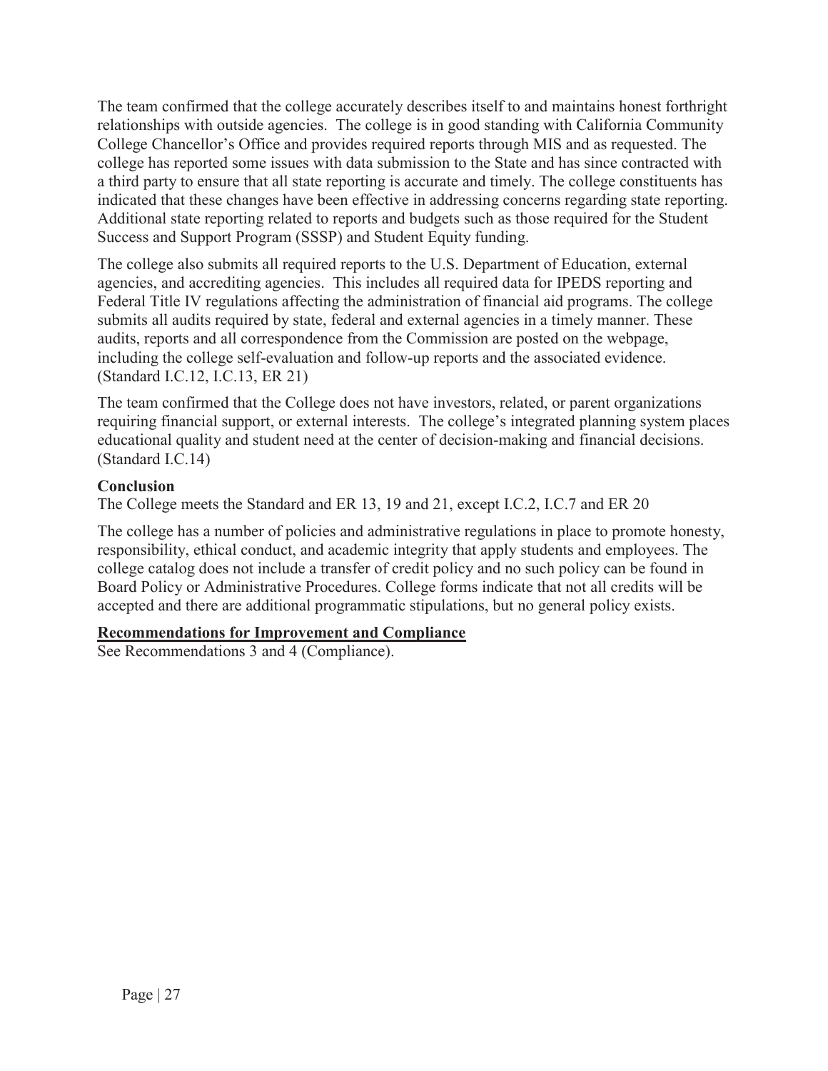The team confirmed that the college accurately describes itself to and maintains honest forthright relationships with outside agencies. The college is in good standing with California Community College Chancellor's Office and provides required reports through MIS and as requested. The college has reported some issues with data submission to the State and has since contracted with a third party to ensure that all state reporting is accurate and timely. The college constituents has indicated that these changes have been effective in addressing concerns regarding state reporting. Additional state reporting related to reports and budgets such as those required for the Student Success and Support Program (SSSP) and Student Equity funding.

The college also submits all required reports to the U.S. Department of Education, external agencies, and accrediting agencies. This includes all required data for IPEDS reporting and Federal Title IV regulations affecting the administration of financial aid programs. The college submits all audits required by state, federal and external agencies in a timely manner. These audits, reports and all correspondence from the Commission are posted on the webpage, including the college self-evaluation and follow-up reports and the associated evidence. (Standard I.C.12, I.C.13, ER 21)

The team confirmed that the College does not have investors, related, or parent organizations requiring financial support, or external interests. The college's integrated planning system places educational quality and student need at the center of decision-making and financial decisions. (Standard I.C.14)

**Conclusion**

The College meets the Standard and ER 13, 19 and 21, except I.C.2, I.C.7 and ER 20

The college has a number of policies and administrative regulations in place to promote honesty, responsibility, ethical conduct, and academic integrity that apply students and employees. The college catalog does not include a transfer of credit policy and no such policy can be found in Board Policy or Administrative Procedures. College forms indicate that not all credits will be accepted and there are additional programmatic stipulations, but no general policy exists.

**Recommendations for Improvement and Compliance**

See Recommendations 3 and 4 (Compliance).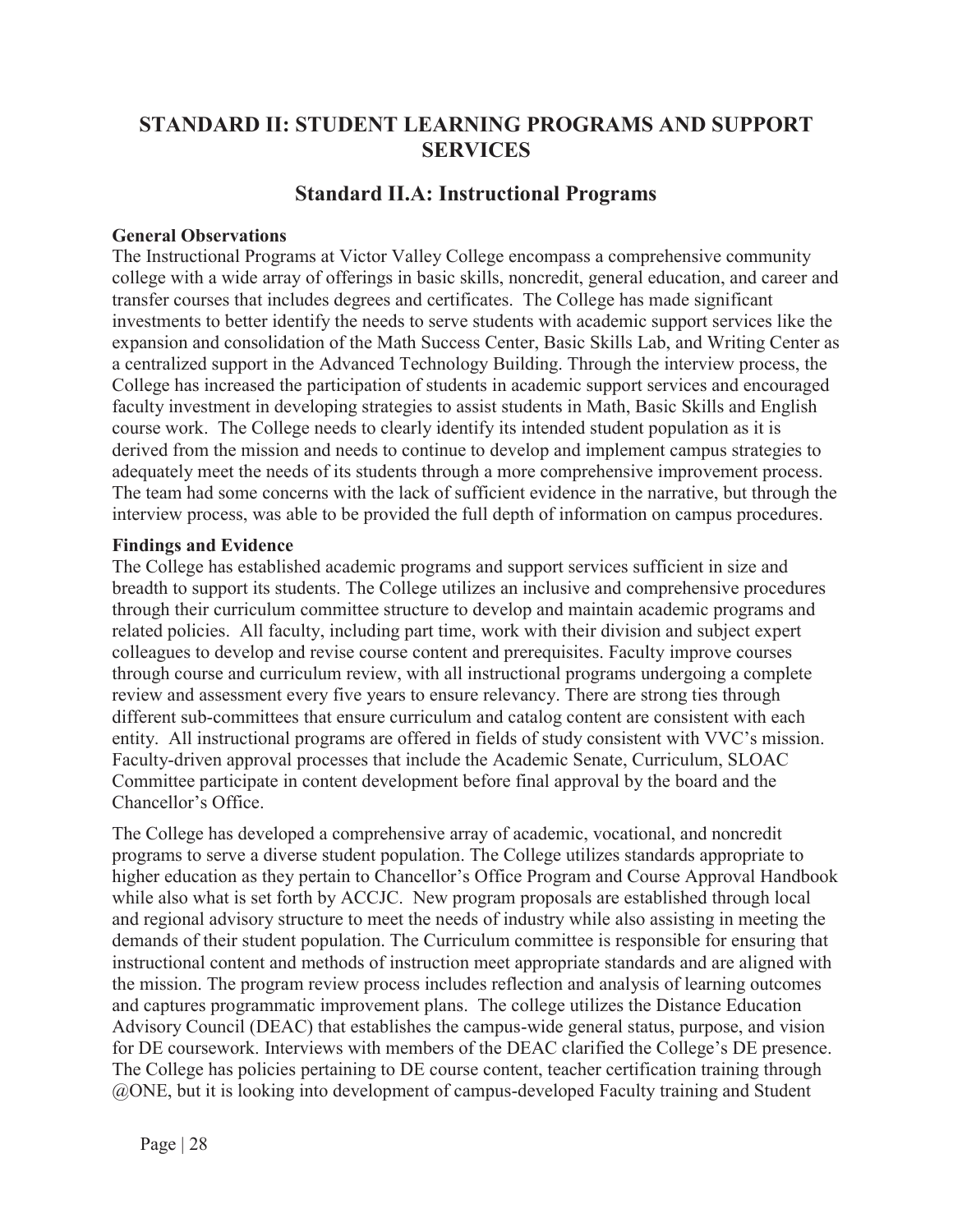## STANDARD II: STUDENT LEARNING PROGRAMS AND SUPPORT SERVICES

### Standard II.A: Instructional Programs

**General Observations**

The Instructional Programs at Victor Valley College encompass a comprehensive community college with a wide array of offerings in basic skills, noncredit, general education, and career and transfer courses that includes degrees and certificates. The College has made significant investments to better identify the needs to serve students with academic support services like the expansion and consolidation of the Math Success Center, Basic Skills Lab, and Writing Center as a centralized support in the Advanced Technology Building. Through the interview process, the College has increased the participation of students in academic support services and encouraged faculty investment in developing strategies to assist students in Math, Basic Skills and English course work. The College needs to clearly identify its intended student population as it is derived from the mission and needs to continue to develop and implement campus strategies to adequately meet the needs of its students through a more comprehensive improvement process. The team had some concerns with the lack of sufficient evidence in the narrative, but through the interview process, was able to be provided the full depth of information on campus procedures.

**Findings and Evidence**

The College has established academic programs and support services sufficient in size and breadth to support its students. The College utilizes an inclusive and comprehensive procedures through their curriculum committee structure to develop and maintain academic programs and related policies. All faculty, including part time, work with their division and subject expert colleagues to develop and revise course content and prerequisites. Faculty improve courses through course and curriculum review, with all instructional programs undergoing a complete review and assessment every five years to ensure relevancy. There are strong ties through different sub-committees that ensure curriculum and catalog content are consistent with each entity. All instructional programs are offered in fields of study consistent with VVC's mission. Faculty-driven approval processes that include the Academic Senate, Curriculum, SLOAC Committee participate in content development before final approval by the board and the Chancellor's Office.

The College has developed a comprehensive array of academic, vocational, and noncredit programs to serve a diverse student population. The College utilizes standards appropriate to higher education as they pertain to Chancellor's Office Program and Course Approval Handbook while also what is set forth by ACCJC. New program proposals are established through local and regional advisory structure to meet the needs of industry while also assisting in meeting the demands of their student population. The Curriculum committee is responsible for ensuring that instructional content and methods of instruction meet appropriate standards and are aligned with the mission. The program review process includes reflection and analysis of learning outcomes and captures programmatic improvement plans. The college utilizes the Distance Education Advisory Council (DEAC) that establishes the campus-wide general status, purpose, and vision for DE coursework. Interviews with members of the DEAC clarified the College's DE presence. The College has policies pertaining to DE course content, teacher certification training through @ONE, but it is looking into development of campus-developed Faculty training and Student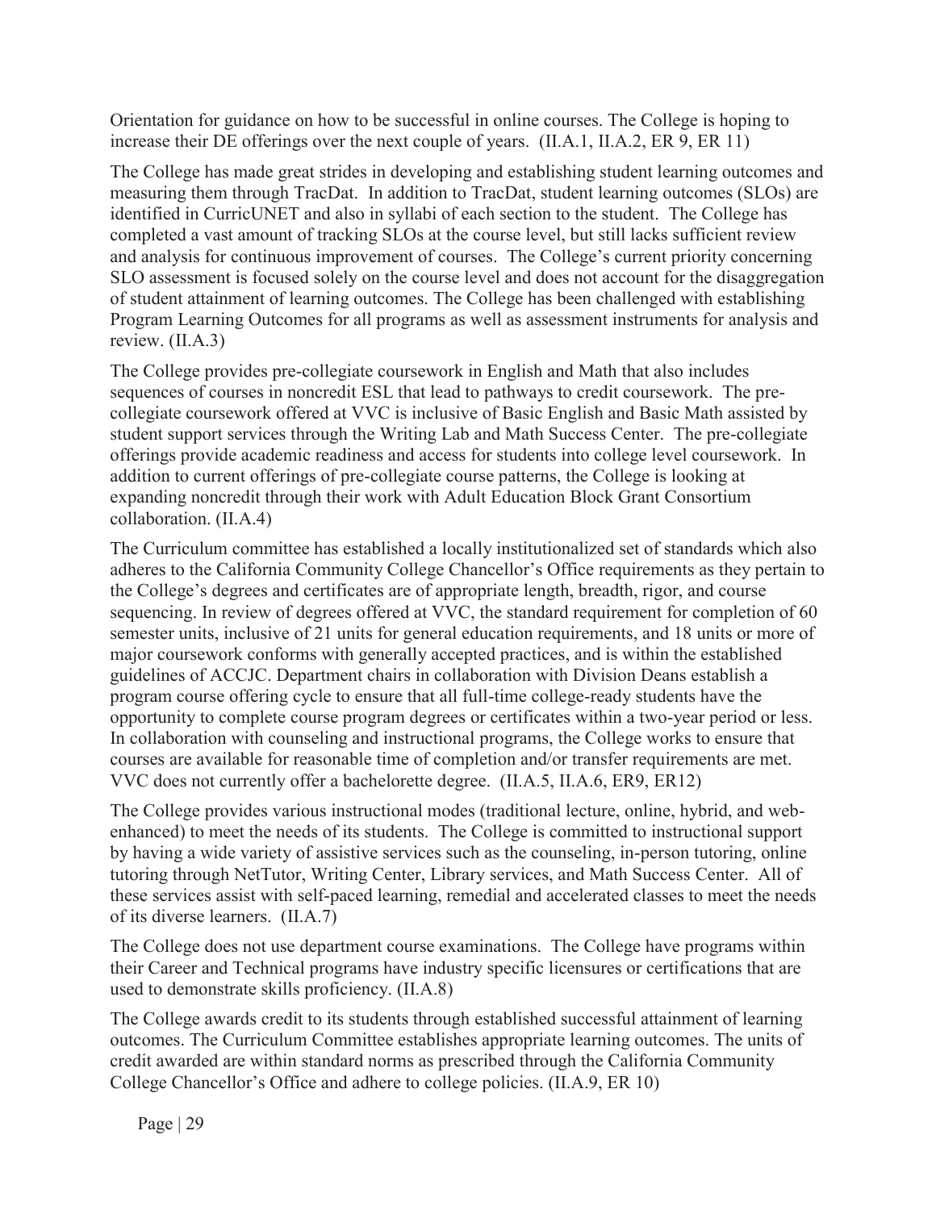Orientation for guidance on how to be successful in online courses. The College is hoping to increase their DE offerings over the next couple of years. (II.A.1, II.A.2, ER 9, ER 11)

The College has made great strides in developing and establishing student learning outcomes and measuring them through TracDat. In addition to TracDat, student learning outcomes (SLOs) are identified in CurricUNET and also in syllabi of each section to the student. The College has completed a vast amount of tracking SLOs at the course level, but still lacks sufficient review and analysis for continuous improvement of courses. The College's current priority concerning SLO assessment is focused solely on the course level and does not account for the disaggregation of student attainment of learning outcomes. The College has been challenged with establishing Program Learning Outcomes for all programs as well as assessment instruments for analysis and review. (II.A.3)

The College provides pre-collegiate coursework in English and Math that also includes sequences of courses in noncredit ESL that lead to pathways to credit coursework. The pre-collegiate coursework offered at VVC is inclusive of Basic English and Basic Math assisted by student support services through the Writing Lab and Math Success Center. The pre-collegiate offerings provide academic readiness and access for students into college level coursework. In addition to current offerings of pre-collegiate course patterns, the College is looking at expanding noncredit through their work with Adult Education Block Grant Consortium collaboration. (II.A.4)

The Curriculum committee has established a locally institutionalized set of standards which also adheres to the California Community College Chancellor's Office requirements as they pertain to the College's degrees and certificates are of appropriate length, breadth, rigor, and course sequencing. In review of degrees offered at VVC, the standard requirement for completion of 60 semester units, inclusive of 21 units for general education requirements, and 18 units or more of major coursework conforms with generally accepted practices, and is within the established guidelines of ACCJC. Department chairs in collaboration with Division Deans establish a program course offering cycle to ensure that all full-time college-ready students have the opportunity to complete course program degrees or certificates within a two-year period or less. In collaboration with counseling and instructional programs, the College works to ensure that courses are available for reasonable time of completion and/or transfer requirements are met. VVC does not currently offer a bachelorette degree. (II.A.5, II.A.6, ER9, ER12)

The College provides various instructional modes (traditional lecture, online, hybrid, and web-enhanced) to meet the needs of its students. The College is committed to instructional support by having a wide variety of assistive services such as the counseling, in-person tutoring, online tutoring through NetTutor, Writing Center, Library services, and Math Success Center. All of these services assist with self-paced learning, remedial and accelerated classes to meet the needs of its diverse learners. (II.A.7)

The College does not use department course examinations. The College have programs within their Career and Technical programs have industry specific licensures or certifications that are used to demonstrate skills proficiency. (II.A.8)

The College awards credit to its students through established successful attainment of learning outcomes. The Curriculum Committee establishes appropriate learning outcomes. The units of credit awarded are within standard norms as prescribed through the California Community College Chancellor's Office and adhere to college policies. (II.A.9, ER 10)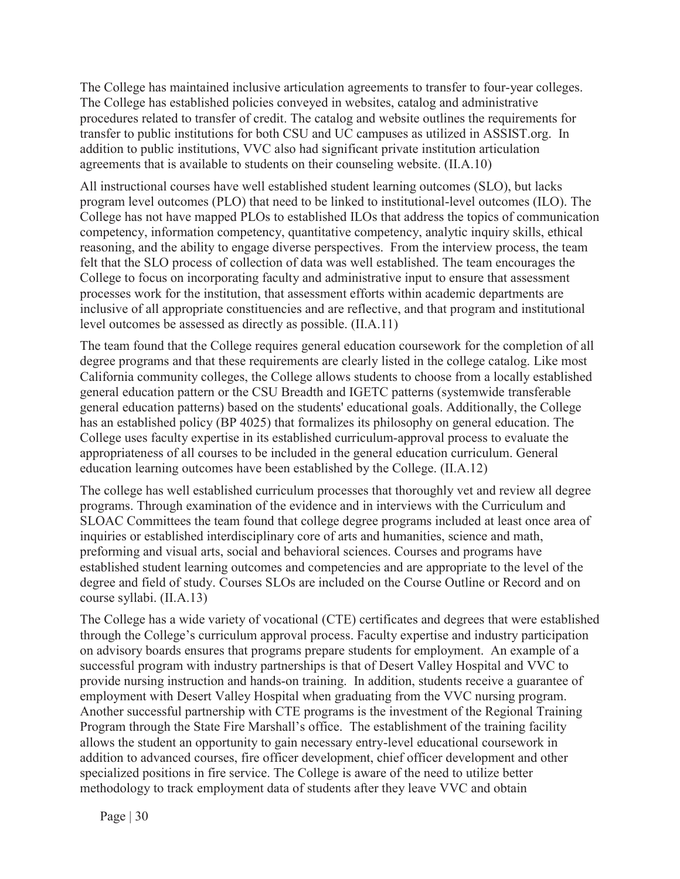The College has maintained inclusive articulation agreements to transfer to four-year colleges. The College has established policies conveyed in websites, catalog and administrative procedures related to transfer of credit. The catalog and website outlines the requirements for transfer to public institutions for both CSU and UC campuses as utilized in ASSIST.org. In addition to public institutions, VVC also had significant private institution articulation agreements that is available to students on their counseling website. (II.A.10)

All instructional courses have well established student learning outcomes (SLO), but lacks program level outcomes (PLO) that need to be linked to institutional-level outcomes (ILO). The College has not have mapped PLOs to established ILOs that address the topics of communication competency, information competency, quantitative competency, analytic inquiry skills, ethical reasoning, and the ability to engage diverse perspectives. From the interview process, the team felt that the SLO process of collection of data was well established. The team encourages the College to focus on incorporating faculty and administrative input to ensure that assessment processes work for the institution, that assessment efforts within academic departments are inclusive of all appropriate constituencies and are reflective, and that program and institutional level outcomes be assessed as directly as possible. (II.A.11)

The team found that the College requires general education coursework for the completion of all degree programs and that these requirements are clearly listed in the college catalog. Like most California community colleges, the College allows students to choose from a locally established general education pattern or the CSU Breadth and IGETC patterns (systemwide transferable general education patterns) based on the students' educational goals. Additionally, the College has an established policy (BP 4025) that formalizes its philosophy on general education. The College uses faculty expertise in its established curriculum-approval process to evaluate the appropriateness of all courses to be included in the general education curriculum. General education learning outcomes have been established by the College. (II.A.12)

The college has well established curriculum processes that thoroughly vet and review all degree programs. Through examination of the evidence and in interviews with the Curriculum and SLOAC Committees the team found that college degree programs included at least once area of inquiries or established interdisciplinary core of arts and humanities, science and math, preforming and visual arts, social and behavioral sciences. Courses and programs have established student learning outcomes and competencies and are appropriate to the level of the degree and field of study. Courses SLOs are included on the Course Outline or Record and on course syllabi. (II.A.13)

The College has a wide variety of vocational (CTE) certificates and degrees that were established through the College's curriculum approval process. Faculty expertise and industry participation on advisory boards ensures that programs prepare students for employment. An example of a successful program with industry partnerships is that of Desert Valley Hospital and VVC to provide nursing instruction and hands-on training. In addition, students receive a guarantee of employment with Desert Valley Hospital when graduating from the VVC nursing program. Another successful partnership with CTE programs is the investment of the Regional Training Program through the State Fire Marshall's office. The establishment of the training facility allows the student an opportunity to gain necessary entry-level educational coursework in addition to advanced courses, fire officer development, chief officer development and other specialized positions in fire service. The College is aware of the need to utilize better methodology to track employment data of students after they leave VVC and obtain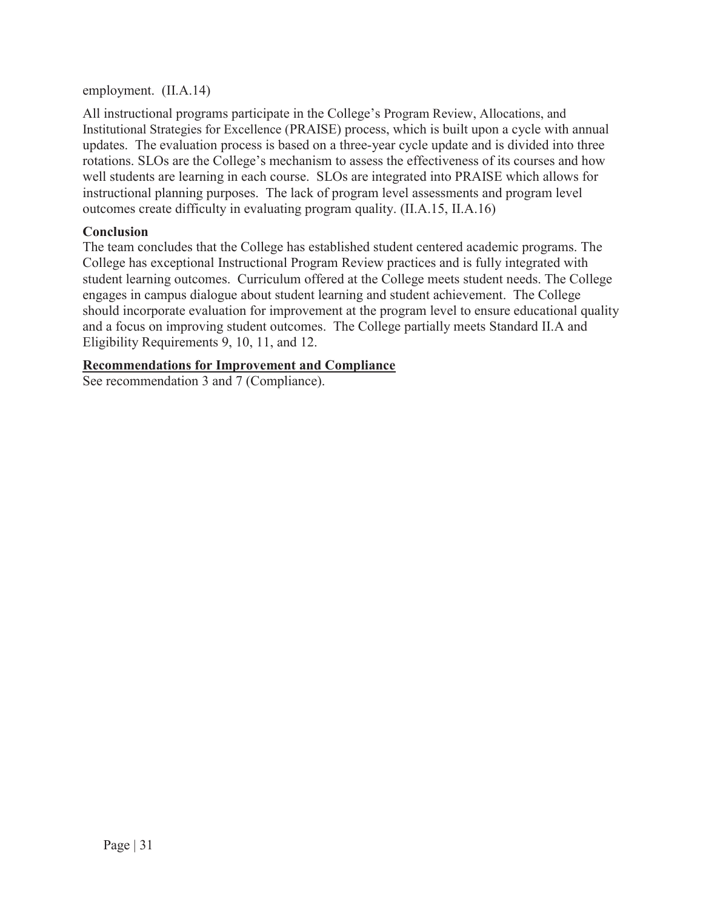employment. (II.A.14)

All instructional programs participate in the College's Program Review, Allocations, and Institutional Strategies for Excellence (PRAISE) process, which is built upon a cycle with annual updates. The evaluation process is based on a three-year cycle update and is divided into three rotations. SLOs are the College's mechanism to assess the effectiveness of its courses and how well students are learning in each course. SLOs are integrated into PRAISE which allows for instructional planning purposes. The lack of program level assessments and program level outcomes create difficulty in evaluating program quality. (II.A.15, II.A.16)

**Conclusion**

The team concludes that the College has established student centered academic programs. The College has exceptional Instructional Program Review practices and is fully integrated with student learning outcomes. Curriculum offered at the College meets student needs. The College engages in campus dialogue about student learning and student achievement. The College should incorporate evaluation for improvement at the program level to ensure educational quality and a focus on improving student outcomes. The College partially meets Standard II.A and Eligibility Requirements 9, 10, 11, and 12.

**Recommendations for Improvement and Compliance**

See recommendation 3 and 7 (Compliance).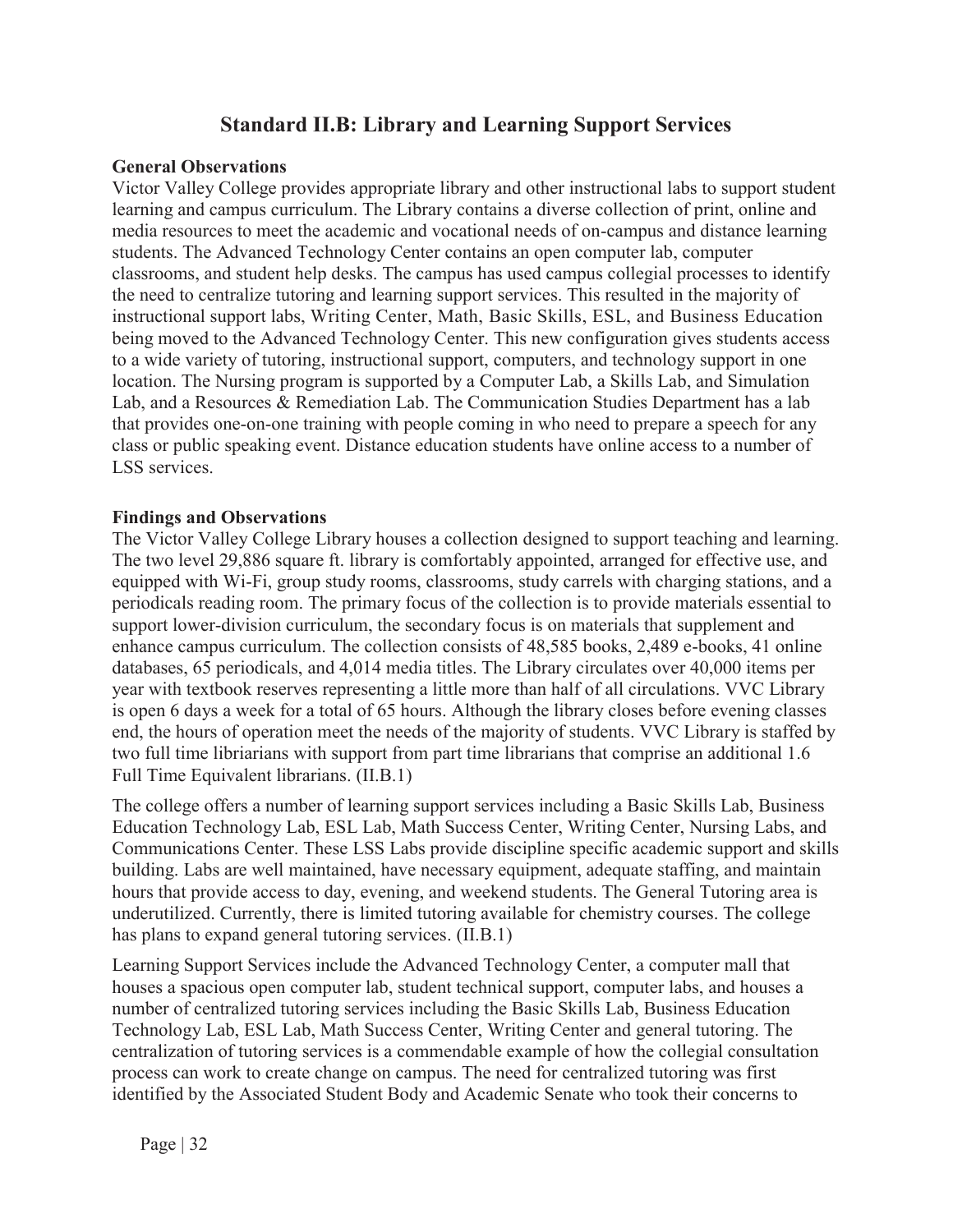## Standard II.B: Library and Learning Support Services

**General Observations**

Victor Valley College provides appropriate library and other instructional labs to support student learning and campus curriculum. The Library contains a diverse collection of print, online and media resources to meet the academic and vocational needs of on-campus and distance learning students. The Advanced Technology Center contains an open computer lab, computer classrooms, and student help desks. The campus has used campus collegial processes to identify the need to centralize tutoring and learning support services. This resulted in the majority of instructional support labs, Writing Center, Math, Basic Skills, ESL, and Business Education being moved to the Advanced Technology Center. This new configuration gives students access to a wide variety of tutoring, instructional support, computers, and technology support in one location. The Nursing program is supported by a Computer Lab, a Skills Lab, and Simulation Lab, and a Resources & Remediation Lab. The Communication Studies Department has a lab that provides one-on-one training with people coming in who need to prepare a speech for any class or public speaking event. Distance education students have online access to a number of LSS services.

**Findings and Observations**

The Victor Valley College Library houses a collection designed to support teaching and learning. The two level 29,886 square ft. library is comfortably appointed, arranged for effective use, and equipped with Wi-Fi, group study rooms, classrooms, study carrels with charging stations, and a periodicals reading room. The primary focus of the collection is to provide materials essential to support lower-division curriculum, the secondary focus is on materials that supplement and enhance campus curriculum. The collection consists of 48,585 books, 2,489 e-books, 41 online databases, 65 periodicals, and 4,014 media titles. The Library circulates over 40,000 items per year with textbook reserves representing a little more than half of all circulations. VVC Library is open 6 days a week for a total of 65 hours. Although the library closes before evening classes end, the hours of operation meet the needs of the majority of students. VVC Library is staffed by two full time libriarians with support from part time librarians that comprise an additional 1.6 Full Time Equivalent librarians. (II.B.1)

The college offers a number of learning support services including a Basic Skills Lab, Business Education Technology Lab, ESL Lab, Math Success Center, Writing Center, Nursing Labs, and Communications Center. These LSS Labs provide discipline specific academic support and skills building. Labs are well maintained, have necessary equipment, adequate staffing, and maintain hours that provide access to day, evening, and weekend students. The General Tutoring area is underutilized. Currently, there is limited tutoring available for chemistry courses. The college has plans to expand general tutoring services. (II.B.1)

Learning Support Services include the Advanced Technology Center, a computer mall that houses a spacious open computer lab, student technical support, computer labs, and houses a number of centralized tutoring services including the Basic Skills Lab, Business Education Technology Lab, ESL Lab, Math Success Center, Writing Center and general tutoring. The centralization of tutoring services is a commendable example of how the collegial consultation process can work to create change on campus. The need for centralized tutoring was first identified by the Associated Student Body and Academic Senate who took their concerns to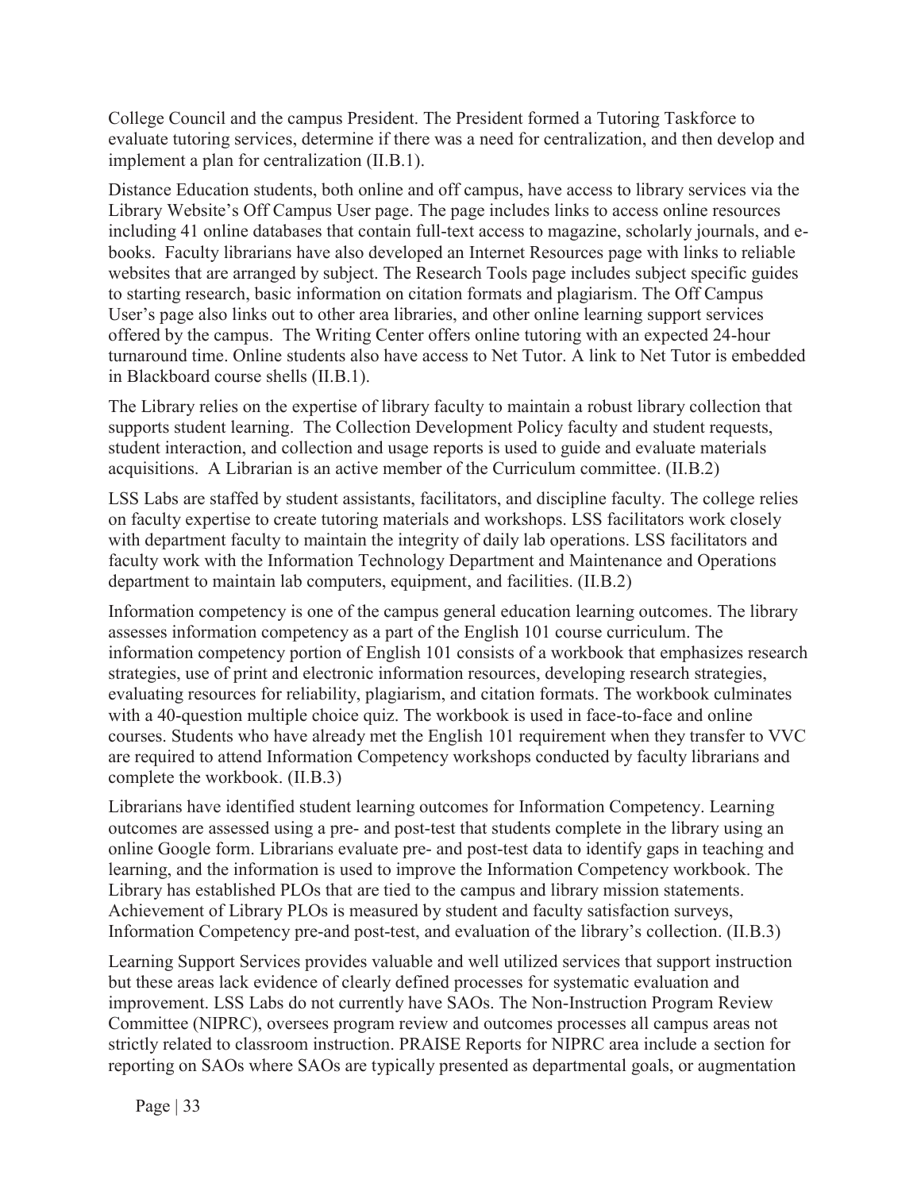College Council and the campus President. The President formed a Tutoring Taskforce to evaluate tutoring services, determine if there was a need for centralization, and then develop and implement a plan for centralization (II.B.1).

Distance Education students, both online and off campus, have access to library services via the Library Website's Off Campus User page. The page includes links to access online resources including 41 online databases that contain full-text access to magazine, scholarly journals, and e-books. Faculty librarians have also developed an Internet Resources page with links to reliable websites that are arranged by subject. The Research Tools page includes subject specific guides to starting research, basic information on citation formats and plagiarism. The Off Campus User's page also links out to other area libraries, and other online learning support services offered by the campus. The Writing Center offers online tutoring with an expected 24-hour turnaround time. Online students also have access to Net Tutor. A link to Net Tutor is embedded in Blackboard course shells (II.B.1).

The Library relies on the expertise of library faculty to maintain a robust library collection that supports student learning. The Collection Development Policy faculty and student requests, student interaction, and collection and usage reports is used to guide and evaluate materials acquisitions. A Librarian is an active member of the Curriculum committee. (II.B.2)

LSS Labs are staffed by student assistants, facilitators, and discipline faculty. The college relies on faculty expertise to create tutoring materials and workshops. LSS facilitators work closely with department faculty to maintain the integrity of daily lab operations. LSS facilitators and faculty work with the Information Technology Department and Maintenance and Operations department to maintain lab computers, equipment, and facilities. (II.B.2)

Information competency is one of the campus general education learning outcomes. The library assesses information competency as a part of the English 101 course curriculum. The information competency portion of English 101 consists of a workbook that emphasizes research strategies, use of print and electronic information resources, developing research strategies, evaluating resources for reliability, plagiarism, and citation formats. The workbook culminates with a 40-question multiple choice quiz. The workbook is used in face-to-face and online courses. Students who have already met the English 101 requirement when they transfer to VVC are required to attend Information Competency workshops conducted by faculty librarians and complete the workbook. (II.B.3)

Librarians have identified student learning outcomes for Information Competency. Learning outcomes are assessed using a pre- and post-test that students complete in the library using an online Google form. Librarians evaluate pre- and post-test data to identify gaps in teaching and learning, and the information is used to improve the Information Competency workbook. The Library has established PLOs that are tied to the campus and library mission statements. Achievement of Library PLOs is measured by student and faculty satisfaction surveys, Information Competency pre-and post-test, and evaluation of the library's collection. (II.B.3)

Learning Support Services provides valuable and well utilized services that support instruction but these areas lack evidence of clearly defined processes for systematic evaluation and improvement. LSS Labs do not currently have SAOs. The Non-Instruction Program Review Committee (NIPRC), oversees program review and outcomes processes all campus areas not strictly related to classroom instruction. PRAISE Reports for NIPRC area include a section for reporting on SAOs where SAOs are typically presented as departmental goals, or augmentation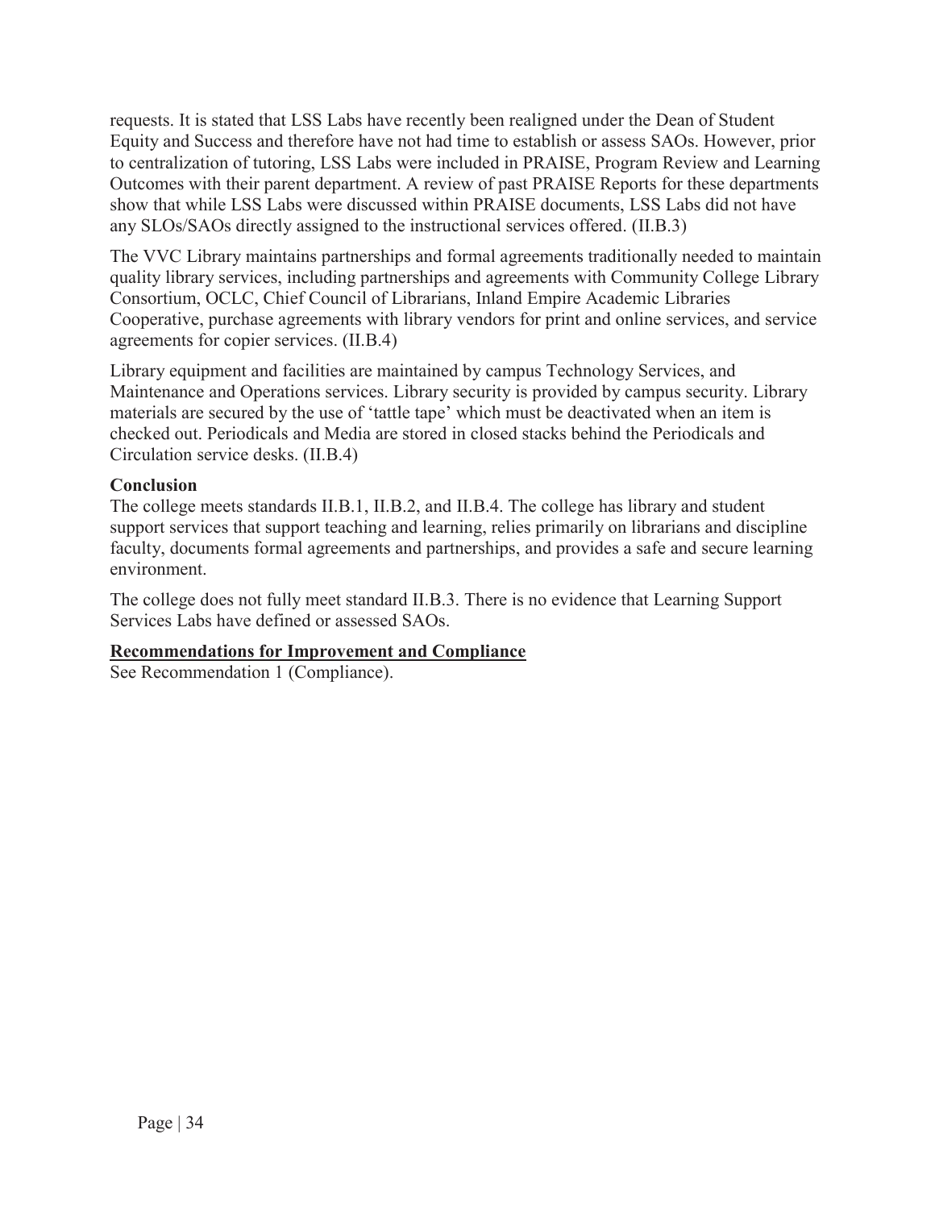requests. It is stated that LSS Labs have recently been realigned under the Dean of Student Equity and Success and therefore have not had time to establish or assess SAOs. However, prior to centralization of tutoring, LSS Labs were included in PRAISE, Program Review and Learning Outcomes with their parent department. A review of past PRAISE Reports for these departments show that while LSS Labs were discussed within PRAISE documents, LSS Labs did not have any SLOs/SAOs directly assigned to the instructional services offered. (II.B.3)

The VVC Library maintains partnerships and formal agreements traditionally needed to maintain quality library services, including partnerships and agreements with Community College Library Consortium, OCLC, Chief Council of Librarians, Inland Empire Academic Libraries Cooperative, purchase agreements with library vendors for print and online services, and service agreements for copier services. (II.B.4)

Library equipment and facilities are maintained by campus Technology Services, and Maintenance and Operations services. Library security is provided by campus security. Library materials are secured by the use of 'tattle tape' which must be deactivated when an item is checked out. Periodicals and Media are stored in closed stacks behind the Periodicals and Circulation service desks. (II.B.4)

**Conclusion**

The college meets standards II.B.1, II.B.2, and II.B.4. The college has library and student support services that support teaching and learning, relies primarily on librarians and discipline faculty, documents formal agreements and partnerships, and provides a safe and secure learning environment.

The college does not fully meet standard II.B.3. There is no evidence that Learning Support Services Labs have defined or assessed SAOs.

**Recommendations for Improvement and Compliance**

See Recommendation 1 (Compliance).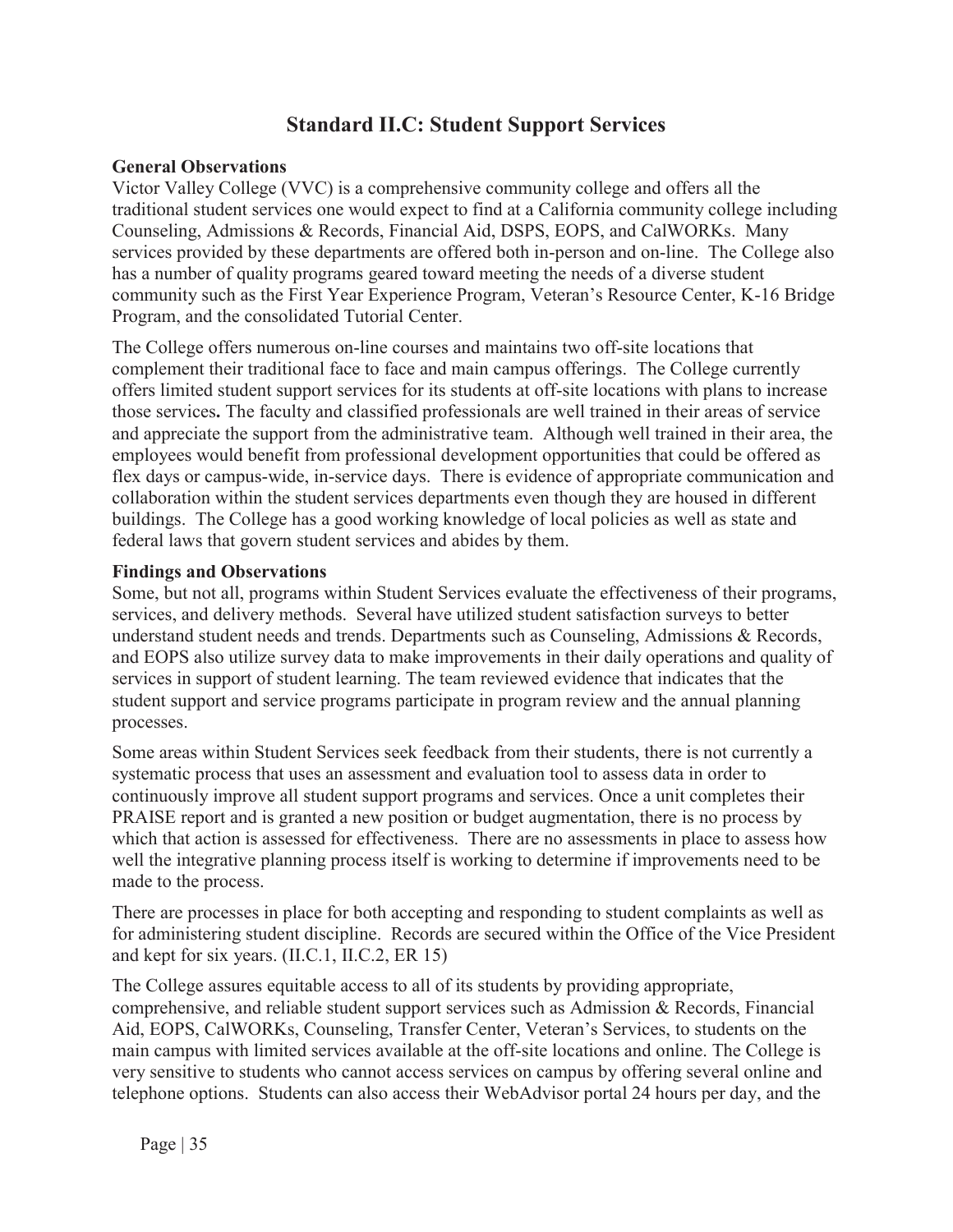## Standard II.C: Student Support Services

**General Observations**

Victor Valley College (VVC) is a comprehensive community college and offers all the traditional student services one would expect to find at a California community college including Counseling, Admissions & Records, Financial Aid, DSPS, EOPS, and CalWORKs. Many services provided by these departments are offered both in-person and on-line. The College also has a number of quality programs geared toward meeting the needs of a diverse student community such as the First Year Experience Program, Veteran's Resource Center, K-16 Bridge Program, and the consolidated Tutorial Center.

The College offers numerous on-line courses and maintains two off-site locations that complement their traditional face to face and main campus offerings. The College currently offers limited student support services for its students at off-site locations with plans to increase those services**.** The faculty and classified professionals are well trained in their areas of service and appreciate the support from the administrative team. Although well trained in their area, the employees would benefit from professional development opportunities that could be offered as flex days or campus-wide, in-service days. There is evidence of appropriate communication and collaboration within the student services departments even though they are housed in different buildings. The College has a good working knowledge of local policies as well as state and federal laws that govern student services and abides by them.

**Findings and Observations**

Some, but not all, programs within Student Services evaluate the effectiveness of their programs, services, and delivery methods. Several have utilized student satisfaction surveys to better understand student needs and trends. Departments such as Counseling, Admissions & Records, and EOPS also utilize survey data to make improvements in their daily operations and quality of services in support of student learning. The team reviewed evidence that indicates that the student support and service programs participate in program review and the annual planning processes.

Some areas within Student Services seek feedback from their students, there is not currently a systematic process that uses an assessment and evaluation tool to assess data in order to continuously improve all student support programs and services. Once a unit completes their PRAISE report and is granted a new position or budget augmentation, there is no process by which that action is assessed for effectiveness. There are no assessments in place to assess how well the integrative planning process itself is working to determine if improvements need to be made to the process.

There are processes in place for both accepting and responding to student complaints as well as for administering student discipline. Records are secured within the Office of the Vice President and kept for six years. (II.C.1, II.C.2, ER 15)

The College assures equitable access to all of its students by providing appropriate, comprehensive, and reliable student support services such as Admission & Records, Financial Aid, EOPS, CalWORKs, Counseling, Transfer Center, Veteran's Services, to students on the main campus with limited services available at the off-site locations and online. The College is very sensitive to students who cannot access services on campus by offering several online and telephone options. Students can also access their WebAdvisor portal 24 hours per day, and the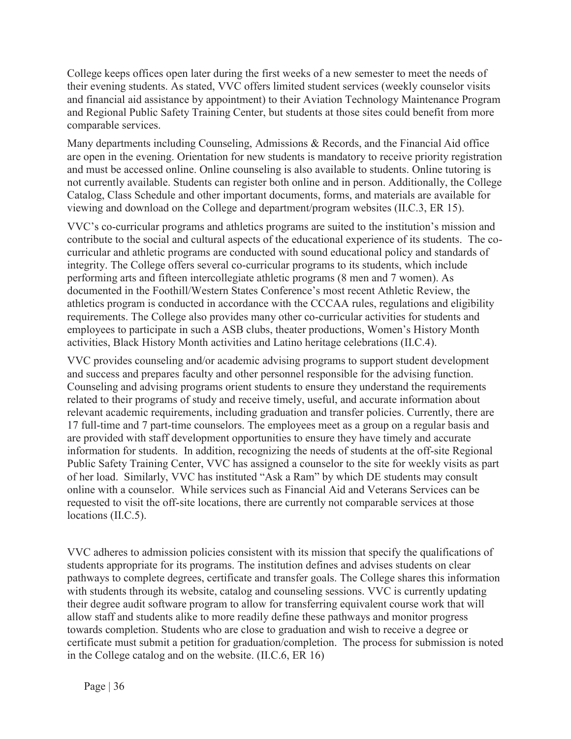College keeps offices open later during the first weeks of a new semester to meet the needs of their evening students. As stated, VVC offers limited student services (weekly counselor visits and financial aid assistance by appointment) to their Aviation Technology Maintenance Program and Regional Public Safety Training Center, but students at those sites could benefit from more comparable services.

Many departments including Counseling, Admissions & Records, and the Financial Aid office are open in the evening. Orientation for new students is mandatory to receive priority registration and must be accessed online. Online counseling is also available to students. Online tutoring is not currently available. Students can register both online and in person. Additionally, the College Catalog, Class Schedule and other important documents, forms, and materials are available for viewing and download on the College and department/program websites (II.C.3, ER 15).

VVC's co-curricular programs and athletics programs are suited to the institution's mission and contribute to the social and cultural aspects of the educational experience of its students. The co-curricular and athletic programs are conducted with sound educational policy and standards of integrity. The College offers several co-curricular programs to its students, which include performing arts and fifteen intercollegiate athletic programs (8 men and 7 women). As documented in the Foothill/Western States Conference's most recent Athletic Review, the athletics program is conducted in accordance with the CCCAA rules, regulations and eligibility requirements. The College also provides many other co-curricular activities for students and employees to participate in such a ASB clubs, theater productions, Women's History Month activities, Black History Month activities and Latino heritage celebrations (II.C.4).

VVC provides counseling and/or academic advising programs to support student development and success and prepares faculty and other personnel responsible for the advising function. Counseling and advising programs orient students to ensure they understand the requirements related to their programs of study and receive timely, useful, and accurate information about relevant academic requirements, including graduation and transfer policies. Currently, there are 17 full-time and 7 part-time counselors. The employees meet as a group on a regular basis and are provided with staff development opportunities to ensure they have timely and accurate information for students. In addition, recognizing the needs of students at the off-site Regional Public Safety Training Center, VVC has assigned a counselor to the site for weekly visits as part of her load. Similarly, VVC has instituted "Ask a Ram" by which DE students may consult online with a counselor. While services such as Financial Aid and Veterans Services can be requested to visit the off-site locations, there are currently not comparable services at those locations (II.C.5).

VVC adheres to admission policies consistent with its mission that specify the qualifications of students appropriate for its programs. The institution defines and advises students on clear pathways to complete degrees, certificate and transfer goals. The College shares this information with students through its website, catalog and counseling sessions. VVC is currently updating their degree audit software program to allow for transferring equivalent course work that will allow staff and students alike to more readily define these pathways and monitor progress towards completion. Students who are close to graduation and wish to receive a degree or certificate must submit a petition for graduation/completion. The process for submission is noted in the College catalog and on the website. (II.C.6, ER 16)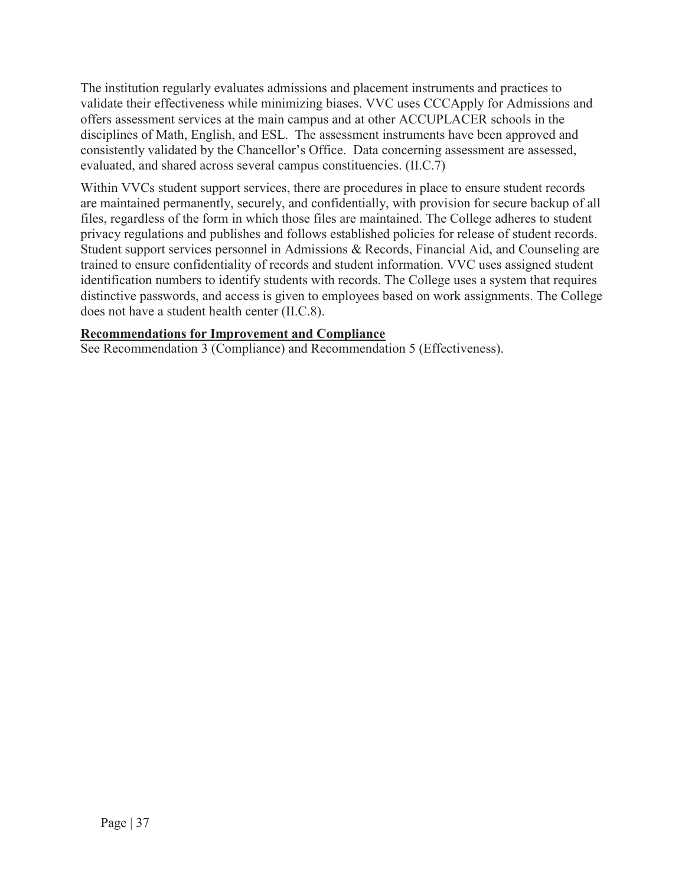The institution regularly evaluates admissions and placement instruments and practices to validate their effectiveness while minimizing biases. VVC uses CCCApply for Admissions and offers assessment services at the main campus and at other ACCUPLACER schools in the disciplines of Math, English, and ESL. The assessment instruments have been approved and consistently validated by the Chancellor's Office. Data concerning assessment are assessed, evaluated, and shared across several campus constituencies. (II.C.7)

Within VVCs student support services, there are procedures in place to ensure student records are maintained permanently, securely, and confidentially, with provision for secure backup of all files, regardless of the form in which those files are maintained. The College adheres to student privacy regulations and publishes and follows established policies for release of student records. Student support services personnel in Admissions & Records, Financial Aid, and Counseling are trained to ensure confidentiality of records and student information. VVC uses assigned student identification numbers to identify students with records. The College uses a system that requires distinctive passwords, and access is given to employees based on work assignments. The College does not have a student health center (II.C.8).

**Recommendations for Improvement and Compliance**

See Recommendation 3 (Compliance) and Recommendation 5 (Effectiveness).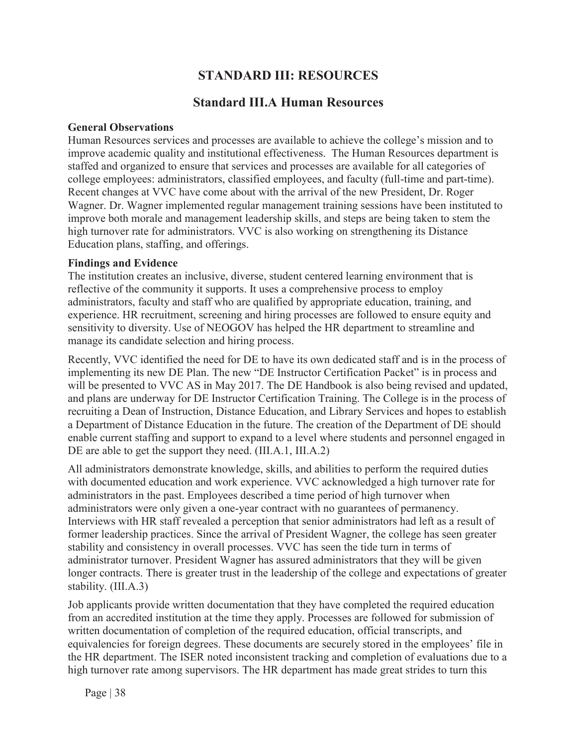# STANDARD III: RESOURCES

## Standard III.A Human Resources

**General Observations**

Human Resources services and processes are available to achieve the college's mission and to improve academic quality and institutional effectiveness. The Human Resources department is staffed and organized to ensure that services and processes are available for all categories of college employees: administrators, classified employees, and faculty (full-time and part-time). Recent changes at VVC have come about with the arrival of the new President, Dr. Roger Wagner. Dr. Wagner implemented regular management training sessions have been instituted to improve both morale and management leadership skills, and steps are being taken to stem the high turnover rate for administrators. VVC is also working on strengthening its Distance Education plans, staffing, and offerings.

**Findings and Evidence**

The institution creates an inclusive, diverse, student centered learning environment that is reflective of the community it supports. It uses a comprehensive process to employ administrators, faculty and staff who are qualified by appropriate education, training, and experience. HR recruitment, screening and hiring processes are followed to ensure equity and sensitivity to diversity. Use of NEOGOV has helped the HR department to streamline and manage its candidate selection and hiring process.

Recently, VVC identified the need for DE to have its own dedicated staff and is in the process of implementing its new DE Plan. The new "DE Instructor Certification Packet" is in process and will be presented to VVC AS in May 2017. The DE Handbook is also being revised and updated, and plans are underway for DE Instructor Certification Training. The College is in the process of recruiting a Dean of Instruction, Distance Education, and Library Services and hopes to establish a Department of Distance Education in the future. The creation of the Department of DE should enable current staffing and support to expand to a level where students and personnel engaged in DE are able to get the support they need. (III.A.1, III.A.2)

All administrators demonstrate knowledge, skills, and abilities to perform the required duties with documented education and work experience. VVC acknowledged a high turnover rate for administrators in the past. Employees described a time period of high turnover when administrators were only given a one-year contract with no guarantees of permanency. Interviews with HR staff revealed a perception that senior administrators had left as a result of former leadership practices. Since the arrival of President Wagner, the college has seen greater stability and consistency in overall processes. VVC has seen the tide turn in terms of administrator turnover. President Wagner has assured administrators that they will be given longer contracts. There is greater trust in the leadership of the college and expectations of greater stability. (III.A.3)

Job applicants provide written documentation that they have completed the required education from an accredited institution at the time they apply. Processes are followed for submission of written documentation of completion of the required education, official transcripts, and equivalencies for foreign degrees. These documents are securely stored in the employees' file in the HR department. The ISER noted inconsistent tracking and completion of evaluations due to a high turnover rate among supervisors. The HR department has made great strides to turn this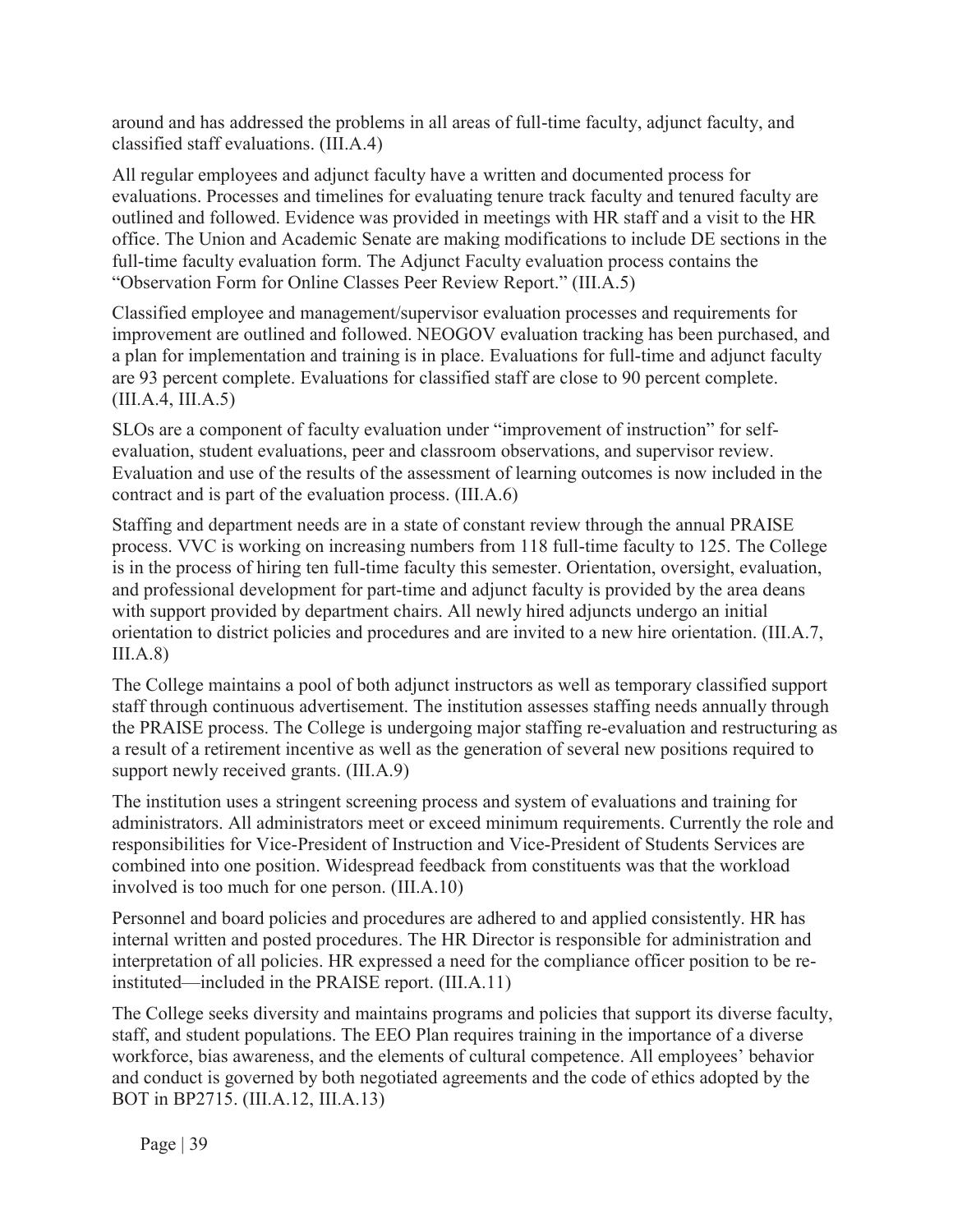around and has addressed the problems in all areas of full-time faculty, adjunct faculty, and classified staff evaluations. (III.A.4)

All regular employees and adjunct faculty have a written and documented process for evaluations. Processes and timelines for evaluating tenure track faculty and tenured faculty are outlined and followed. Evidence was provided in meetings with HR staff and a visit to the HR office. The Union and Academic Senate are making modifications to include DE sections in the full-time faculty evaluation form. The Adjunct Faculty evaluation process contains the "Observation Form for Online Classes Peer Review Report." (III.A.5)

Classified employee and management/supervisor evaluation processes and requirements for improvement are outlined and followed. NEOGOV evaluation tracking has been purchased, and a plan for implementation and training is in place. Evaluations for full-time and adjunct faculty are 93 percent complete. Evaluations for classified staff are close to 90 percent complete. (III.A.4, III.A.5)

SLOs are a component of faculty evaluation under "improvement of instruction" for self-evaluation, student evaluations, peer and classroom observations, and supervisor review. Evaluation and use of the results of the assessment of learning outcomes is now included in the contract and is part of the evaluation process. (III.A.6)

Staffing and department needs are in a state of constant review through the annual PRAISE process. VVC is working on increasing numbers from 118 full-time faculty to 125. The College is in the process of hiring ten full-time faculty this semester. Orientation, oversight, evaluation, and professional development for part-time and adjunct faculty is provided by the area deans with support provided by department chairs. All newly hired adjuncts undergo an initial orientation to district policies and procedures and are invited to a new hire orientation. (III.A.7, III.A.8)

The College maintains a pool of both adjunct instructors as well as temporary classified support staff through continuous advertisement. The institution assesses staffing needs annually through the PRAISE process. The College is undergoing major staffing re-evaluation and restructuring as a result of a retirement incentive as well as the generation of several new positions required to support newly received grants. (III.A.9)

The institution uses a stringent screening process and system of evaluations and training for administrators. All administrators meet or exceed minimum requirements. Currently the role and responsibilities for Vice-President of Instruction and Vice-President of Students Services are combined into one position. Widespread feedback from constituents was that the workload involved is too much for one person. (III.A.10)

Personnel and board policies and procedures are adhered to and applied consistently. HR has internal written and posted procedures. The HR Director is responsible for administration and interpretation of all policies. HR expressed a need for the compliance officer position to be re-instituted—included in the PRAISE report. (III.A.11)

The College seeks diversity and maintains programs and policies that support its diverse faculty, staff, and student populations. The EEO Plan requires training in the importance of a diverse workforce, bias awareness, and the elements of cultural competence. All employees' behavior and conduct is governed by both negotiated agreements and the code of ethics adopted by the BOT in BP2715. (III.A.12, III.A.13)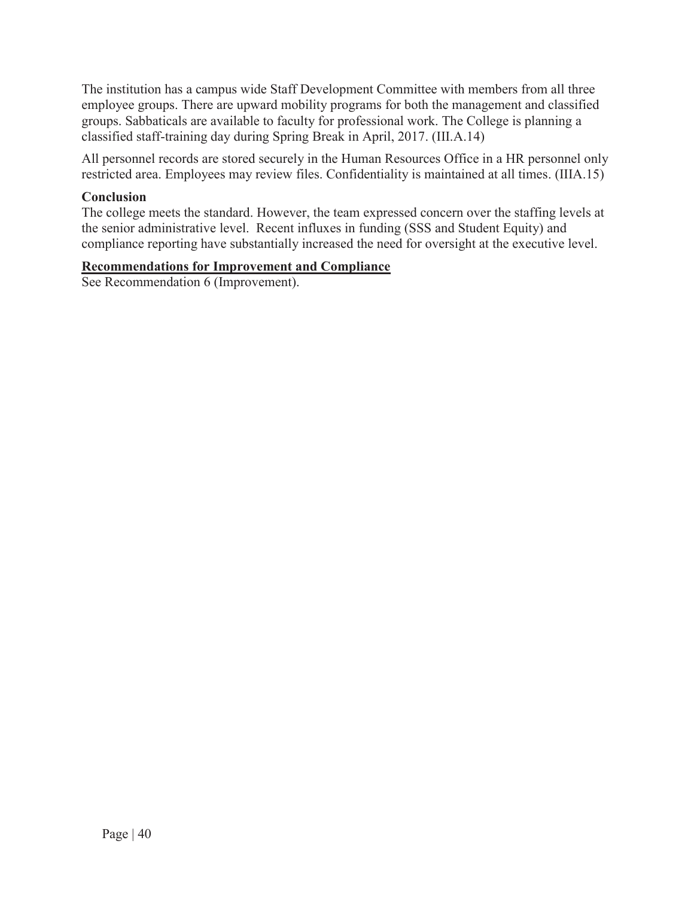The institution has a campus wide Staff Development Committee with members from all three employee groups. There are upward mobility programs for both the management and classified groups. Sabbaticals are available to faculty for professional work. The College is planning a classified staff-training day during Spring Break in April, 2017. (III.A.14)

All personnel records are stored securely in the Human Resources Office in a HR personnel only restricted area. Employees may review files. Confidentiality is maintained at all times. (IIIA.15)

**Conclusion**

The college meets the standard. However, the team expressed concern over the staffing levels at the senior administrative level. Recent influxes in funding (SSS and Student Equity) and compliance reporting have substantially increased the need for oversight at the executive level.

**Recommendations for Improvement and Compliance**

See Recommendation 6 (Improvement).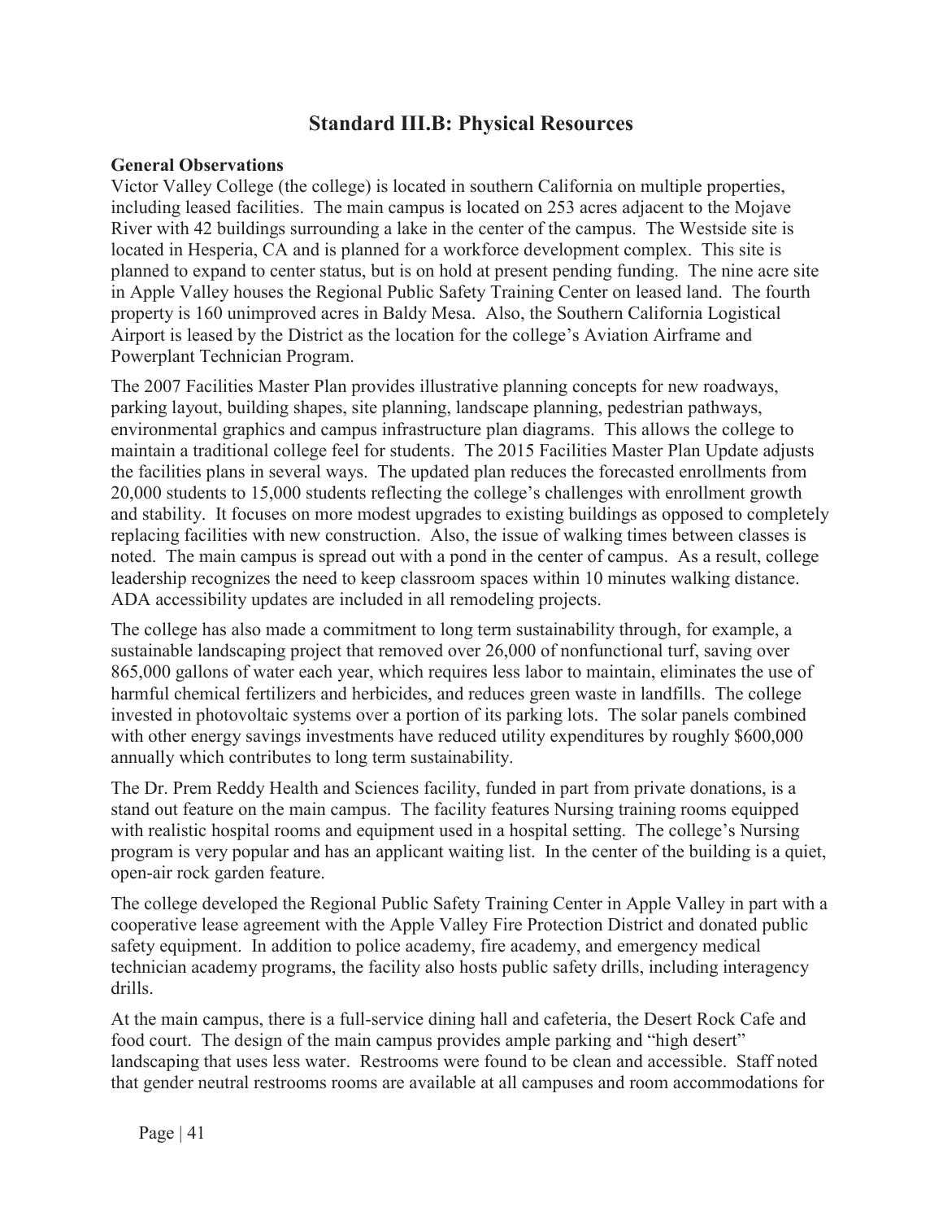## Standard III.B: Physical Resources

**General Observations**

Victor Valley College (the college) is located in southern California on multiple properties, including leased facilities. The main campus is located on 253 acres adjacent to the Mojave River with 42 buildings surrounding a lake in the center of the campus. The Westside site is located in Hesperia, CA and is planned for a workforce development complex. This site is planned to expand to center status, but is on hold at present pending funding. The nine acre site in Apple Valley houses the Regional Public Safety Training Center on leased land. The fourth property is 160 unimproved acres in Baldy Mesa. Also, the Southern California Logistical Airport is leased by the District as the location for the college's Aviation Airframe and Powerplant Technician Program.

The 2007 Facilities Master Plan provides illustrative planning concepts for new roadways, parking layout, building shapes, site planning, landscape planning, pedestrian pathways, environmental graphics and campus infrastructure plan diagrams. This allows the college to maintain a traditional college feel for students. The 2015 Facilities Master Plan Update adjusts the facilities plans in several ways. The updated plan reduces the forecasted enrollments from 20,000 students to 15,000 students reflecting the college's challenges with enrollment growth and stability. It focuses on more modest upgrades to existing buildings as opposed to completely replacing facilities with new construction. Also, the issue of walking times between classes is noted. The main campus is spread out with a pond in the center of campus. As a result, college leadership recognizes the need to keep classroom spaces within 10 minutes walking distance. ADA accessibility updates are included in all remodeling projects.

The college has also made a commitment to long term sustainability through, for example, a sustainable landscaping project that removed over 26,000 of nonfunctional turf, saving over 865,000 gallons of water each year, which requires less labor to maintain, eliminates the use of harmful chemical fertilizers and herbicides, and reduces green waste in landfills. The college invested in photovoltaic systems over a portion of its parking lots. The solar panels combined with other energy savings investments have reduced utility expenditures by roughly $600,000 annually which contributes to long term sustainability.

The Dr. Prem Reddy Health and Sciences facility, funded in part from private donations, is a stand out feature on the main campus. The facility features Nursing training rooms equipped with realistic hospital rooms and equipment used in a hospital setting. The college's Nursing program is very popular and has an applicant waiting list. In the center of the building is a quiet, open-air rock garden feature.

The college developed the Regional Public Safety Training Center in Apple Valley in part with a cooperative lease agreement with the Apple Valley Fire Protection District and donated public safety equipment. In addition to police academy, fire academy, and emergency medical technician academy programs, the facility also hosts public safety drills, including interagency drills.

At the main campus, there is a full-service dining hall and cafeteria, the Desert Rock Cafe and food court. The design of the main campus provides ample parking and "high desert" landscaping that uses less water. Restrooms were found to be clean and accessible. Staff noted that gender neutral restrooms rooms are available at all campuses and room accommodations for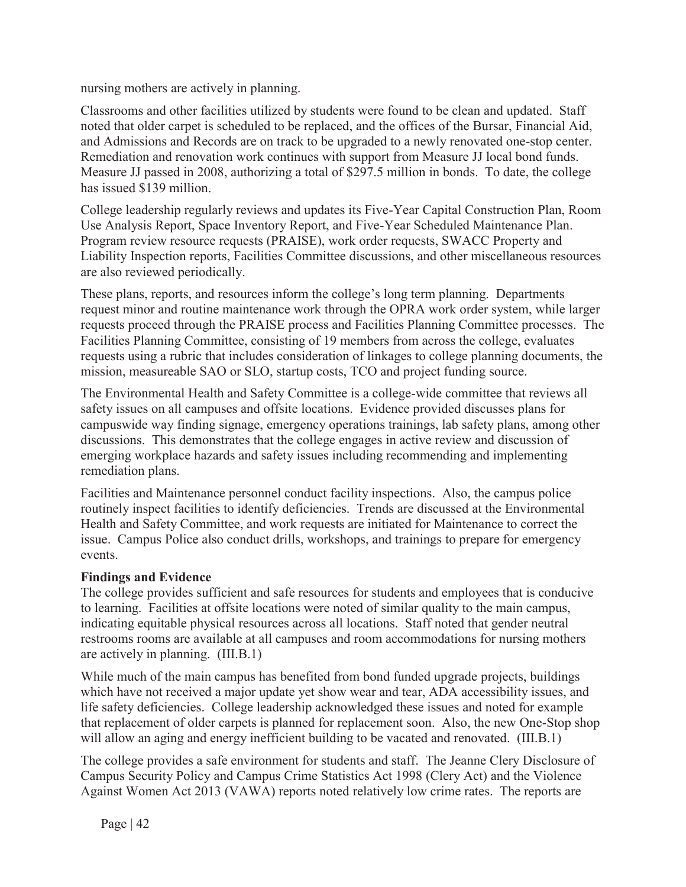nursing mothers are actively in planning.

Classrooms and other facilities utilized by students were found to be clean and updated. Staff noted that older carpet is scheduled to be replaced, and the offices of the Bursar, Financial Aid, and Admissions and Records are on track to be upgraded to a newly renovated one-stop center. Remediation and renovation work continues with support from Measure JJ local bond funds. Measure JJ passed in 2008, authorizing a total of $297.5 million in bonds. To date, the college has issued $139 million.

College leadership regularly reviews and updates its Five-Year Capital Construction Plan, Room Use Analysis Report, Space Inventory Report, and Five-Year Scheduled Maintenance Plan. Program review resource requests (PRAISE), work order requests, SWACC Property and Liability Inspection reports, Facilities Committee discussions, and other miscellaneous resources are also reviewed periodically.

These plans, reports, and resources inform the college's long term planning. Departments request minor and routine maintenance work through the OPRA work order system, while larger requests proceed through the PRAISE process and Facilities Planning Committee processes. The Facilities Planning Committee, consisting of 19 members from across the college, evaluates requests using a rubric that includes consideration of linkages to college planning documents, the mission, measureable SAO or SLO, startup costs, TCO and project funding source.

The Environmental Health and Safety Committee is a college-wide committee that reviews all safety issues on all campuses and offsite locations. Evidence provided discusses plans for campuswide way finding signage, emergency operations trainings, lab safety plans, among other discussions. This demonstrates that the college engages in active review and discussion of emerging workplace hazards and safety issues including recommending and implementing remediation plans.

Facilities and Maintenance personnel conduct facility inspections. Also, the campus police routinely inspect facilities to identify deficiencies. Trends are discussed at the Environmental Health and Safety Committee, and work requests are initiated for Maintenance to correct the issue. Campus Police also conduct drills, workshops, and trainings to prepare for emergency events.

**Findings and Evidence**

The college provides sufficient and safe resources for students and employees that is conducive to learning. Facilities at offsite locations were noted of similar quality to the main campus, indicating equitable physical resources across all locations. Staff noted that gender neutral restrooms rooms are available at all campuses and room accommodations for nursing mothers are actively in planning. (III.B.1)

While much of the main campus has benefited from bond funded upgrade projects, buildings which have not received a major update yet show wear and tear, ADA accessibility issues, and life safety deficiencies. College leadership acknowledged these issues and noted for example that replacement of older carpets is planned for replacement soon. Also, the new One-Stop shop will allow an aging and energy inefficient building to be vacated and renovated. (III.B.1)

The college provides a safe environment for students and staff. The Jeanne Clery Disclosure of Campus Security Policy and Campus Crime Statistics Act 1998 (Clery Act) and the Violence Against Women Act 2013 (VAWA) reports noted relatively low crime rates. The reports are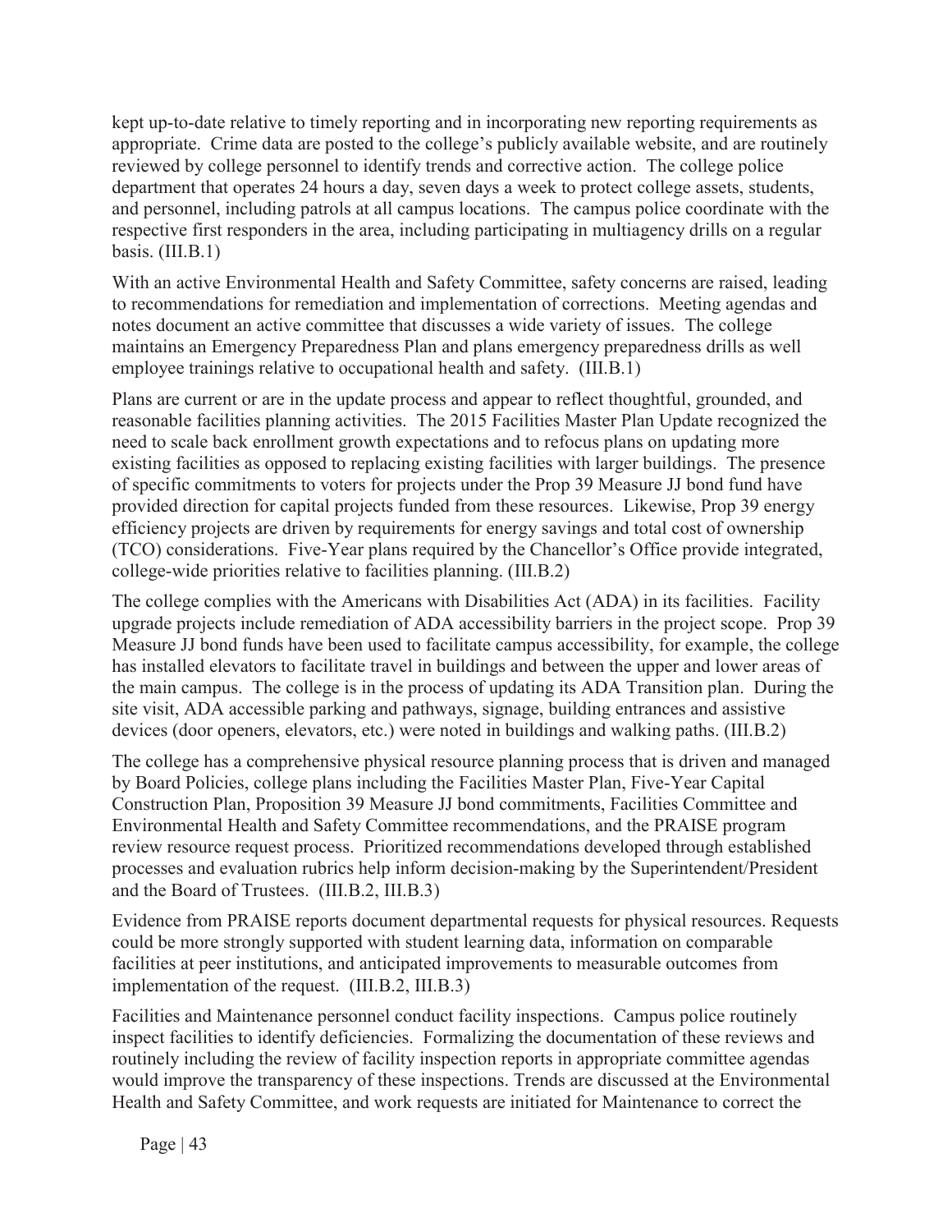kept up-to-date relative to timely reporting and in incorporating new reporting requirements as appropriate. Crime data are posted to the college's publicly available website, and are routinely reviewed by college personnel to identify trends and corrective action. The college police department that operates 24 hours a day, seven days a week to protect college assets, students, and personnel, including patrols at all campus locations. The campus police coordinate with the respective first responders in the area, including participating in multiagency drills on a regular basis. (III.B.1)

With an active Environmental Health and Safety Committee, safety concerns are raised, leading to recommendations for remediation and implementation of corrections. Meeting agendas and notes document an active committee that discusses a wide variety of issues. The college maintains an Emergency Preparedness Plan and plans emergency preparedness drills as well employee trainings relative to occupational health and safety. (III.B.1)

Plans are current or are in the update process and appear to reflect thoughtful, grounded, and reasonable facilities planning activities. The 2015 Facilities Master Plan Update recognized the need to scale back enrollment growth expectations and to refocus plans on updating more existing facilities as opposed to replacing existing facilities with larger buildings. The presence of specific commitments to voters for projects under the Prop 39 Measure JJ bond fund have provided direction for capital projects funded from these resources. Likewise, Prop 39 energy efficiency projects are driven by requirements for energy savings and total cost of ownership (TCO) considerations. Five-Year plans required by the Chancellor's Office provide integrated, college-wide priorities relative to facilities planning. (III.B.2)

The college complies with the Americans with Disabilities Act (ADA) in its facilities. Facility upgrade projects include remediation of ADA accessibility barriers in the project scope. Prop 39 Measure JJ bond funds have been used to facilitate campus accessibility, for example, the college has installed elevators to facilitate travel in buildings and between the upper and lower areas of the main campus. The college is in the process of updating its ADA Transition plan. During the site visit, ADA accessible parking and pathways, signage, building entrances and assistive devices (door openers, elevators, etc.) were noted in buildings and walking paths. (III.B.2)

The college has a comprehensive physical resource planning process that is driven and managed by Board Policies, college plans including the Facilities Master Plan, Five-Year Capital Construction Plan, Proposition 39 Measure JJ bond commitments, Facilities Committee and Environmental Health and Safety Committee recommendations, and the PRAISE program review resource request process. Prioritized recommendations developed through established processes and evaluation rubrics help inform decision-making by the Superintendent/President and the Board of Trustees. (III.B.2, III.B.3)

Evidence from PRAISE reports document departmental requests for physical resources. Requests could be more strongly supported with student learning data, information on comparable facilities at peer institutions, and anticipated improvements to measurable outcomes from implementation of the request. (III.B.2, III.B.3)

Facilities and Maintenance personnel conduct facility inspections. Campus police routinely inspect facilities to identify deficiencies. Formalizing the documentation of these reviews and routinely including the review of facility inspection reports in appropriate committee agendas would improve the transparency of these inspections. Trends are discussed at the Environmental Health and Safety Committee, and work requests are initiated for Maintenance to correct the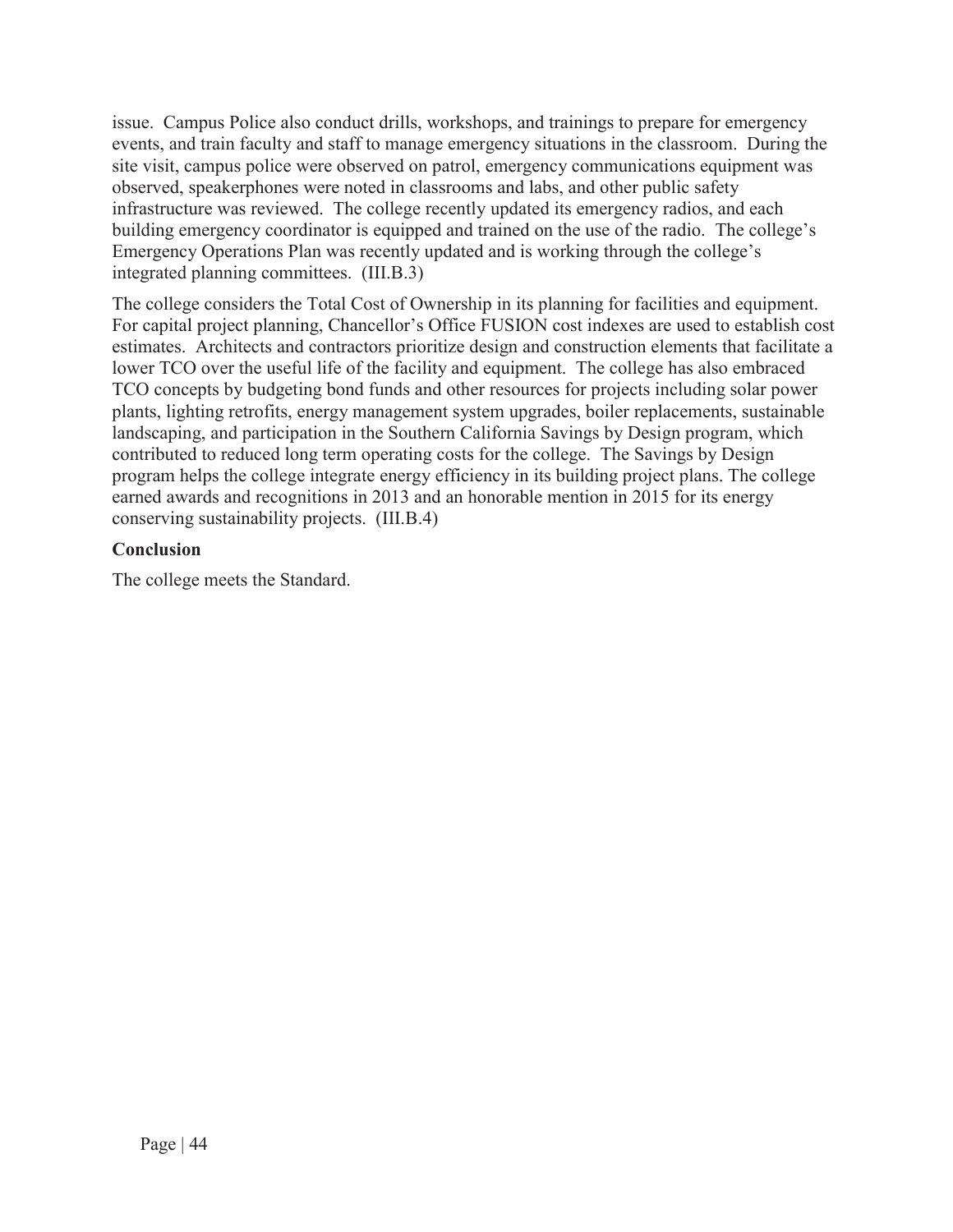issue. Campus Police also conduct drills, workshops, and trainings to prepare for emergency events, and train faculty and staff to manage emergency situations in the classroom. During the site visit, campus police were observed on patrol, emergency communications equipment was observed, speakerphones were noted in classrooms and labs, and other public safety infrastructure was reviewed. The college recently updated its emergency radios, and each building emergency coordinator is equipped and trained on the use of the radio. The college's Emergency Operations Plan was recently updated and is working through the college's integrated planning committees. (III.B.3)

The college considers the Total Cost of Ownership in its planning for facilities and equipment. For capital project planning, Chancellor's Office FUSION cost indexes are used to establish cost estimates. Architects and contractors prioritize design and construction elements that facilitate a lower TCO over the useful life of the facility and equipment. The college has also embraced TCO concepts by budgeting bond funds and other resources for projects including solar power plants, lighting retrofits, energy management system upgrades, boiler replacements, sustainable landscaping, and participation in the Southern California Savings by Design program, which contributed to reduced long term operating costs for the college. The Savings by Design program helps the college integrate energy efficiency in its building project plans. The college earned awards and recognitions in 2013 and an honorable mention in 2015 for its energy conserving sustainability projects. (III.B.4)

**Conclusion**

The college meets the Standard.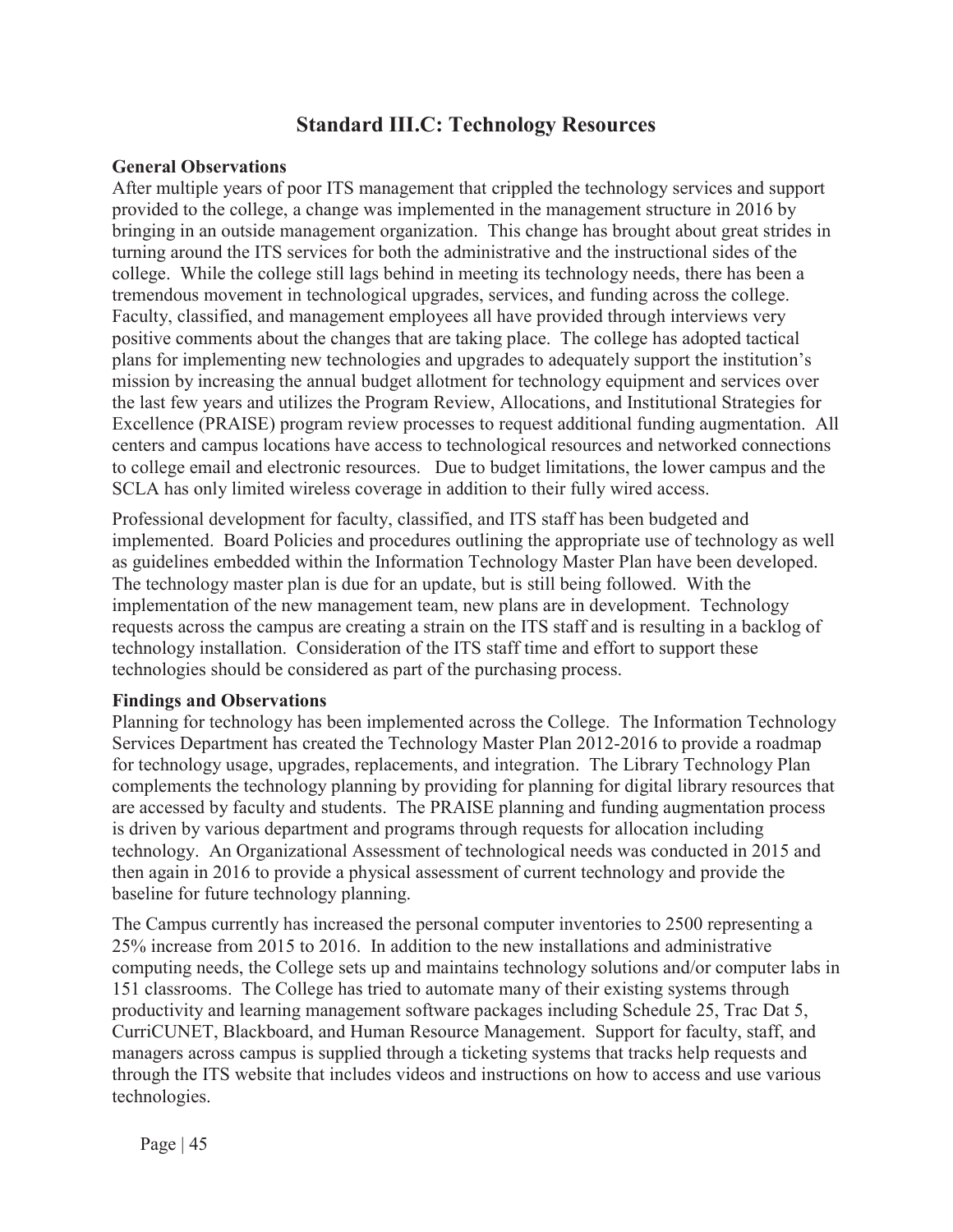## Standard III.C: Technology Resources

**General Observations**

After multiple years of poor ITS management that crippled the technology services and support provided to the college, a change was implemented in the management structure in 2016 by bringing in an outside management organization. This change has brought about great strides in turning around the ITS services for both the administrative and the instructional sides of the college. While the college still lags behind in meeting its technology needs, there has been a tremendous movement in technological upgrades, services, and funding across the college. Faculty, classified, and management employees all have provided through interviews very positive comments about the changes that are taking place. The college has adopted tactical plans for implementing new technologies and upgrades to adequately support the institution's mission by increasing the annual budget allotment for technology equipment and services over the last few years and utilizes the Program Review, Allocations, and Institutional Strategies for Excellence (PRAISE) program review processes to request additional funding augmentation. All centers and campus locations have access to technological resources and networked connections to college email and electronic resources. Due to budget limitations, the lower campus and the SCLA has only limited wireless coverage in addition to their fully wired access.

Professional development for faculty, classified, and ITS staff has been budgeted and implemented. Board Policies and procedures outlining the appropriate use of technology as well as guidelines embedded within the Information Technology Master Plan have been developed. The technology master plan is due for an update, but is still being followed. With the implementation of the new management team, new plans are in development. Technology requests across the campus are creating a strain on the ITS staff and is resulting in a backlog of technology installation. Consideration of the ITS staff time and effort to support these technologies should be considered as part of the purchasing process.

**Findings and Observations**

Planning for technology has been implemented across the College. The Information Technology Services Department has created the Technology Master Plan 2012-2016 to provide a roadmap for technology usage, upgrades, replacements, and integration. The Library Technology Plan complements the technology planning by providing for planning for digital library resources that are accessed by faculty and students. The PRAISE planning and funding augmentation process is driven by various department and programs through requests for allocation including technology. An Organizational Assessment of technological needs was conducted in 2015 and then again in 2016 to provide a physical assessment of current technology and provide the baseline for future technology planning.

The Campus currently has increased the personal computer inventories to 2500 representing a 25% increase from 2015 to 2016. In addition to the new installations and administrative computing needs, the College sets up and maintains technology solutions and/or computer labs in 151 classrooms. The College has tried to automate many of their existing systems through productivity and learning management software packages including Schedule 25, Trac Dat 5, CurriCUNET, Blackboard, and Human Resource Management. Support for faculty, staff, and managers across campus is supplied through a ticketing systems that tracks help requests and through the ITS website that includes videos and instructions on how to access and use various technologies.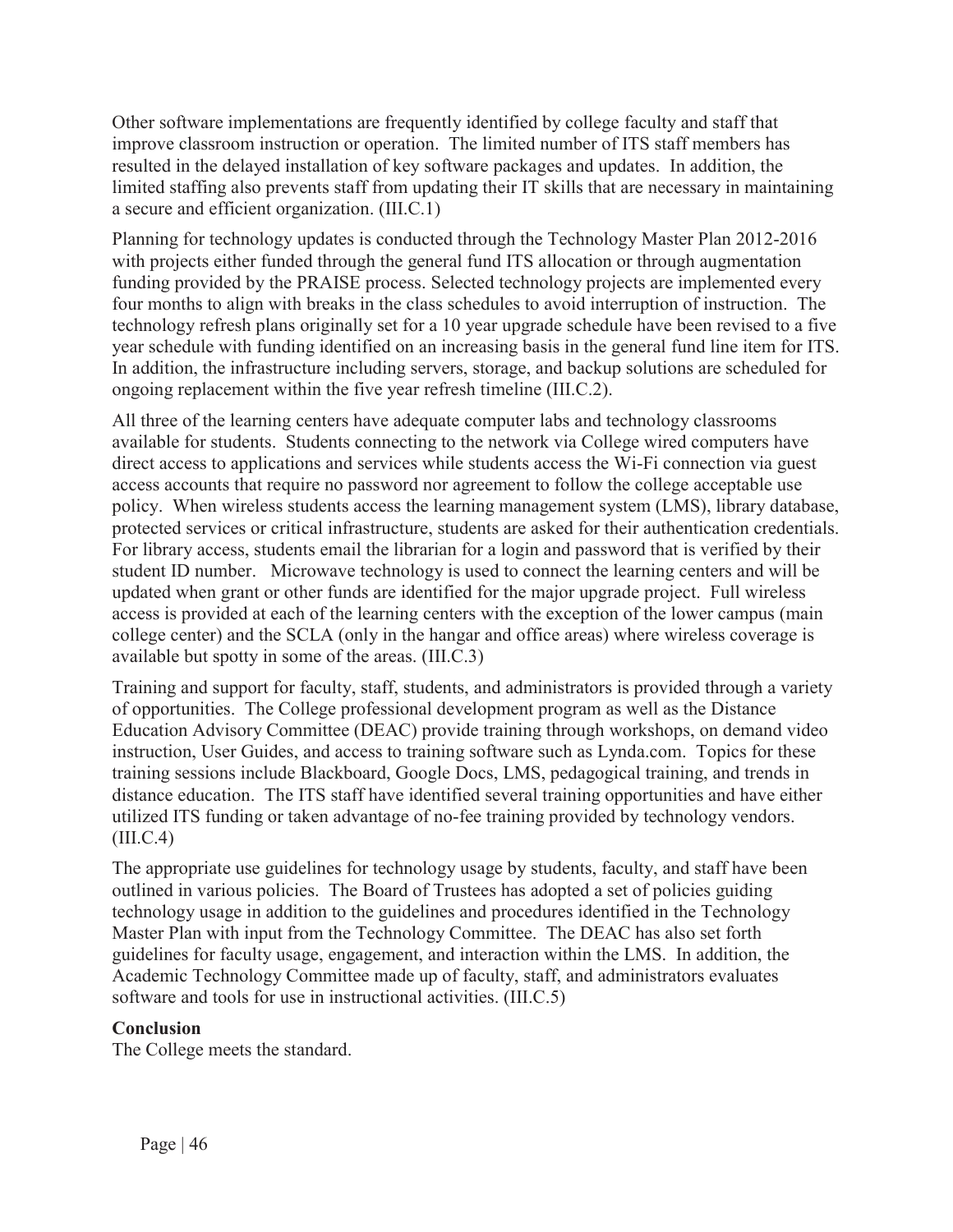Other software implementations are frequently identified by college faculty and staff that improve classroom instruction or operation. The limited number of ITS staff members has resulted in the delayed installation of key software packages and updates. In addition, the limited staffing also prevents staff from updating their IT skills that are necessary in maintaining a secure and efficient organization. (III.C.1)

Planning for technology updates is conducted through the Technology Master Plan 2012-2016 with projects either funded through the general fund ITS allocation or through augmentation funding provided by the PRAISE process. Selected technology projects are implemented every four months to align with breaks in the class schedules to avoid interruption of instruction. The technology refresh plans originally set for a 10 year upgrade schedule have been revised to a five year schedule with funding identified on an increasing basis in the general fund line item for ITS. In addition, the infrastructure including servers, storage, and backup solutions are scheduled for ongoing replacement within the five year refresh timeline (III.C.2).

All three of the learning centers have adequate computer labs and technology classrooms available for students. Students connecting to the network via College wired computers have direct access to applications and services while students access the Wi-Fi connection via guest access accounts that require no password nor agreement to follow the college acceptable use policy. When wireless students access the learning management system (LMS), library database, protected services or critical infrastructure, students are asked for their authentication credentials. For library access, students email the librarian for a login and password that is verified by their student ID number. Microwave technology is used to connect the learning centers and will be updated when grant or other funds are identified for the major upgrade project. Full wireless access is provided at each of the learning centers with the exception of the lower campus (main college center) and the SCLA (only in the hangar and office areas) where wireless coverage is available but spotty in some of the areas. (III.C.3)

Training and support for faculty, staff, students, and administrators is provided through a variety of opportunities. The College professional development program as well as the Distance Education Advisory Committee (DEAC) provide training through workshops, on demand video instruction, User Guides, and access to training software such as Lynda.com. Topics for these training sessions include Blackboard, Google Docs, LMS, pedagogical training, and trends in distance education. The ITS staff have identified several training opportunities and have either utilized ITS funding or taken advantage of no-fee training provided by technology vendors. (III.C.4)

The appropriate use guidelines for technology usage by students, faculty, and staff have been outlined in various policies. The Board of Trustees has adopted a set of policies guiding technology usage in addition to the guidelines and procedures identified in the Technology Master Plan with input from the Technology Committee. The DEAC has also set forth guidelines for faculty usage, engagement, and interaction within the LMS. In addition, the Academic Technology Committee made up of faculty, staff, and administrators evaluates software and tools for use in instructional activities. (III.C.5)

**Conclusion**
The College meets the standard.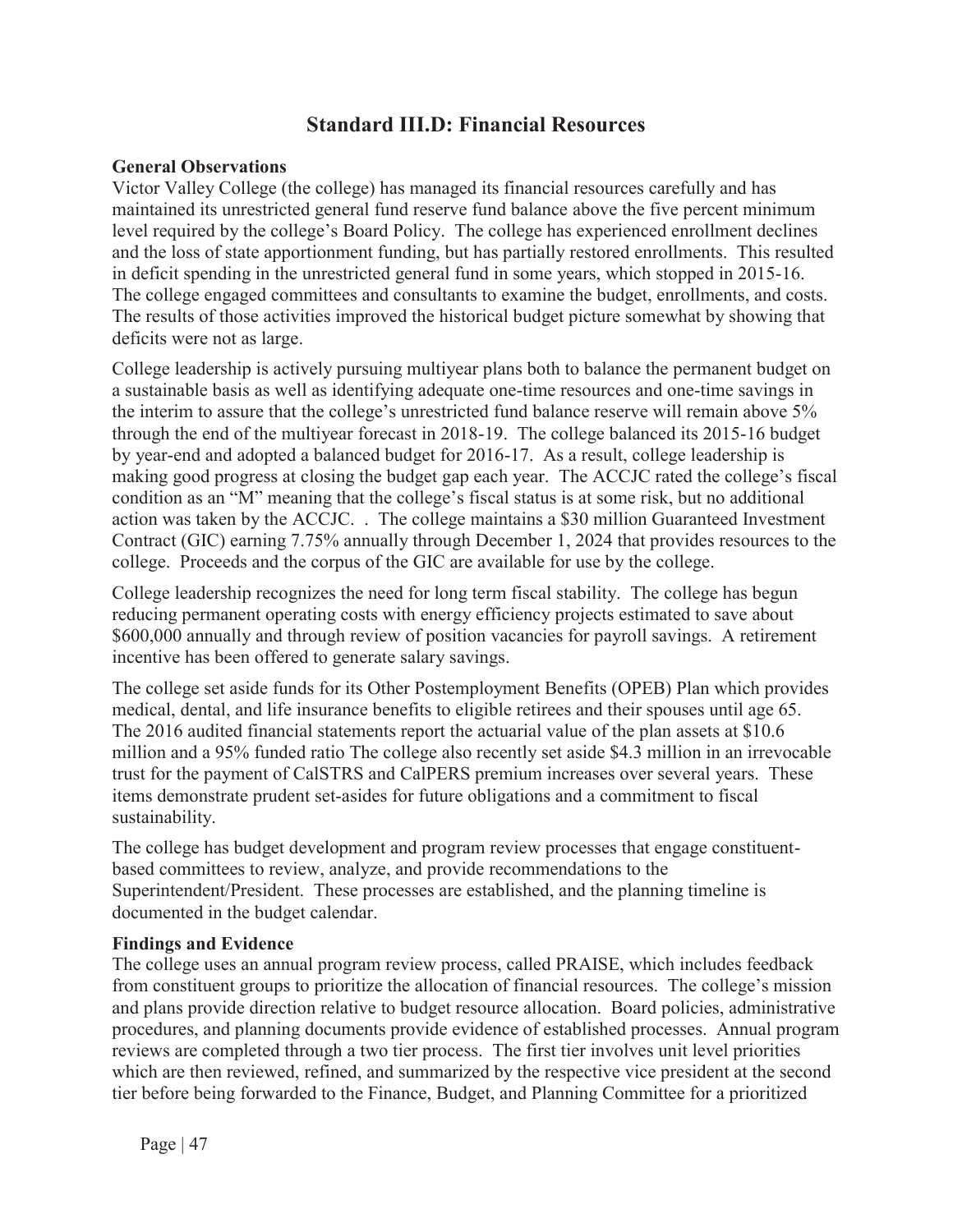## Standard III.D: Financial Resources

**General Observations**
Victor Valley College (the college) has managed its financial resources carefully and has maintained its unrestricted general fund reserve fund balance above the five percent minimum level required by the college's Board Policy. The college has experienced enrollment declines and the loss of state apportionment funding, but has partially restored enrollments. This resulted in deficit spending in the unrestricted general fund in some years, which stopped in 2015-16. The college engaged committees and consultants to examine the budget, enrollments, and costs. The results of those activities improved the historical budget picture somewhat by showing that deficits were not as large.

College leadership is actively pursuing multiyear plans both to balance the permanent budget on a sustainable basis as well as identifying adequate one-time resources and one-time savings in the interim to assure that the college's unrestricted fund balance reserve will remain above 5% through the end of the multiyear forecast in 2018-19. The college balanced its 2015-16 budget by year-end and adopted a balanced budget for 2016-17. As a result, college leadership is making good progress at closing the budget gap each year. The ACCJC rated the college's fiscal condition as an "M" meaning that the college's fiscal status is at some risk, but no additional action was taken by the ACCJC. . The college maintains a $30 million Guaranteed Investment Contract (GIC) earning 7.75% annually through December 1, 2024 that provides resources to the college. Proceeds and the corpus of the GIC are available for use by the college.

College leadership recognizes the need for long term fiscal stability. The college has begun reducing permanent operating costs with energy efficiency projects estimated to save about $600,000 annually and through review of position vacancies for payroll savings. A retirement incentive has been offered to generate salary savings.

The college set aside funds for its Other Postemployment Benefits (OPEB) Plan which provides medical, dental, and life insurance benefits to eligible retirees and their spouses until age 65. The 2016 audited financial statements report the actuarial value of the plan assets at $10.6 million and a 95% funded ratio The college also recently set aside $4.3 million in an irrevocable trust for the payment of CalSTRS and CalPERS premium increases over several years. These items demonstrate prudent set-asides for future obligations and a commitment to fiscal sustainability.

The college has budget development and program review processes that engage constituent-based committees to review, analyze, and provide recommendations to the Superintendent/President. These processes are established, and the planning timeline is documented in the budget calendar.

**Findings and Evidence**
The college uses an annual program review process, called PRAISE, which includes feedback from constituent groups to prioritize the allocation of financial resources. The college's mission and plans provide direction relative to budget resource allocation. Board policies, administrative procedures, and planning documents provide evidence of established processes. Annual program reviews are completed through a two tier process. The first tier involves unit level priorities which are then reviewed, refined, and summarized by the respective vice president at the second tier before being forwarded to the Finance, Budget, and Planning Committee for a prioritized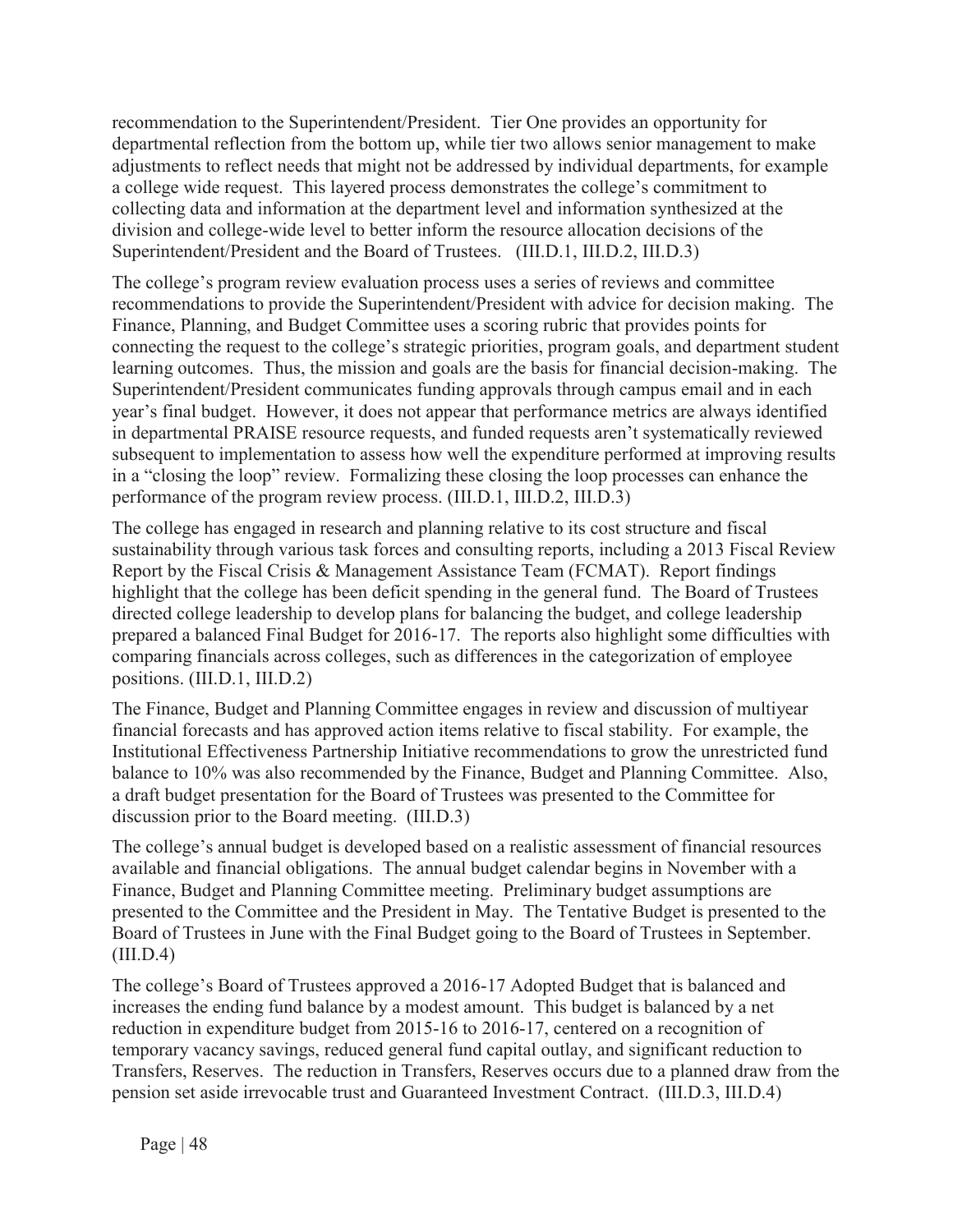recommendation to the Superintendent/President. Tier One provides an opportunity for departmental reflection from the bottom up, while tier two allows senior management to make adjustments to reflect needs that might not be addressed by individual departments, for example a college wide request. This layered process demonstrates the college's commitment to collecting data and information at the department level and information synthesized at the division and college-wide level to better inform the resource allocation decisions of the Superintendent/President and the Board of Trustees. (III.D.1, III.D.2, III.D.3)

The college's program review evaluation process uses a series of reviews and committee recommendations to provide the Superintendent/President with advice for decision making. The Finance, Planning, and Budget Committee uses a scoring rubric that provides points for connecting the request to the college's strategic priorities, program goals, and department student learning outcomes. Thus, the mission and goals are the basis for financial decision-making. The Superintendent/President communicates funding approvals through campus email and in each year's final budget. However, it does not appear that performance metrics are always identified in departmental PRAISE resource requests, and funded requests aren't systematically reviewed subsequent to implementation to assess how well the expenditure performed at improving results in a "closing the loop" review. Formalizing these closing the loop processes can enhance the performance of the program review process. (III.D.1, III.D.2, III.D.3)

The college has engaged in research and planning relative to its cost structure and fiscal sustainability through various task forces and consulting reports, including a 2013 Fiscal Review Report by the Fiscal Crisis & Management Assistance Team (FCMAT). Report findings highlight that the college has been deficit spending in the general fund. The Board of Trustees directed college leadership to develop plans for balancing the budget, and college leadership prepared a balanced Final Budget for 2016-17. The reports also highlight some difficulties with comparing financials across colleges, such as differences in the categorization of employee positions. (III.D.1, III.D.2)

The Finance, Budget and Planning Committee engages in review and discussion of multiyear financial forecasts and has approved action items relative to fiscal stability. For example, the Institutional Effectiveness Partnership Initiative recommendations to grow the unrestricted fund balance to 10% was also recommended by the Finance, Budget and Planning Committee. Also, a draft budget presentation for the Board of Trustees was presented to the Committee for discussion prior to the Board meeting. (III.D.3)

The college's annual budget is developed based on a realistic assessment of financial resources available and financial obligations. The annual budget calendar begins in November with a Finance, Budget and Planning Committee meeting. Preliminary budget assumptions are presented to the Committee and the President in May. The Tentative Budget is presented to the Board of Trustees in June with the Final Budget going to the Board of Trustees in September. (III.D.4)

The college's Board of Trustees approved a 2016-17 Adopted Budget that is balanced and increases the ending fund balance by a modest amount. This budget is balanced by a net reduction in expenditure budget from 2015-16 to 2016-17, centered on a recognition of temporary vacancy savings, reduced general fund capital outlay, and significant reduction to Transfers, Reserves. The reduction in Transfers, Reserves occurs due to a planned draw from the pension set aside irrevocable trust and Guaranteed Investment Contract. (III.D.3, III.D.4)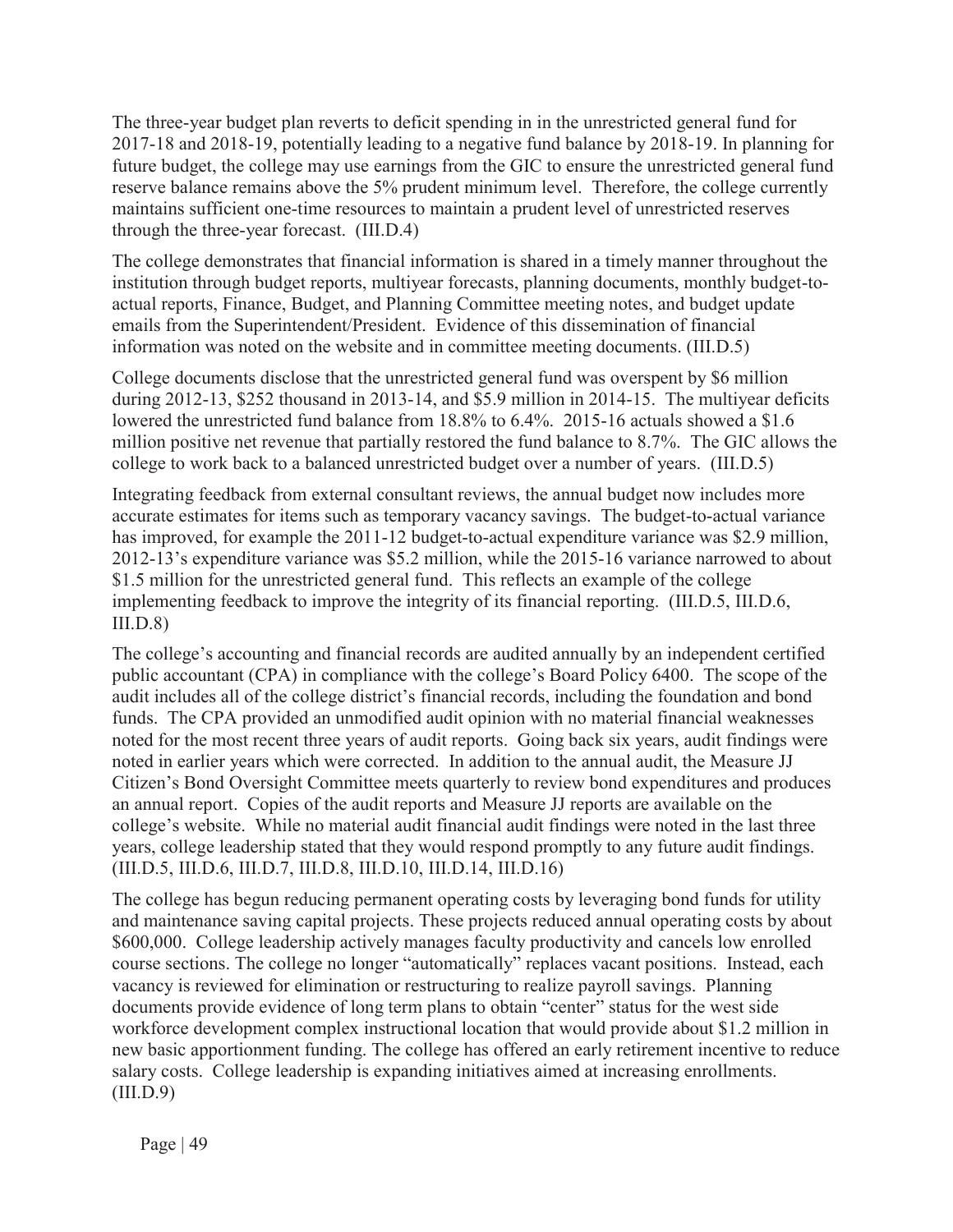The three-year budget plan reverts to deficit spending in in the unrestricted general fund for 2017-18 and 2018-19, potentially leading to a negative fund balance by 2018-19. In planning for future budget, the college may use earnings from the GIC to ensure the unrestricted general fund reserve balance remains above the 5% prudent minimum level. Therefore, the college currently maintains sufficient one-time resources to maintain a prudent level of unrestricted reserves through the three-year forecast. (III.D.4)

The college demonstrates that financial information is shared in a timely manner throughout the institution through budget reports, multiyear forecasts, planning documents, monthly budget-to-actual reports, Finance, Budget, and Planning Committee meeting notes, and budget update emails from the Superintendent/President. Evidence of this dissemination of financial information was noted on the website and in committee meeting documents. (III.D.5)

College documents disclose that the unrestricted general fund was overspent by $6 million during 2012-13, $252 thousand in 2013-14, and $5.9 million in 2014-15. The multiyear deficits lowered the unrestricted fund balance from 18.8% to 6.4%. 2015-16 actuals showed a $1.6 million positive net revenue that partially restored the fund balance to 8.7%. The GIC allows the college to work back to a balanced unrestricted budget over a number of years. (III.D.5)

Integrating feedback from external consultant reviews, the annual budget now includes more accurate estimates for items such as temporary vacancy savings. The budget-to-actual variance has improved, for example the 2011-12 budget-to-actual expenditure variance was $2.9 million, 2012-13's expenditure variance was $5.2 million, while the 2015-16 variance narrowed to about $1.5 million for the unrestricted general fund. This reflects an example of the college implementing feedback to improve the integrity of its financial reporting. (III.D.5, III.D.6, III.D.8)

The college's accounting and financial records are audited annually by an independent certified public accountant (CPA) in compliance with the college's Board Policy 6400. The scope of the audit includes all of the college district's financial records, including the foundation and bond funds. The CPA provided an unmodified audit opinion with no material financial weaknesses noted for the most recent three years of audit reports. Going back six years, audit findings were noted in earlier years which were corrected. In addition to the annual audit, the Measure JJ Citizen's Bond Oversight Committee meets quarterly to review bond expenditures and produces an annual report. Copies of the audit reports and Measure JJ reports are available on the college's website. While no material audit financial audit findings were noted in the last three years, college leadership stated that they would respond promptly to any future audit findings. (III.D.5, III.D.6, III.D.7, III.D.8, III.D.10, III.D.14, III.D.16)

The college has begun reducing permanent operating costs by leveraging bond funds for utility and maintenance saving capital projects. These projects reduced annual operating costs by about $600,000. College leadership actively manages faculty productivity and cancels low enrolled course sections. The college no longer "automatically" replaces vacant positions. Instead, each vacancy is reviewed for elimination or restructuring to realize payroll savings. Planning documents provide evidence of long term plans to obtain "center" status for the west side workforce development complex instructional location that would provide about $1.2 million in new basic apportionment funding. The college has offered an early retirement incentive to reduce salary costs. College leadership is expanding initiatives aimed at increasing enrollments. (III.D.9)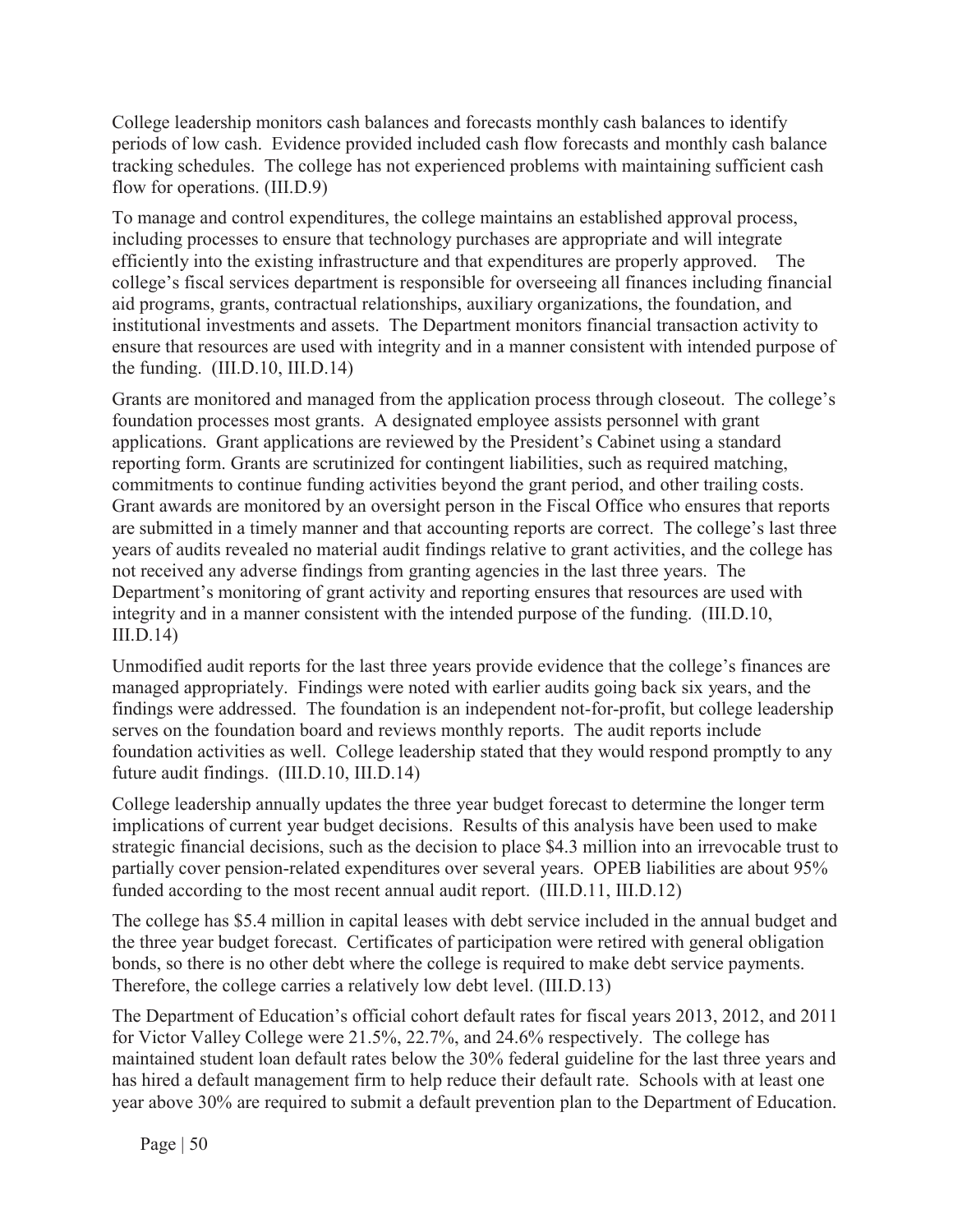College leadership monitors cash balances and forecasts monthly cash balances to identify periods of low cash. Evidence provided included cash flow forecasts and monthly cash balance tracking schedules. The college has not experienced problems with maintaining sufficient cash flow for operations. (III.D.9)

To manage and control expenditures, the college maintains an established approval process, including processes to ensure that technology purchases are appropriate and will integrate efficiently into the existing infrastructure and that expenditures are properly approved. The college's fiscal services department is responsible for overseeing all finances including financial aid programs, grants, contractual relationships, auxiliary organizations, the foundation, and institutional investments and assets. The Department monitors financial transaction activity to ensure that resources are used with integrity and in a manner consistent with intended purpose of the funding. (III.D.10, III.D.14)

Grants are monitored and managed from the application process through closeout. The college's foundation processes most grants. A designated employee assists personnel with grant applications. Grant applications are reviewed by the President's Cabinet using a standard reporting form. Grants are scrutinized for contingent liabilities, such as required matching, commitments to continue funding activities beyond the grant period, and other trailing costs. Grant awards are monitored by an oversight person in the Fiscal Office who ensures that reports are submitted in a timely manner and that accounting reports are correct. The college's last three years of audits revealed no material audit findings relative to grant activities, and the college has not received any adverse findings from granting agencies in the last three years. The Department's monitoring of grant activity and reporting ensures that resources are used with integrity and in a manner consistent with the intended purpose of the funding. (III.D.10, III.D.14)

Unmodified audit reports for the last three years provide evidence that the college's finances are managed appropriately. Findings were noted with earlier audits going back six years, and the findings were addressed. The foundation is an independent not-for-profit, but college leadership serves on the foundation board and reviews monthly reports. The audit reports include foundation activities as well. College leadership stated that they would respond promptly to any future audit findings. (III.D.10, III.D.14)

College leadership annually updates the three year budget forecast to determine the longer term implications of current year budget decisions. Results of this analysis have been used to make strategic financial decisions, such as the decision to place $4.3 million into an irrevocable trust to partially cover pension-related expenditures over several years. OPEB liabilities are about 95% funded according to the most recent annual audit report. (III.D.11, III.D.12)

The college has $5.4 million in capital leases with debt service included in the annual budget and the three year budget forecast. Certificates of participation were retired with general obligation bonds, so there is no other debt where the college is required to make debt service payments. Therefore, the college carries a relatively low debt level. (III.D.13)

The Department of Education's official cohort default rates for fiscal years 2013, 2012, and 2011 for Victor Valley College were 21.5%, 22.7%, and 24.6% respectively. The college has maintained student loan default rates below the 30% federal guideline for the last three years and has hired a default management firm to help reduce their default rate. Schools with at least one year above 30% are required to submit a default prevention plan to the Department of Education.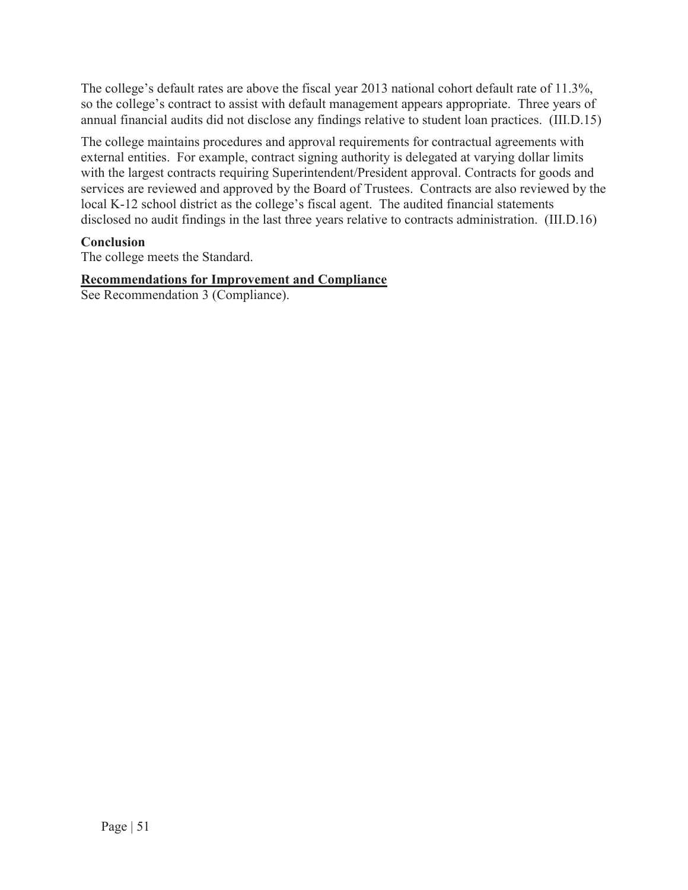The college's default rates are above the fiscal year 2013 national cohort default rate of 11.3%, so the college's contract to assist with default management appears appropriate. Three years of annual financial audits did not disclose any findings relative to student loan practices. (III.D.15)

The college maintains procedures and approval requirements for contractual agreements with external entities. For example, contract signing authority is delegated at varying dollar limits with the largest contracts requiring Superintendent/President approval. Contracts for goods and services are reviewed and approved by the Board of Trustees. Contracts are also reviewed by the local K-12 school district as the college's fiscal agent. The audited financial statements disclosed no audit findings in the last three years relative to contracts administration. (III.D.16)

**Conclusion**
The college meets the Standard.

**Recommendations for Improvement and Compliance**
See Recommendation 3 (Compliance).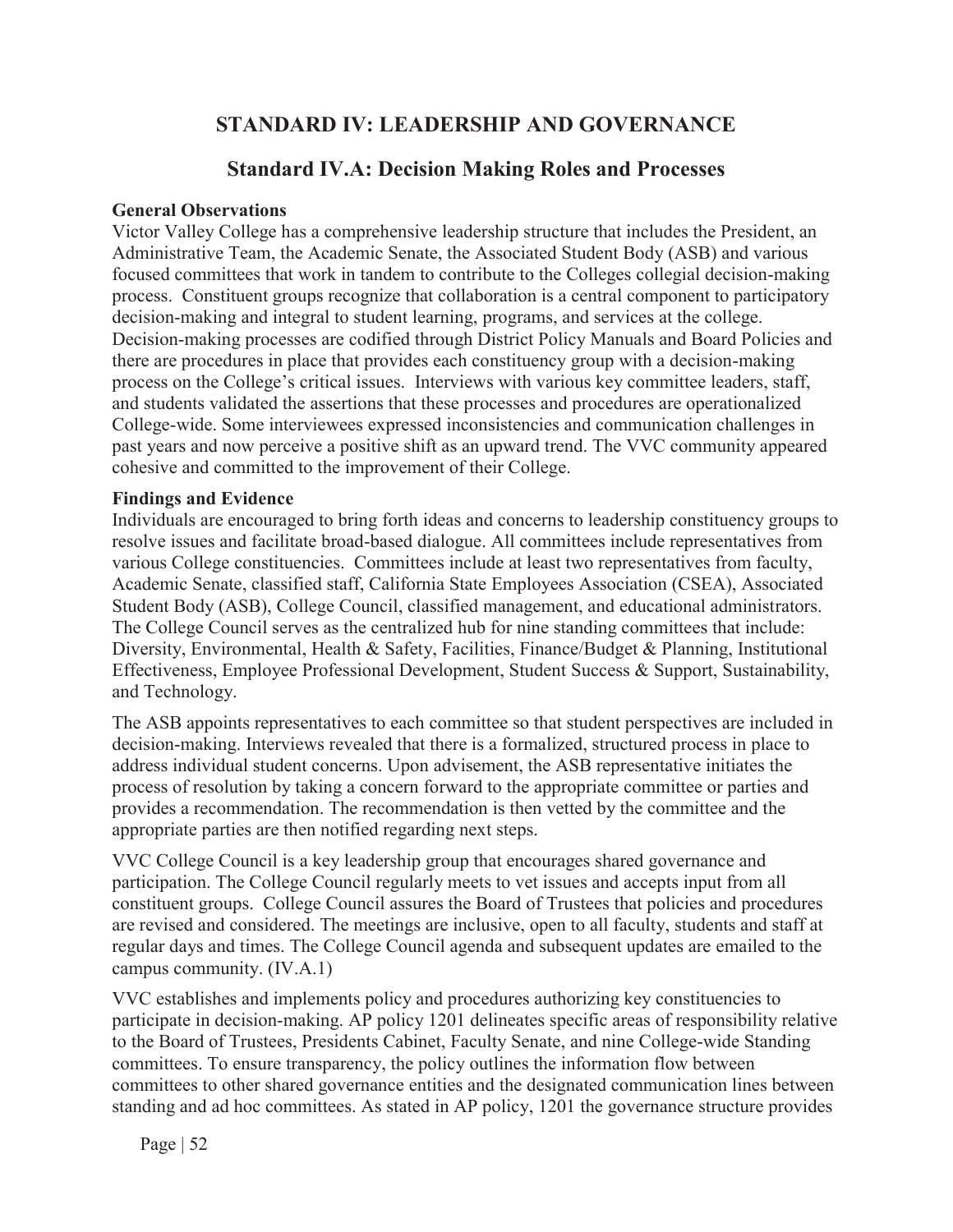# STANDARD IV: LEADERSHIP AND GOVERNANCE

## Standard IV.A: Decision Making Roles and Processes

**General Observations**

Victor Valley College has a comprehensive leadership structure that includes the President, an Administrative Team, the Academic Senate, the Associated Student Body (ASB) and various focused committees that work in tandem to contribute to the Colleges collegial decision-making process. Constituent groups recognize that collaboration is a central component to participatory decision-making and integral to student learning, programs, and services at the college. Decision-making processes are codified through District Policy Manuals and Board Policies and there are procedures in place that provides each constituency group with a decision-making process on the College's critical issues. Interviews with various key committee leaders, staff, and students validated the assertions that these processes and procedures are operationalized College-wide. Some interviewees expressed inconsistencies and communication challenges in past years and now perceive a positive shift as an upward trend. The VVC community appeared cohesive and committed to the improvement of their College.

**Findings and Evidence**

Individuals are encouraged to bring forth ideas and concerns to leadership constituency groups to resolve issues and facilitate broad-based dialogue. All committees include representatives from various College constituencies. Committees include at least two representatives from faculty, Academic Senate, classified staff, California State Employees Association (CSEA), Associated Student Body (ASB), College Council, classified management, and educational administrators. The College Council serves as the centralized hub for nine standing committees that include: Diversity, Environmental, Health & Safety, Facilities, Finance/Budget & Planning, Institutional Effectiveness, Employee Professional Development, Student Success & Support, Sustainability, and Technology.

The ASB appoints representatives to each committee so that student perspectives are included in decision-making. Interviews revealed that there is a formalized, structured process in place to address individual student concerns. Upon advisement, the ASB representative initiates the process of resolution by taking a concern forward to the appropriate committee or parties and provides a recommendation. The recommendation is then vetted by the committee and the appropriate parties are then notified regarding next steps.

VVC College Council is a key leadership group that encourages shared governance and participation. The College Council regularly meets to vet issues and accepts input from all constituent groups. College Council assures the Board of Trustees that policies and procedures are revised and considered. The meetings are inclusive, open to all faculty, students and staff at regular days and times. The College Council agenda and subsequent updates are emailed to the campus community. (IV.A.1)

VVC establishes and implements policy and procedures authorizing key constituencies to participate in decision-making. AP policy 1201 delineates specific areas of responsibility relative to the Board of Trustees, Presidents Cabinet, Faculty Senate, and nine College-wide Standing committees. To ensure transparency, the policy outlines the information flow between committees to other shared governance entities and the designated communication lines between standing and ad hoc committees. As stated in AP policy, 1201 the governance structure provides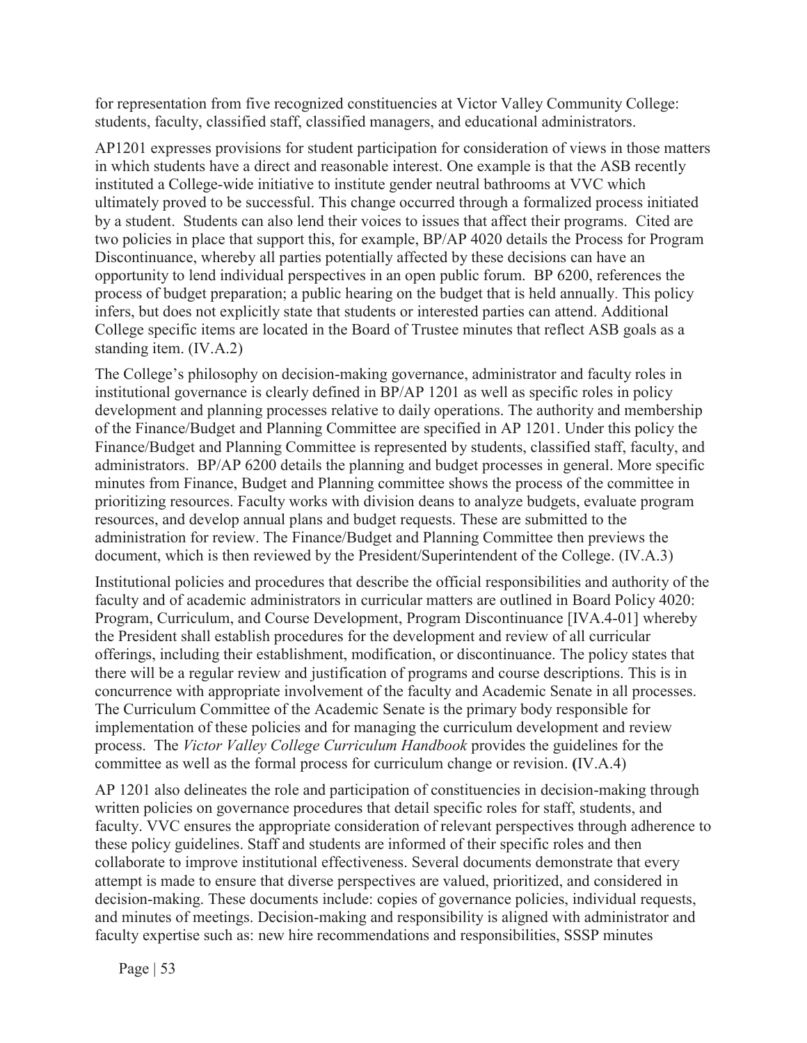for representation from five recognized constituencies at Victor Valley Community College: students, faculty, classified staff, classified managers, and educational administrators.

AP1201 expresses provisions for student participation for consideration of views in those matters in which students have a direct and reasonable interest. One example is that the ASB recently instituted a College-wide initiative to institute gender neutral bathrooms at VVC which ultimately proved to be successful. This change occurred through a formalized process initiated by a student. Students can also lend their voices to issues that affect their programs. Cited are two policies in place that support this, for example, BP/AP 4020 details the Process for Program Discontinuance, whereby all parties potentially affected by these decisions can have an opportunity to lend individual perspectives in an open public forum. BP 6200, references the process of budget preparation; a public hearing on the budget that is held annually. This policy infers, but does not explicitly state that students or interested parties can attend. Additional College specific items are located in the Board of Trustee minutes that reflect ASB goals as a standing item. (IV.A.2)

The College's philosophy on decision-making governance, administrator and faculty roles in institutional governance is clearly defined in BP/AP 1201 as well as specific roles in policy development and planning processes relative to daily operations. The authority and membership of the Finance/Budget and Planning Committee are specified in AP 1201. Under this policy the Finance/Budget and Planning Committee is represented by students, classified staff, faculty, and administrators. BP/AP 6200 details the planning and budget processes in general. More specific minutes from Finance, Budget and Planning committee shows the process of the committee in prioritizing resources. Faculty works with division deans to analyze budgets, evaluate program resources, and develop annual plans and budget requests. These are submitted to the administration for review. The Finance/Budget and Planning Committee then previews the document, which is then reviewed by the President/Superintendent of the College. (IV.A.3)

Institutional policies and procedures that describe the official responsibilities and authority of the faculty and of academic administrators in curricular matters are outlined in Board Policy 4020: Program, Curriculum, and Course Development, Program Discontinuance [IVA.4-01] whereby the President shall establish procedures for the development and review of all curricular offerings, including their establishment, modification, or discontinuance. The policy states that there will be a regular review and justification of programs and course descriptions. This is in concurrence with appropriate involvement of the faculty and Academic Senate in all processes. The Curriculum Committee of the Academic Senate is the primary body responsible for implementation of these policies and for managing the curriculum development and review process. The *Victor Valley College Curriculum Handbook* provides the guidelines for the committee as well as the formal process for curriculum change or revision. **(**IV.A.4)

AP 1201 also delineates the role and participation of constituencies in decision-making through written policies on governance procedures that detail specific roles for staff, students, and faculty. VVC ensures the appropriate consideration of relevant perspectives through adherence to these policy guidelines. Staff and students are informed of their specific roles and then collaborate to improve institutional effectiveness. Several documents demonstrate that every attempt is made to ensure that diverse perspectives are valued, prioritized, and considered in decision-making. These documents include: copies of governance policies, individual requests, and minutes of meetings. Decision-making and responsibility is aligned with administrator and faculty expertise such as: new hire recommendations and responsibilities, SSSP minutes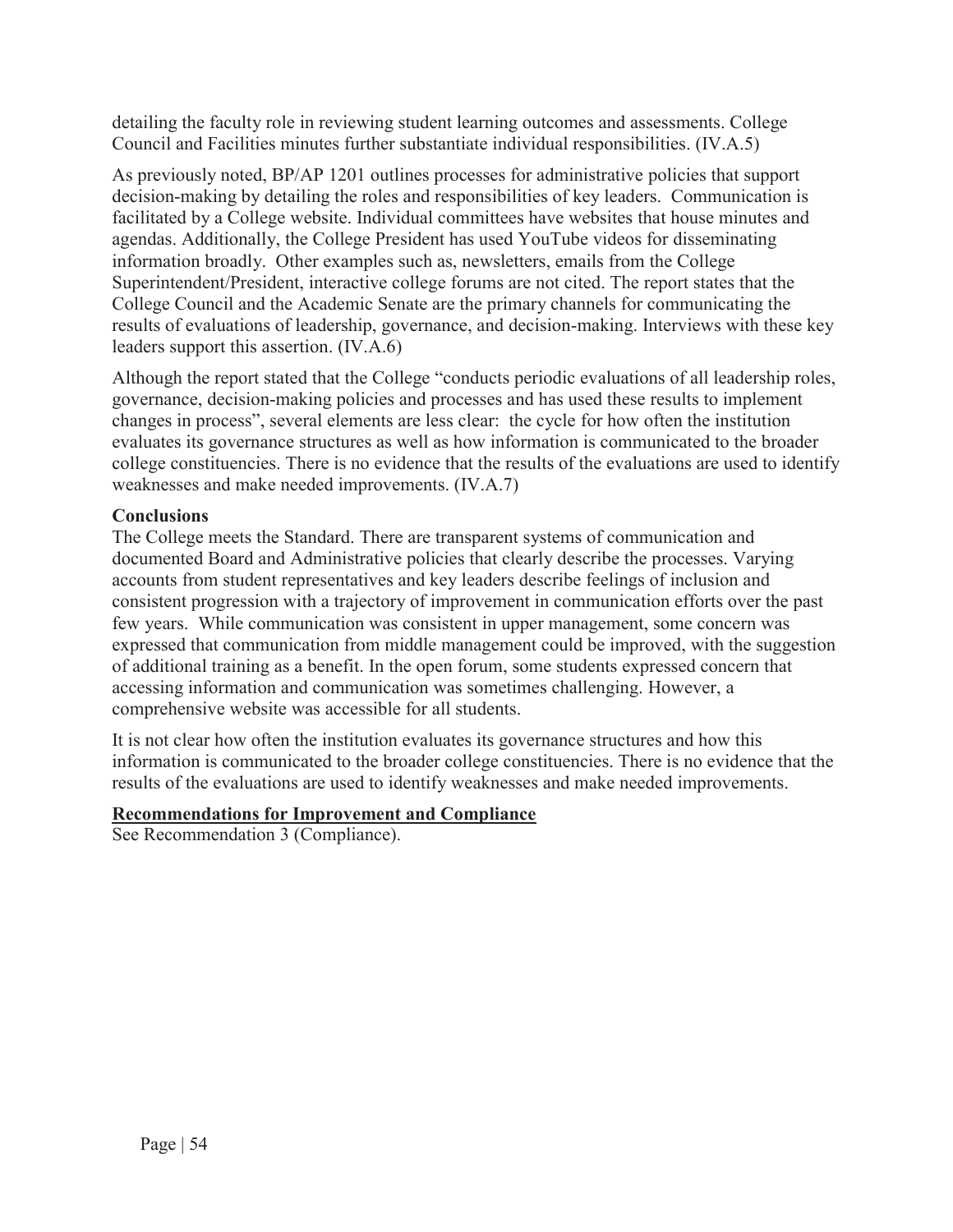detailing the faculty role in reviewing student learning outcomes and assessments. College Council and Facilities minutes further substantiate individual responsibilities. (IV.A.5)

As previously noted, BP/AP 1201 outlines processes for administrative policies that support decision-making by detailing the roles and responsibilities of key leaders. Communication is facilitated by a College website. Individual committees have websites that house minutes and agendas. Additionally, the College President has used YouTube videos for disseminating information broadly. Other examples such as, newsletters, emails from the College Superintendent/President, interactive college forums are not cited. The report states that the College Council and the Academic Senate are the primary channels for communicating the results of evaluations of leadership, governance, and decision-making. Interviews with these key leaders support this assertion. (IV.A.6)

Although the report stated that the College "conducts periodic evaluations of all leadership roles, governance, decision-making policies and processes and has used these results to implement changes in process", several elements are less clear: the cycle for how often the institution evaluates its governance structures as well as how information is communicated to the broader college constituencies. There is no evidence that the results of the evaluations are used to identify weaknesses and make needed improvements. (IV.A.7)

**Conclusions**

The College meets the Standard. There are transparent systems of communication and documented Board and Administrative policies that clearly describe the processes. Varying accounts from student representatives and key leaders describe feelings of inclusion and consistent progression with a trajectory of improvement in communication efforts over the past few years. While communication was consistent in upper management, some concern was expressed that communication from middle management could be improved, with the suggestion of additional training as a benefit. In the open forum, some students expressed concern that accessing information and communication was sometimes challenging. However, a comprehensive website was accessible for all students.

It is not clear how often the institution evaluates its governance structures and how this information is communicated to the broader college constituencies. There is no evidence that the results of the evaluations are used to identify weaknesses and make needed improvements.

**Recommendations for Improvement and Compliance**

See Recommendation 3 (Compliance).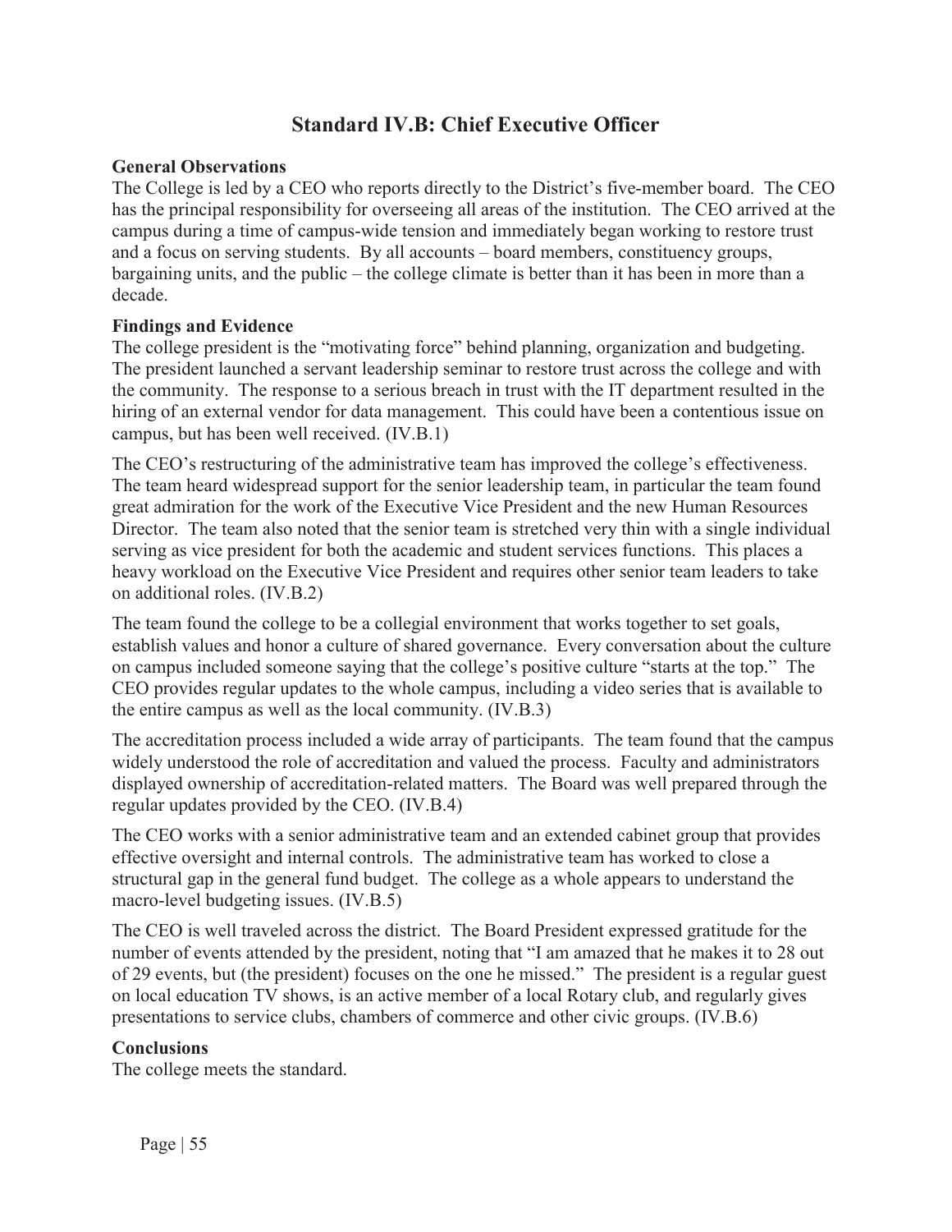## Standard IV.B: Chief Executive Officer

**General Observations**

The College is led by a CEO who reports directly to the District's five-member board. The CEO has the principal responsibility for overseeing all areas of the institution. The CEO arrived at the campus during a time of campus-wide tension and immediately began working to restore trust and a focus on serving students. By all accounts – board members, constituency groups, bargaining units, and the public – the college climate is better than it has been in more than a decade.

**Findings and Evidence**

The college president is the "motivating force" behind planning, organization and budgeting. The president launched a servant leadership seminar to restore trust across the college and with the community. The response to a serious breach in trust with the IT department resulted in the hiring of an external vendor for data management. This could have been a contentious issue on campus, but has been well received. (IV.B.1)

The CEO's restructuring of the administrative team has improved the college's effectiveness. The team heard widespread support for the senior leadership team, in particular the team found great admiration for the work of the Executive Vice President and the new Human Resources Director. The team also noted that the senior team is stretched very thin with a single individual serving as vice president for both the academic and student services functions. This places a heavy workload on the Executive Vice President and requires other senior team leaders to take on additional roles. (IV.B.2)

The team found the college to be a collegial environment that works together to set goals, establish values and honor a culture of shared governance. Every conversation about the culture on campus included someone saying that the college's positive culture "starts at the top." The CEO provides regular updates to the whole campus, including a video series that is available to the entire campus as well as the local community. (IV.B.3)

The accreditation process included a wide array of participants. The team found that the campus widely understood the role of accreditation and valued the process. Faculty and administrators displayed ownership of accreditation-related matters. The Board was well prepared through the regular updates provided by the CEO. (IV.B.4)

The CEO works with a senior administrative team and an extended cabinet group that provides effective oversight and internal controls. The administrative team has worked to close a structural gap in the general fund budget. The college as a whole appears to understand the macro-level budgeting issues. (IV.B.5)

The CEO is well traveled across the district. The Board President expressed gratitude for the number of events attended by the president, noting that "I am amazed that he makes it to 28 out of 29 events, but (the president) focuses on the one he missed." The president is a regular guest on local education TV shows, is an active member of a local Rotary club, and regularly gives presentations to service clubs, chambers of commerce and other civic groups. (IV.B.6)

**Conclusions**

The college meets the standard.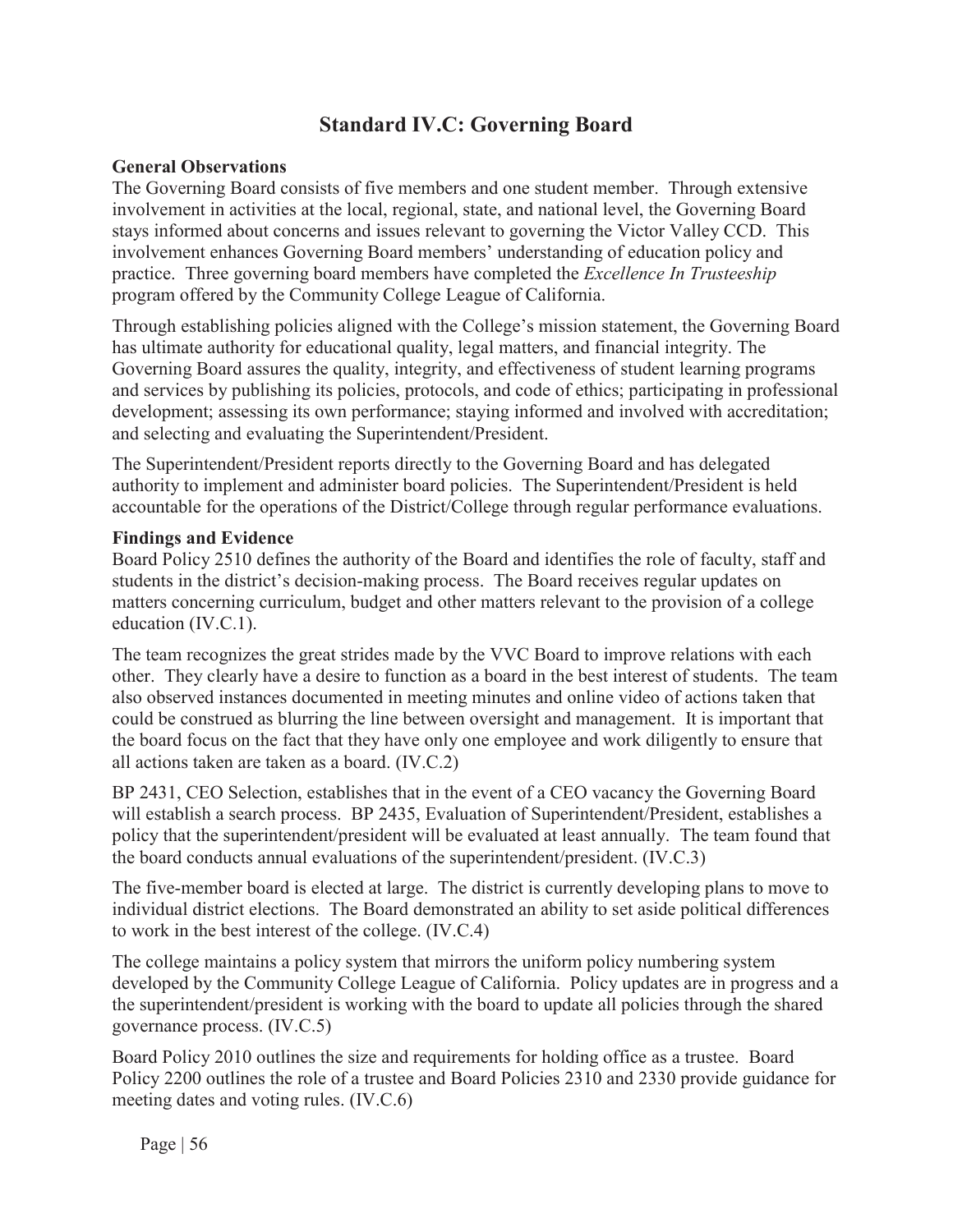## Standard IV.C: Governing Board

**General Observations**

The Governing Board consists of five members and one student member. Through extensive involvement in activities at the local, regional, state, and national level, the Governing Board stays informed about concerns and issues relevant to governing the Victor Valley CCD. This involvement enhances Governing Board members' understanding of education policy and practice. Three governing board members have completed the *Excellence In Trusteeship* program offered by the Community College League of California.

Through establishing policies aligned with the College's mission statement, the Governing Board has ultimate authority for educational quality, legal matters, and financial integrity. The Governing Board assures the quality, integrity, and effectiveness of student learning programs and services by publishing its policies, protocols, and code of ethics; participating in professional development; assessing its own performance; staying informed and involved with accreditation; and selecting and evaluating the Superintendent/President.

The Superintendent/President reports directly to the Governing Board and has delegated authority to implement and administer board policies. The Superintendent/President is held accountable for the operations of the District/College through regular performance evaluations.

**Findings and Evidence**

Board Policy 2510 defines the authority of the Board and identifies the role of faculty, staff and students in the district's decision-making process. The Board receives regular updates on matters concerning curriculum, budget and other matters relevant to the provision of a college education (IV.C.1).

The team recognizes the great strides made by the VVC Board to improve relations with each other. They clearly have a desire to function as a board in the best interest of students. The team also observed instances documented in meeting minutes and online video of actions taken that could be construed as blurring the line between oversight and management. It is important that the board focus on the fact that they have only one employee and work diligently to ensure that all actions taken are taken as a board. (IV.C.2)

BP 2431, CEO Selection, establishes that in the event of a CEO vacancy the Governing Board will establish a search process. BP 2435, Evaluation of Superintendent/President, establishes a policy that the superintendent/president will be evaluated at least annually. The team found that the board conducts annual evaluations of the superintendent/president. (IV.C.3)

The five-member board is elected at large. The district is currently developing plans to move to individual district elections. The Board demonstrated an ability to set aside political differences to work in the best interest of the college. (IV.C.4)

The college maintains a policy system that mirrors the uniform policy numbering system developed by the Community College League of California. Policy updates are in progress and a the superintendent/president is working with the board to update all policies through the shared governance process. (IV.C.5)

Board Policy 2010 outlines the size and requirements for holding office as a trustee. Board Policy 2200 outlines the role of a trustee and Board Policies 2310 and 2330 provide guidance for meeting dates and voting rules. (IV.C.6)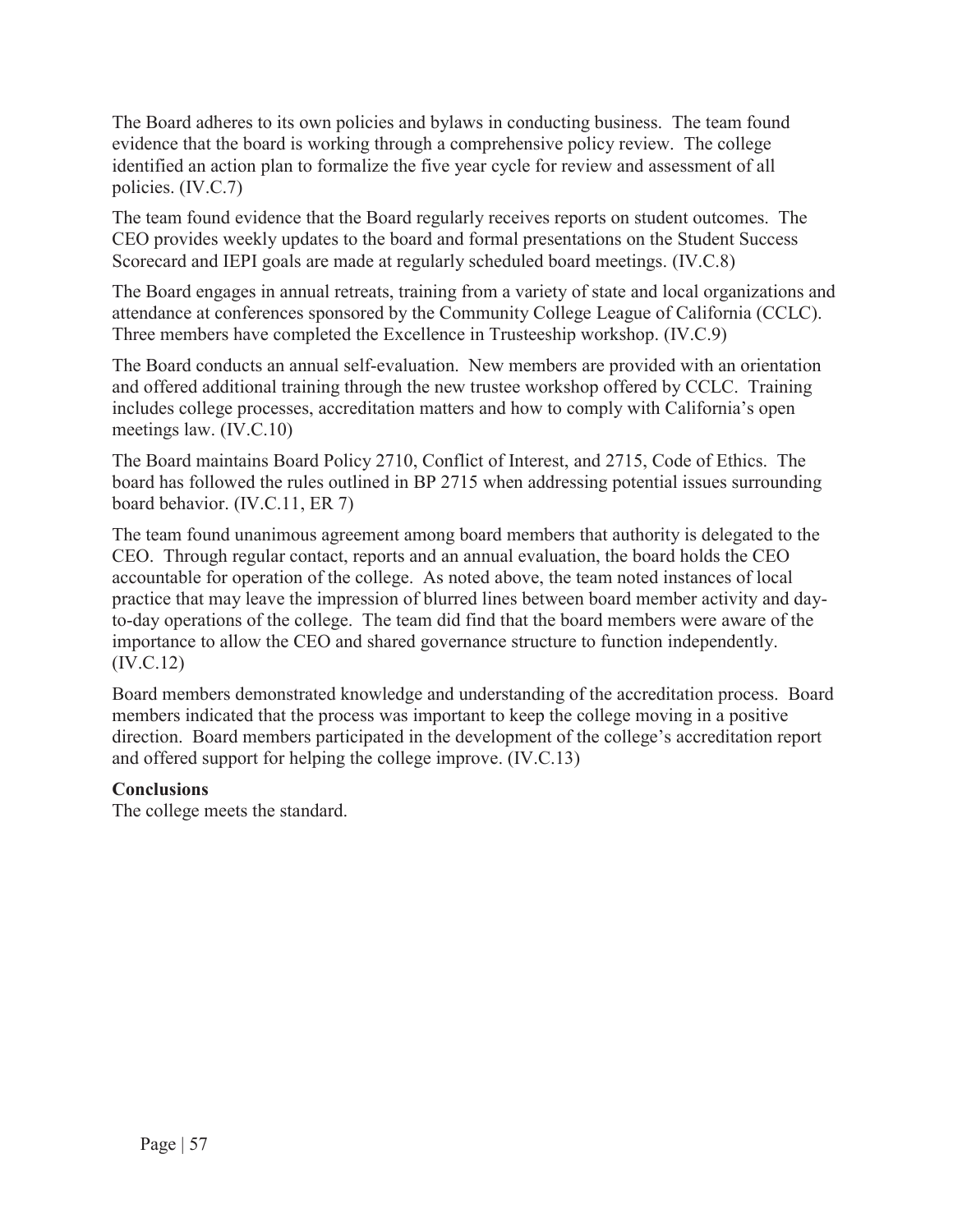The Board adheres to its own policies and bylaws in conducting business. The team found evidence that the board is working through a comprehensive policy review. The college identified an action plan to formalize the five year cycle for review and assessment of all policies. (IV.C.7)

The team found evidence that the Board regularly receives reports on student outcomes. The CEO provides weekly updates to the board and formal presentations on the Student Success Scorecard and IEPI goals are made at regularly scheduled board meetings. (IV.C.8)

The Board engages in annual retreats, training from a variety of state and local organizations and attendance at conferences sponsored by the Community College League of California (CCLC). Three members have completed the Excellence in Trusteeship workshop. (IV.C.9)

The Board conducts an annual self-evaluation. New members are provided with an orientation and offered additional training through the new trustee workshop offered by CCLC. Training includes college processes, accreditation matters and how to comply with California's open meetings law. (IV.C.10)

The Board maintains Board Policy 2710, Conflict of Interest, and 2715, Code of Ethics. The board has followed the rules outlined in BP 2715 when addressing potential issues surrounding board behavior. (IV.C.11, ER 7)

The team found unanimous agreement among board members that authority is delegated to the CEO. Through regular contact, reports and an annual evaluation, the board holds the CEO accountable for operation of the college. As noted above, the team noted instances of local practice that may leave the impression of blurred lines between board member activity and day-to-day operations of the college. The team did find that the board members were aware of the importance to allow the CEO and shared governance structure to function independently. (IV.C.12)

Board members demonstrated knowledge and understanding of the accreditation process. Board members indicated that the process was important to keep the college moving in a positive direction. Board members participated in the development of the college's accreditation report and offered support for helping the college improve. (IV.C.13)

**Conclusions**

The college meets the standard.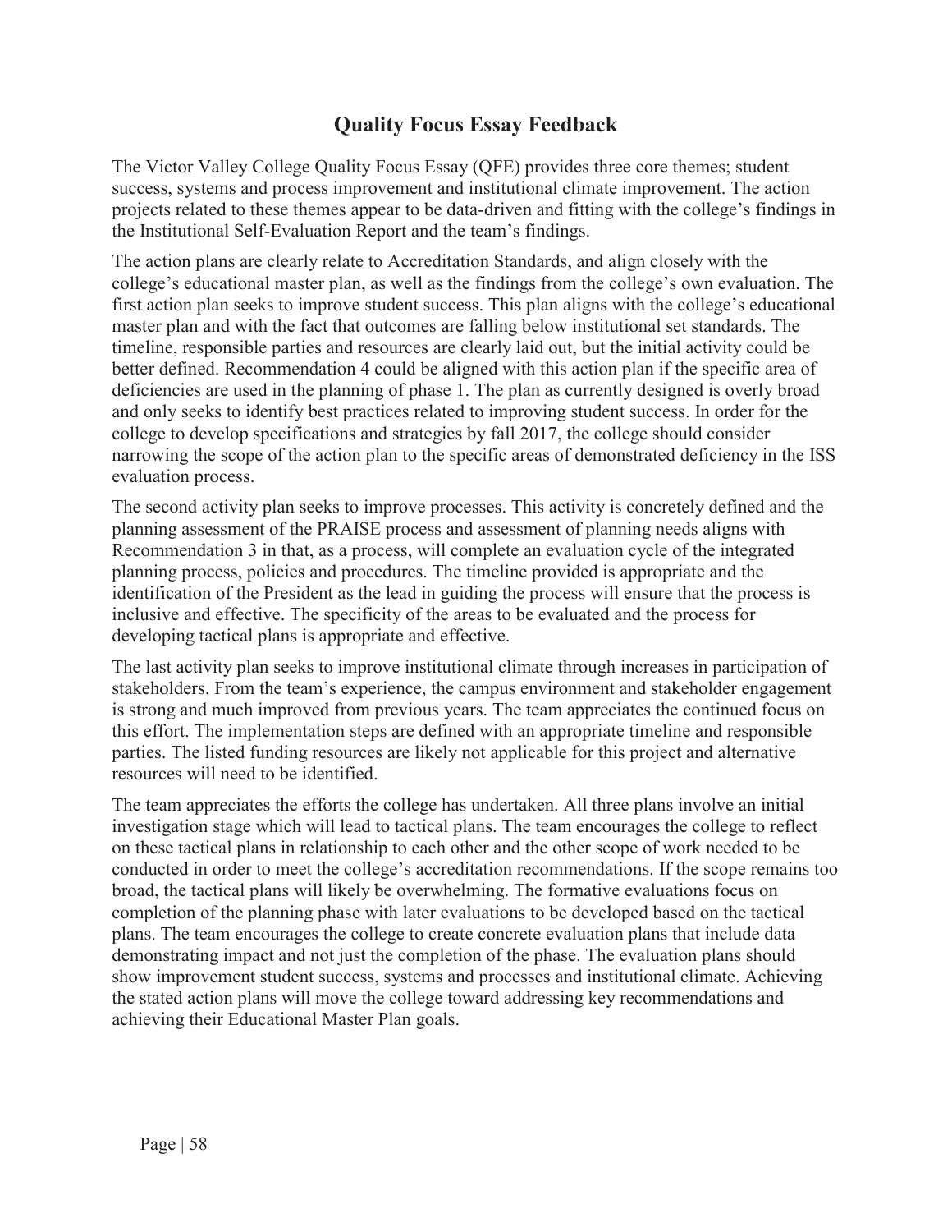## Quality Focus Essay Feedback

The Victor Valley College Quality Focus Essay (QFE) provides three core themes; student success, systems and process improvement and institutional climate improvement. The action projects related to these themes appear to be data-driven and fitting with the college's findings in the Institutional Self-Evaluation Report and the team's findings.

The action plans are clearly relate to Accreditation Standards, and align closely with the college's educational master plan, as well as the findings from the college's own evaluation. The first action plan seeks to improve student success. This plan aligns with the college's educational master plan and with the fact that outcomes are falling below institutional set standards. The timeline, responsible parties and resources are clearly laid out, but the initial activity could be better defined. Recommendation 4 could be aligned with this action plan if the specific area of deficiencies are used in the planning of phase 1. The plan as currently designed is overly broad and only seeks to identify best practices related to improving student success. In order for the college to develop specifications and strategies by fall 2017, the college should consider narrowing the scope of the action plan to the specific areas of demonstrated deficiency in the ISS evaluation process.

The second activity plan seeks to improve processes. This activity is concretely defined and the planning assessment of the PRAISE process and assessment of planning needs aligns with Recommendation 3 in that, as a process, will complete an evaluation cycle of the integrated planning process, policies and procedures. The timeline provided is appropriate and the identification of the President as the lead in guiding the process will ensure that the process is inclusive and effective. The specificity of the areas to be evaluated and the process for developing tactical plans is appropriate and effective.

The last activity plan seeks to improve institutional climate through increases in participation of stakeholders. From the team's experience, the campus environment and stakeholder engagement is strong and much improved from previous years. The team appreciates the continued focus on this effort. The implementation steps are defined with an appropriate timeline and responsible parties. The listed funding resources are likely not applicable for this project and alternative resources will need to be identified.

The team appreciates the efforts the college has undertaken. All three plans involve an initial investigation stage which will lead to tactical plans. The team encourages the college to reflect on these tactical plans in relationship to each other and the other scope of work needed to be conducted in order to meet the college's accreditation recommendations. If the scope remains too broad, the tactical plans will likely be overwhelming. The formative evaluations focus on completion of the planning phase with later evaluations to be developed based on the tactical plans. The team encourages the college to create concrete evaluation plans that include data demonstrating impact and not just the completion of the phase. The evaluation plans should show improvement student success, systems and processes and institutional climate. Achieving the stated action plans will move the college toward addressing key recommendations and achieving their Educational Master Plan goals.